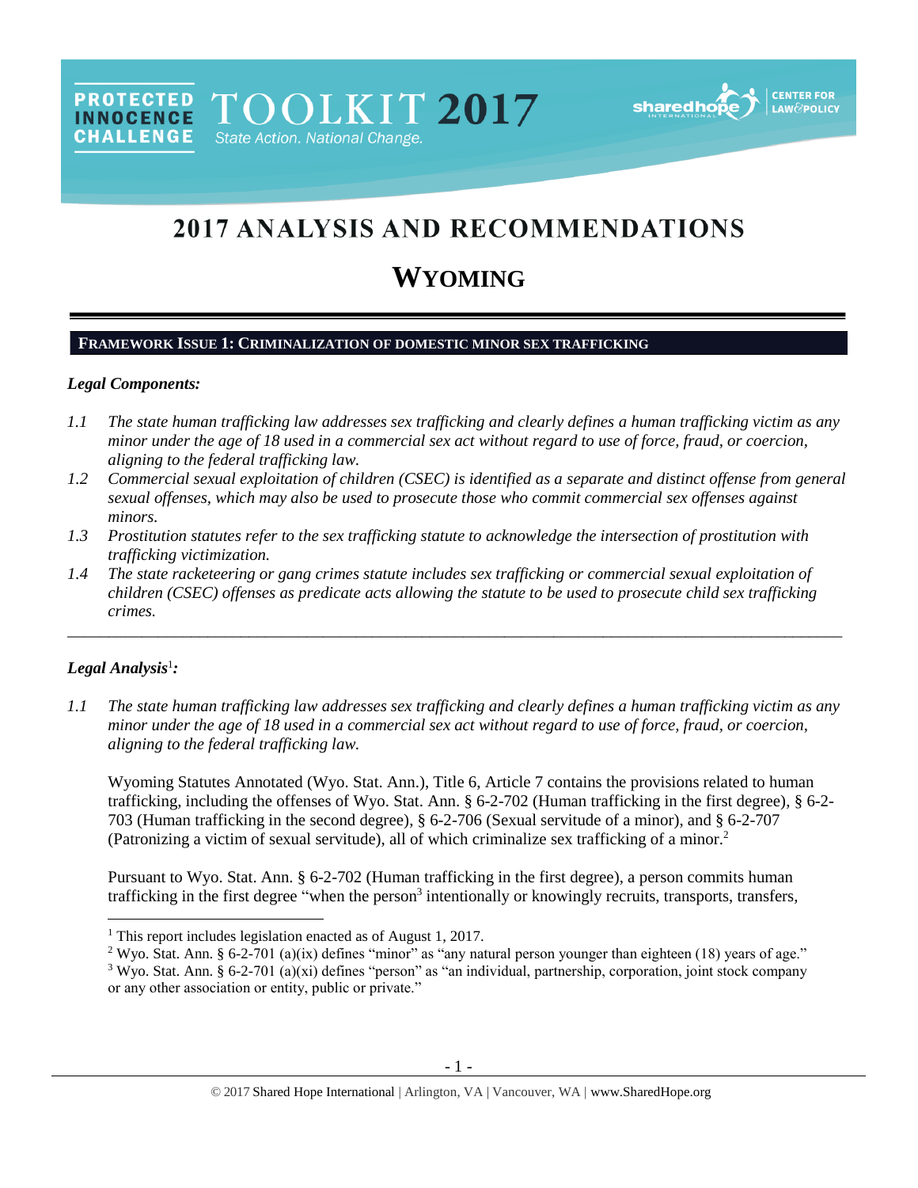PROTECTED INNOCENCE CHALLENGE TOOLKIT 2017 State Action. National Change.

# 2017 ANALYSIS AND RECOMMENDATIONS

# WYOMING

## FRAMEWORK ISSUE 1: CRIMINALIZATION OF DOMESTIC MINOR SEX TRAFFICKING

### *Legal Components:*

*1.1 The state human trafficking law addresses sex trafficking and clearly defines a human trafficking victim as any minor under the age of 18 used in a commercial sex act without regard to use of force, fraud, or coercion, aligning to the federal trafficking law.*

*1.2 Commercial sexual exploitation of children (CSEC) is identified as a separate and distinct offense from general sexual offenses, which may also be used to prosecute those who commit commercial sex offenses against minors.*

*1.3 Prostitution statutes refer to the sex trafficking statute to acknowledge the intersection of prostitution with trafficking victimization.*

*1.4 The state racketeering or gang crimes statute includes sex trafficking or commercial sexual exploitation of children (CSEC) offenses as predicate acts allowing the statute to be used to prosecute child sex trafficking crimes.*

---

### *Legal Analysis*[1]*:*

*1.1 The state human trafficking law addresses sex trafficking and clearly defines a human trafficking victim as any minor under the age of 18 used in a commercial sex act without regard to use of force, fraud, or coercion, aligning to the federal trafficking law.*

Wyoming Statutes Annotated (Wyo. Stat. Ann.), Title 6, Article 7 contains the provisions related to human trafficking, including the offenses of Wyo. Stat. Ann. § 6-2-702 (Human trafficking in the first degree), § 6-2-703 (Human trafficking in the second degree), § 6-2-706 (Sexual servitude of a minor), and § 6-2-707 (Patronizing a victim of sexual servitude), all of which criminalize sex trafficking of a minor.[2]

Pursuant to Wyo. Stat. Ann. § 6-2-702 (Human trafficking in the first degree), a person commits human trafficking in the first degree "when the person[3] intentionally or knowingly recruits, transports, transfers,

---

[1] This report includes legislation enacted as of August 1, 2017.

[2] Wyo. Stat. Ann. § 6-2-701 (a)(ix) defines "minor" as "any natural person younger than eighteen (18) years of age."

[3] Wyo. Stat. Ann. § 6-2-701 (a)(xi) defines "person" as "an individual, partnership, corporation, joint stock company or any other association or entity, public or private."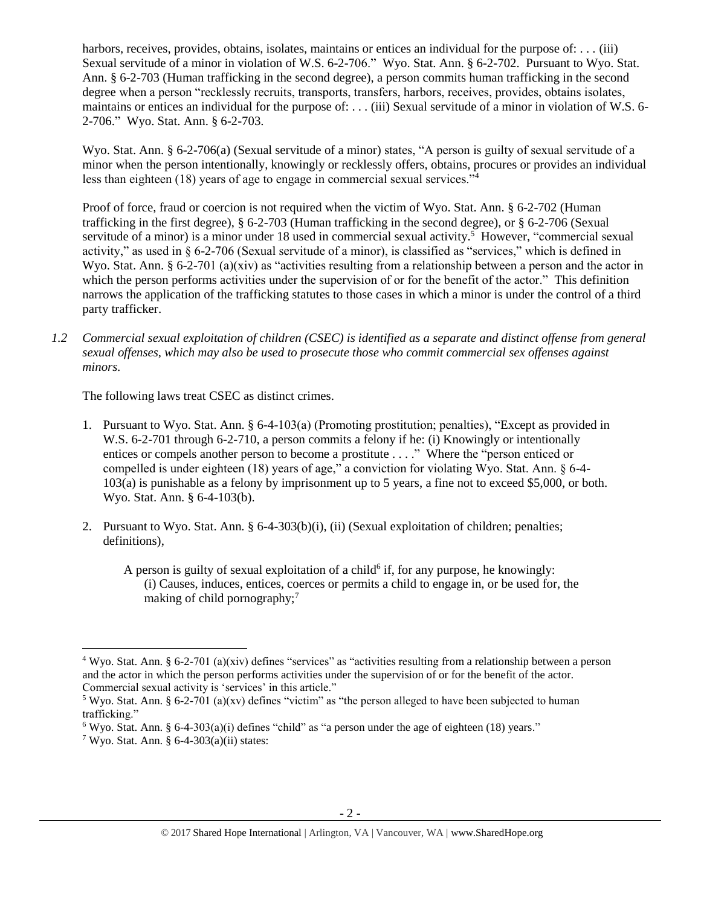harbors, receives, provides, obtains, isolates, maintains or entices an individual for the purpose of: . . . (iii) Sexual servitude of a minor in violation of W.S. 6-2-706." Wyo. Stat. Ann. § 6-2-702. Pursuant to Wyo. Stat. Ann. § 6-2-703 (Human trafficking in the second degree), a person commits human trafficking in the second degree when a person "recklessly recruits, transports, transfers, harbors, receives, provides, obtains isolates, maintains or entices an individual for the purpose of: . . . (iii) Sexual servitude of a minor in violation of W.S. 6-2-706." Wyo. Stat. Ann. § 6-2-703.

Wyo. Stat. Ann. § 6-2-706(a) (Sexual servitude of a minor) states, "A person is guilty of sexual servitude of a minor when the person intentionally, knowingly or recklessly offers, obtains, procures or provides an individual less than eighteen (18) years of age to engage in commercial sexual services."[4]

Proof of force, fraud or coercion is not required when the victim of Wyo. Stat. Ann. § 6-2-702 (Human trafficking in the first degree), § 6-2-703 (Human trafficking in the second degree), or § 6-2-706 (Sexual servitude of a minor) is a minor under 18 used in commercial sexual activity.[5] However, "commercial sexual activity," as used in § 6-2-706 (Sexual servitude of a minor), is classified as "services," which is defined in Wyo. Stat. Ann. § 6-2-701 (a)(xiv) as "activities resulting from a relationship between a person and the actor in which the person performs activities under the supervision of or for the benefit of the actor." This definition narrows the application of the trafficking statutes to those cases in which a minor is under the control of a third party trafficker.

*1.2 Commercial sexual exploitation of children (CSEC) is identified as a separate and distinct offense from general sexual offenses, which may also be used to prosecute those who commit commercial sex offenses against minors.*

The following laws treat CSEC as distinct crimes.

1. Pursuant to Wyo. Stat. Ann. § 6-4-103(a) (Promoting prostitution; penalties), "Except as provided in W.S. 6-2-701 through 6-2-710, a person commits a felony if he: (i) Knowingly or intentionally entices or compels another person to become a prostitute . . . ." Where the "person enticed or compelled is under eighteen (18) years of age," a conviction for violating Wyo. Stat. Ann. § 6-4-103(a) is punishable as a felony by imprisonment up to 5 years, a fine not to exceed $5,000, or both. Wyo. Stat. Ann. § 6-4-103(b).

2. Pursuant to Wyo. Stat. Ann. § 6-4-303(b)(i), (ii) (Sexual exploitation of children; penalties; definitions),

   A person is guilty of sexual exploitation of a child[6] if, for any purpose, he knowingly:
   (i) Causes, induces, entices, coerces or permits a child to engage in, or be used for, the making of child pornography;[7]

---

[4] Wyo. Stat. Ann. § 6-2-701 (a)(xiv) defines "services" as "activities resulting from a relationship between a person and the actor in which the person performs activities under the supervision of or for the benefit of the actor. Commercial sexual activity is 'services' in this article."

[5] Wyo. Stat. Ann. § 6-2-701 (a)(xv) defines "victim" as "the person alleged to have been subjected to human trafficking."

[6] Wyo. Stat. Ann. § 6-4-303(a)(i) defines "child" as "a person under the age of eighteen (18) years."

[7] Wyo. Stat. Ann. § 6-4-303(a)(ii) states: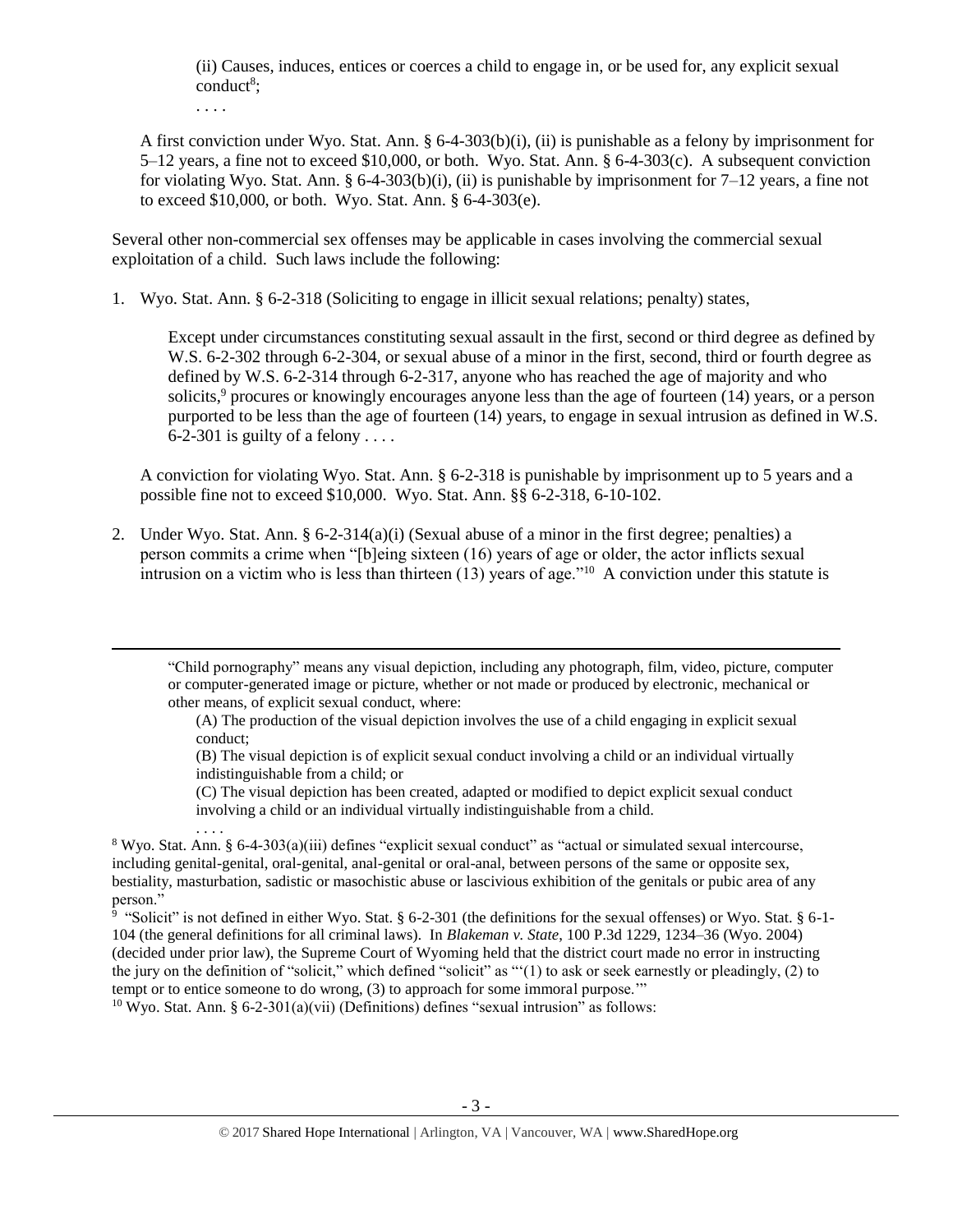(ii) Causes, induces, entices or coerces a child to engage in, or be used for, any explicit sexual conduct[8];

. . . .

A first conviction under Wyo. Stat. Ann. § 6-4-303(b)(i), (ii) is punishable as a felony by imprisonment for 5–12 years, a fine not to exceed $10,000, or both. Wyo. Stat. Ann. § 6-4-303(c). A subsequent conviction for violating Wyo. Stat. Ann. § 6-4-303(b)(i), (ii) is punishable by imprisonment for 7–12 years, a fine not to exceed $10,000, or both. Wyo. Stat. Ann. § 6-4-303(e).

Several other non-commercial sex offenses may be applicable in cases involving the commercial sexual exploitation of a child. Such laws include the following:

1. Wyo. Stat. Ann. § 6-2-318 (Soliciting to engage in illicit sexual relations; penalty) states,

   Except under circumstances constituting sexual assault in the first, second or third degree as defined by W.S. 6-2-302 through 6-2-304, or sexual abuse of a minor in the first, second, third or fourth degree as defined by W.S. 6-2-314 through 6-2-317, anyone who has reached the age of majority and who solicits,[9] procures or knowingly encourages anyone less than the age of fourteen (14) years, or a person purported to be less than the age of fourteen (14) years, to engage in sexual intrusion as defined in W.S. 6-2-301 is guilty of a felony . . . .

   A conviction for violating Wyo. Stat. Ann. § 6-2-318 is punishable by imprisonment up to 5 years and a possible fine not to exceed $10,000. Wyo. Stat. Ann. §§ 6-2-318, 6-10-102.

2. Under Wyo. Stat. Ann. § 6-2-314(a)(i) (Sexual abuse of a minor in the first degree; penalties) a person commits a crime when "[b]eing sixteen (16) years of age or older, the actor inflicts sexual intrusion on a victim who is less than thirteen (13) years of age."[10] A conviction under this statute is

---

"Child pornography" means any visual depiction, including any photograph, film, video, picture, computer or computer-generated image or picture, whether or not made or produced by electronic, mechanical or other means, of explicit sexual conduct, where:

(A) The production of the visual depiction involves the use of a child engaging in explicit sexual conduct;

(B) The visual depiction is of explicit sexual conduct involving a child or an individual virtually indistinguishable from a child; or

(C) The visual depiction has been created, adapted or modified to depict explicit sexual conduct involving a child or an individual virtually indistinguishable from a child.

. . . .

[8] Wyo. Stat. Ann. § 6-4-303(a)(iii) defines "explicit sexual conduct" as "actual or simulated sexual intercourse, including genital-genital, oral-genital, anal-genital or oral-anal, between persons of the same or opposite sex, bestiality, masturbation, sadistic or masochistic abuse or lascivious exhibition of the genitals or pubic area of any person."

[9] "Solicit" is not defined in either Wyo. Stat. § 6-2-301 (the definitions for the sexual offenses) or Wyo. Stat. § 6-1-104 (the general definitions for all criminal laws). In *Blakeman v. State*, 100 P.3d 1229, 1234–36 (Wyo. 2004) (decided under prior law), the Supreme Court of Wyoming held that the district court made no error in instructing the jury on the definition of "solicit," which defined "solicit" as "'(1) to ask or seek earnestly or pleadingly, (2) to tempt or to entice someone to do wrong, (3) to approach for some immoral purpose.'"

[10] Wyo. Stat. Ann. § 6-2-301(a)(vii) (Definitions) defines "sexual intrusion" as follows: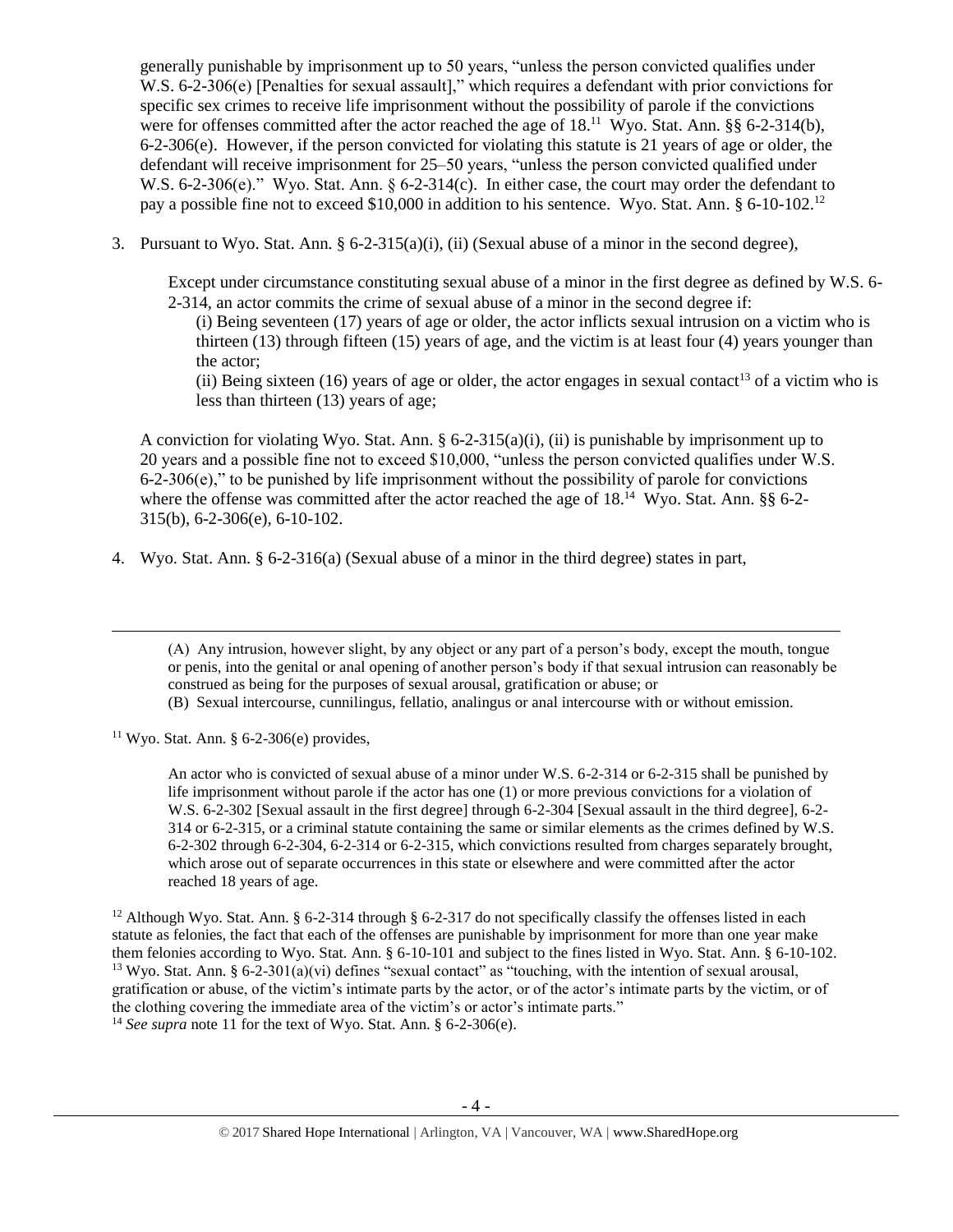generally punishable by imprisonment up to 50 years, "unless the person convicted qualifies under W.S. 6-2-306(e) [Penalties for sexual assault]," which requires a defendant with prior convictions for specific sex crimes to receive life imprisonment without the possibility of parole if the convictions were for offenses committed after the actor reached the age of 18.[11] Wyo. Stat. Ann. §§ 6-2-314(b), 6-2-306(e). However, if the person convicted for violating this statute is 21 years of age or older, the defendant will receive imprisonment for 25–50 years, "unless the person convicted qualified under W.S. 6-2-306(e)." Wyo. Stat. Ann. § 6-2-314(c). In either case, the court may order the defendant to pay a possible fine not to exceed $10,000 in addition to his sentence. Wyo. Stat. Ann. § 6-10-102.[12]

3. Pursuant to Wyo. Stat. Ann. § 6-2-315(a)(i), (ii) (Sexual abuse of a minor in the second degree),

   > Except under circumstance constituting sexual abuse of a minor in the first degree as defined by W.S. 6-2-314, an actor commits the crime of sexual abuse of a minor in the second degree if:
   >
   > (i) Being seventeen (17) years of age or older, the actor inflicts sexual intrusion on a victim who is thirteen (13) through fifteen (15) years of age, and the victim is at least four (4) years younger than the actor;
   >
   > (ii) Being sixteen (16) years of age or older, the actor engages in sexual contact[13] of a victim who is less than thirteen (13) years of age;

   A conviction for violating Wyo. Stat. Ann. § 6-2-315(a)(i), (ii) is punishable by imprisonment up to 20 years and a possible fine not to exceed $10,000, "unless the person convicted qualifies under W.S. 6-2-306(e)," to be punished by life imprisonment without the possibility of parole for convictions where the offense was committed after the actor reached the age of 18.[14] Wyo. Stat. Ann. §§ 6-2-315(b), 6-2-306(e), 6-10-102.

4. Wyo. Stat. Ann. § 6-2-316(a) (Sexual abuse of a minor in the third degree) states in part,

---

> (A) Any intrusion, however slight, by any object or any part of a person's body, except the mouth, tongue or penis, into the genital or anal opening of another person's body if that sexual intrusion can reasonably be construed as being for the purposes of sexual arousal, gratification or abuse; or
>
> (B) Sexual intercourse, cunnilingus, fellatio, analingus or anal intercourse with or without emission.

[11] Wyo. Stat. Ann. § 6-2-306(e) provides,

> An actor who is convicted of sexual abuse of a minor under W.S. 6-2-314 or 6-2-315 shall be punished by life imprisonment without parole if the actor has one (1) or more previous convictions for a violation of W.S. 6-2-302 [Sexual assault in the first degree] through 6-2-304 [Sexual assault in the third degree], 6-2-314 or 6-2-315, or a criminal statute containing the same or similar elements as the crimes defined by W.S. 6-2-302 through 6-2-304, 6-2-314 or 6-2-315, which convictions resulted from charges separately brought, which arose out of separate occurrences in this state or elsewhere and were committed after the actor reached 18 years of age.

[12] Although Wyo. Stat. Ann. § 6-2-314 through § 6-2-317 do not specifically classify the offenses listed in each statute as felonies, the fact that each of the offenses are punishable by imprisonment for more than one year make them felonies according to Wyo. Stat. Ann. § 6-10-101 and subject to the fines listed in Wyo. Stat. Ann. § 6-10-102.

[13] Wyo. Stat. Ann. § 6-2-301(a)(vi) defines "sexual contact" as "touching, with the intention of sexual arousal, gratification or abuse, of the victim's intimate parts by the actor, or of the actor's intimate parts by the victim, or of the clothing covering the immediate area of the victim's or actor's intimate parts."

[14] *See supra* note 11 for the text of Wyo. Stat. Ann. § 6-2-306(e).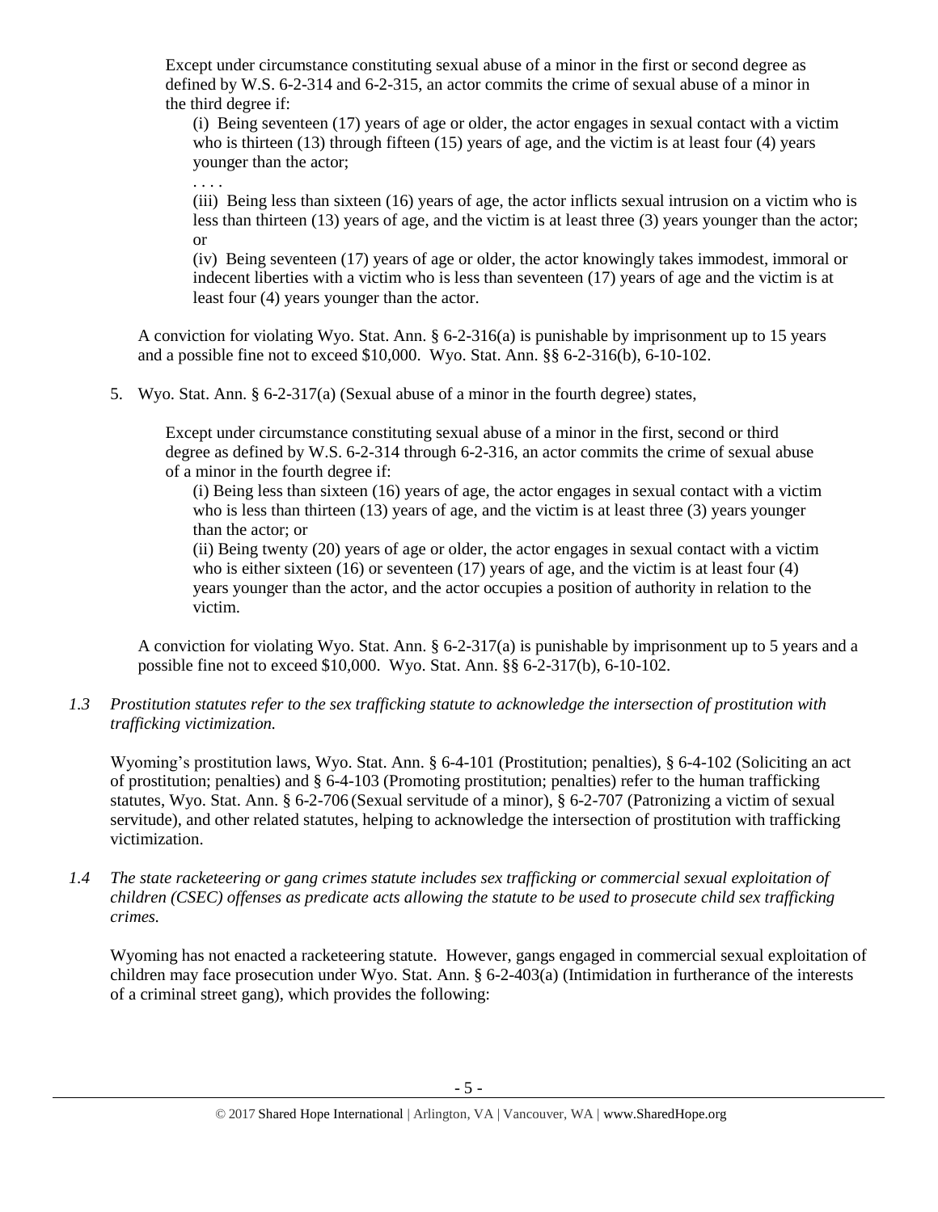Except under circumstance constituting sexual abuse of a minor in the first or second degree as defined by W.S. 6-2-314 and 6-2-315, an actor commits the crime of sexual abuse of a minor in the third degree if:

(i) Being seventeen (17) years of age or older, the actor engages in sexual contact with a victim who is thirteen (13) through fifteen (15) years of age, and the victim is at least four (4) years younger than the actor;

. . . .

(iii) Being less than sixteen (16) years of age, the actor inflicts sexual intrusion on a victim who is less than thirteen (13) years of age, and the victim is at least three (3) years younger than the actor; or

(iv) Being seventeen (17) years of age or older, the actor knowingly takes immodest, immoral or indecent liberties with a victim who is less than seventeen (17) years of age and the victim is at least four (4) years younger than the actor.

A conviction for violating Wyo. Stat. Ann. § 6-2-316(a) is punishable by imprisonment up to 15 years and a possible fine not to exceed $10,000. Wyo. Stat. Ann. §§ 6-2-316(b), 6-10-102.

5. Wyo. Stat. Ann. § 6-2-317(a) (Sexual abuse of a minor in the fourth degree) states,

   Except under circumstance constituting sexual abuse of a minor in the first, second or third degree as defined by W.S. 6-2-314 through 6-2-316, an actor commits the crime of sexual abuse of a minor in the fourth degree if:

   (i) Being less than sixteen (16) years of age, the actor engages in sexual contact with a victim who is less than thirteen (13) years of age, and the victim is at least three (3) years younger than the actor; or

   (ii) Being twenty (20) years of age or older, the actor engages in sexual contact with a victim who is either sixteen (16) or seventeen (17) years of age, and the victim is at least four (4) years younger than the actor, and the actor occupies a position of authority in relation to the victim.

   A conviction for violating Wyo. Stat. Ann. § 6-2-317(a) is punishable by imprisonment up to 5 years and a possible fine not to exceed $10,000. Wyo. Stat. Ann. §§ 6-2-317(b), 6-10-102.

*1.3 Prostitution statutes refer to the sex trafficking statute to acknowledge the intersection of prostitution with trafficking victimization.*

Wyoming's prostitution laws, Wyo. Stat. Ann. § 6-4-101 (Prostitution; penalties), § 6-4-102 (Soliciting an act of prostitution; penalties) and § 6-4-103 (Promoting prostitution; penalties) refer to the human trafficking statutes, Wyo. Stat. Ann. § 6-2-706 (Sexual servitude of a minor), § 6-2-707 (Patronizing a victim of sexual servitude), and other related statutes, helping to acknowledge the intersection of prostitution with trafficking victimization.

*1.4 The state racketeering or gang crimes statute includes sex trafficking or commercial sexual exploitation of children (CSEC) offenses as predicate acts allowing the statute to be used to prosecute child sex trafficking crimes.*

Wyoming has not enacted a racketeering statute. However, gangs engaged in commercial sexual exploitation of children may face prosecution under Wyo. Stat. Ann. § 6-2-403(a) (Intimidation in furtherance of the interests of a criminal street gang), which provides the following: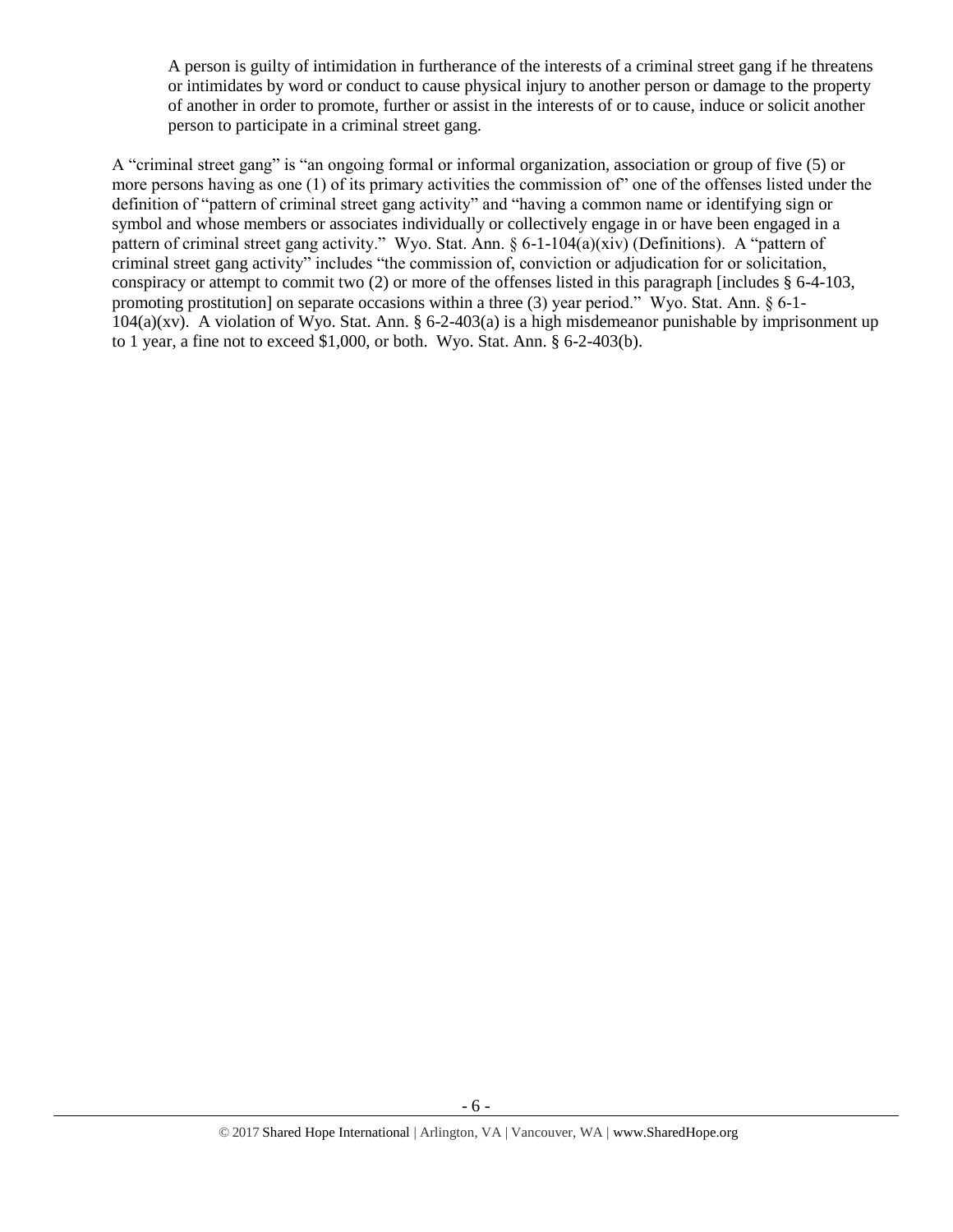> A person is guilty of intimidation in furtherance of the interests of a criminal street gang if he threatens or intimidates by word or conduct to cause physical injury to another person or damage to the property of another in order to promote, further or assist in the interests of or to cause, induce or solicit another person to participate in a criminal street gang.

A "criminal street gang" is "an ongoing formal or informal organization, association or group of five (5) or more persons having as one (1) of its primary activities the commission of" one of the offenses listed under the definition of "pattern of criminal street gang activity" and "having a common name or identifying sign or symbol and whose members or associates individually or collectively engage in or have been engaged in a pattern of criminal street gang activity." Wyo. Stat. Ann. § 6-1-104(a)(xiv) (Definitions). A "pattern of criminal street gang activity" includes "the commission of, conviction or adjudication for or solicitation, conspiracy or attempt to commit two (2) or more of the offenses listed in this paragraph [includes § 6-4-103, promoting prostitution] on separate occasions within a three (3) year period." Wyo. Stat. Ann. § 6-1-104(a)(xv). A violation of Wyo. Stat. Ann. § 6-2-403(a) is a high misdemeanor punishable by imprisonment up to 1 year, a fine not to exceed $1,000, or both. Wyo. Stat. Ann. § 6-2-403(b).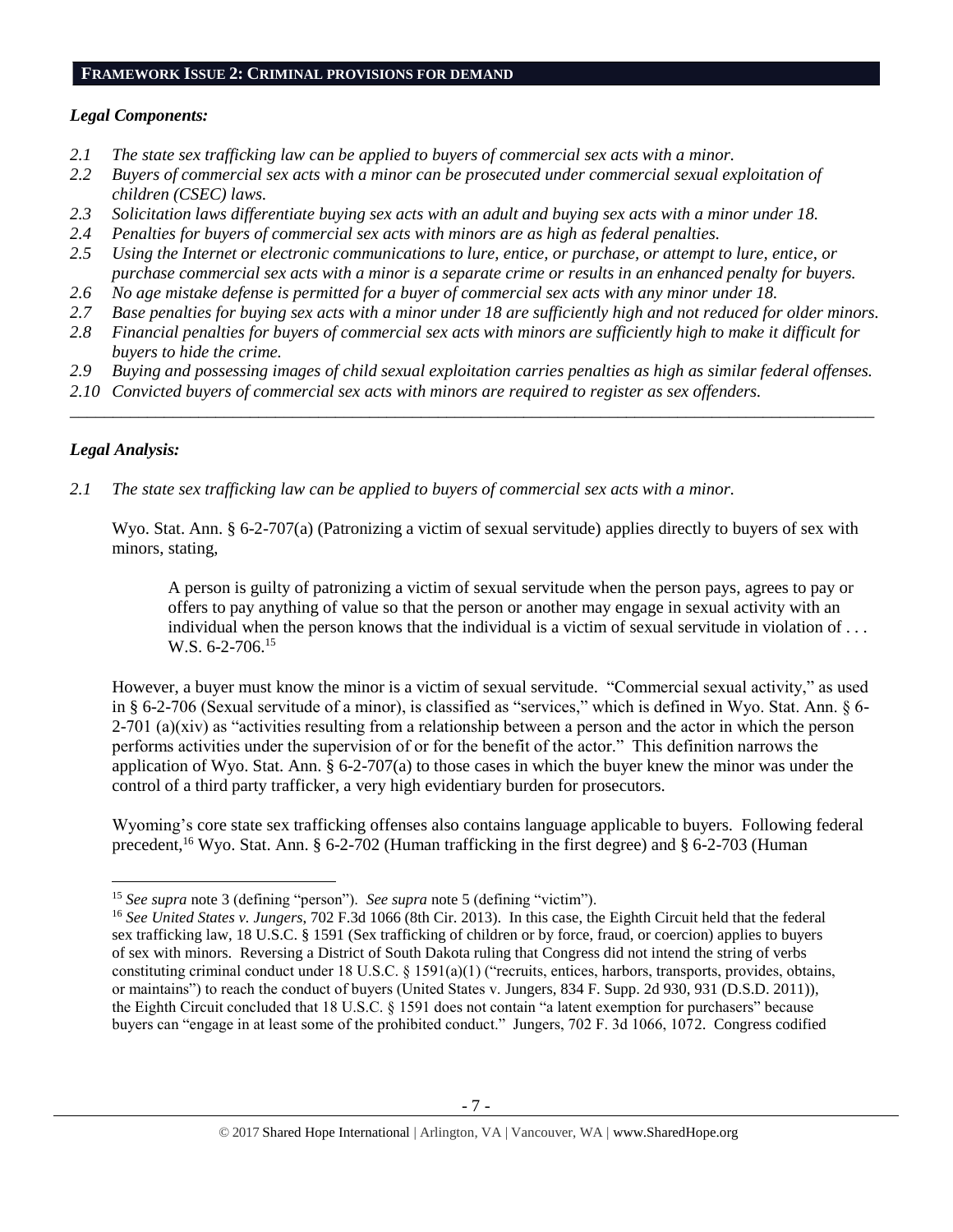## FRAMEWORK ISSUE 2: CRIMINAL PROVISIONS FOR DEMAND

### *Legal Components:*

- *2.1 The state sex trafficking law can be applied to buyers of commercial sex acts with a minor.*
- *2.2 Buyers of commercial sex acts with a minor can be prosecuted under commercial sexual exploitation of children (CSEC) laws.*
- *2.3 Solicitation laws differentiate buying sex acts with an adult and buying sex acts with a minor under 18.*
- *2.4 Penalties for buyers of commercial sex acts with minors are as high as federal penalties.*
- *2.5 Using the Internet or electronic communications to lure, entice, or purchase, or attempt to lure, entice, or purchase commercial sex acts with a minor is a separate crime or results in an enhanced penalty for buyers.*
- *2.6 No age mistake defense is permitted for a buyer of commercial sex acts with any minor under 18.*
- *2.7 Base penalties for buying sex acts with a minor under 18 are sufficiently high and not reduced for older minors.*
- *2.8 Financial penalties for buyers of commercial sex acts with minors are sufficiently high to make it difficult for buyers to hide the crime.*
- *2.9 Buying and possessing images of child sexual exploitation carries penalties as high as similar federal offenses.*
- *2.10 Convicted buyers of commercial sex acts with minors are required to register as sex offenders.*

---

### *Legal Analysis:*

*2.1 The state sex trafficking law can be applied to buyers of commercial sex acts with a minor.*

Wyo. Stat. Ann. § 6-2-707(a) (Patronizing a victim of sexual servitude) applies directly to buyers of sex with minors, stating,

> A person is guilty of patronizing a victim of sexual servitude when the person pays, agrees to pay or offers to pay anything of value so that the person or another may engage in sexual activity with an individual when the person knows that the individual is a victim of sexual servitude in violation of . . . W.S. 6-2-706.[15]

However, a buyer must know the minor is a victim of sexual servitude. "Commercial sexual activity," as used in § 6-2-706 (Sexual servitude of a minor), is classified as "services," which is defined in Wyo. Stat. Ann. § 6-2-701 (a)(xiv) as "activities resulting from a relationship between a person and the actor in which the person performs activities under the supervision of or for the benefit of the actor." This definition narrows the application of Wyo. Stat. Ann. § 6-2-707(a) to those cases in which the buyer knew the minor was under the control of a third party trafficker, a very high evidentiary burden for prosecutors.

Wyoming's core state sex trafficking offenses also contains language applicable to buyers. Following federal precedent,[16] Wyo. Stat. Ann. § 6-2-702 (Human trafficking in the first degree) and § 6-2-703 (Human

---

[15] *See supra* note 3 (defining "person"). *See supra* note 5 (defining "victim").

[16] *See United States v. Jungers*, 702 F.3d 1066 (8th Cir. 2013). In this case, the Eighth Circuit held that the federal sex trafficking law, 18 U.S.C. § 1591 (Sex trafficking of children or by force, fraud, or coercion) applies to buyers of sex with minors. Reversing a District of South Dakota ruling that Congress did not intend the string of verbs constituting criminal conduct under 18 U.S.C. § 1591(a)(1) ("recruits, entices, harbors, transports, provides, obtains, or maintains") to reach the conduct of buyers (United States v. Jungers, 834 F. Supp. 2d 930, 931 (D.S.D. 2011)), the Eighth Circuit concluded that 18 U.S.C. § 1591 does not contain "a latent exemption for purchasers" because buyers can "engage in at least some of the prohibited conduct." Jungers, 702 F. 3d 1066, 1072. Congress codified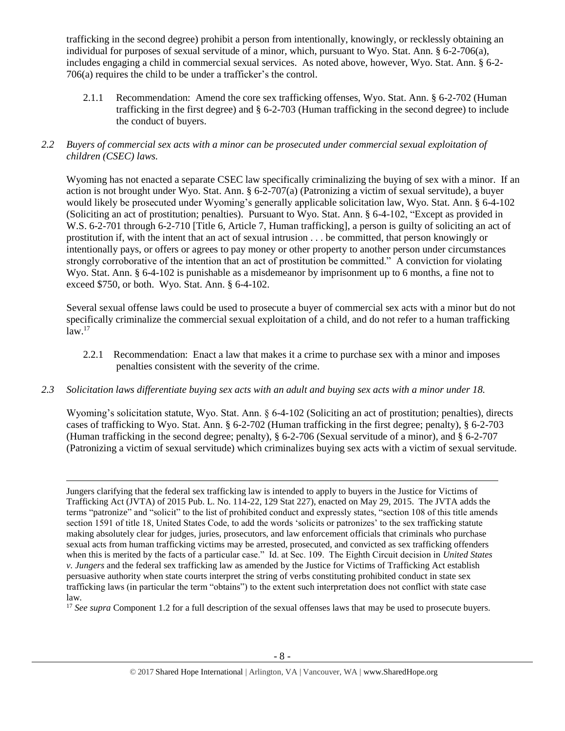trafficking in the second degree) prohibit a person from intentionally, knowingly, or recklessly obtaining an individual for purposes of sexual servitude of a minor, which, pursuant to Wyo. Stat. Ann. § 6-2-706(a), includes engaging a child in commercial sexual services. As noted above, however, Wyo. Stat. Ann. § 6-2-706(a) requires the child to be under a trafficker's the control.

2.1.1 Recommendation: Amend the core sex trafficking offenses, Wyo. Stat. Ann. § 6-2-702 (Human trafficking in the first degree) and § 6-2-703 (Human trafficking in the second degree) to include the conduct of buyers.

*2.2 Buyers of commercial sex acts with a minor can be prosecuted under commercial sexual exploitation of children (CSEC) laws.*

Wyoming has not enacted a separate CSEC law specifically criminalizing the buying of sex with a minor. If an action is not brought under Wyo. Stat. Ann. § 6-2-707(a) (Patronizing a victim of sexual servitude), a buyer would likely be prosecuted under Wyoming's generally applicable solicitation law, Wyo. Stat. Ann. § 6-4-102 (Soliciting an act of prostitution; penalties). Pursuant to Wyo. Stat. Ann. § 6-4-102, "Except as provided in W.S. 6-2-701 through 6-2-710 [Title 6, Article 7, Human trafficking], a person is guilty of soliciting an act of prostitution if, with the intent that an act of sexual intrusion . . . be committed, that person knowingly or intentionally pays, or offers or agrees to pay money or other property to another person under circumstances strongly corroborative of the intention that an act of prostitution be committed." A conviction for violating Wyo. Stat. Ann. § 6-4-102 is punishable as a misdemeanor by imprisonment up to 6 months, a fine not to exceed $750, or both. Wyo. Stat. Ann. § 6-4-102.

Several sexual offense laws could be used to prosecute a buyer of commercial sex acts with a minor but do not specifically criminalize the commercial sexual exploitation of a child, and do not refer to a human trafficking law.[17]

2.2.1 Recommendation: Enact a law that makes it a crime to purchase sex with a minor and imposes penalties consistent with the severity of the crime.

*2.3 Solicitation laws differentiate buying sex acts with an adult and buying sex acts with a minor under 18.*

Wyoming's solicitation statute, Wyo. Stat. Ann. § 6-4-102 (Soliciting an act of prostitution; penalties), directs cases of trafficking to Wyo. Stat. Ann. § 6-2-702 (Human trafficking in the first degree; penalty), § 6-2-703 (Human trafficking in the second degree; penalty), § 6-2-706 (Sexual servitude of a minor), and § 6-2-707 (Patronizing a victim of sexual servitude) which criminalizes buying sex acts with a victim of sexual servitude.

---

Jungers clarifying that the federal sex trafficking law is intended to apply to buyers in the Justice for Victims of Trafficking Act (JVTA) of 2015 Pub. L. No. 114-22, 129 Stat 227), enacted on May 29, 2015. The JVTA adds the terms "patronize" and "solicit" to the list of prohibited conduct and expressly states, "section 108 of this title amends section 1591 of title 18, United States Code, to add the words 'solicits or patronizes' to the sex trafficking statute making absolutely clear for judges, juries, prosecutors, and law enforcement officials that criminals who purchase sexual acts from human trafficking victims may be arrested, prosecuted, and convicted as sex trafficking offenders when this is merited by the facts of a particular case." Id. at Sec. 109. The Eighth Circuit decision in *United States v. Jungers* and the federal sex trafficking law as amended by the Justice for Victims of Trafficking Act establish persuasive authority when state courts interpret the string of verbs constituting prohibited conduct in state sex trafficking laws (in particular the term "obtains") to the extent such interpretation does not conflict with state case law.

[17] *See supra* Component 1.2 for a full description of the sexual offenses laws that may be used to prosecute buyers.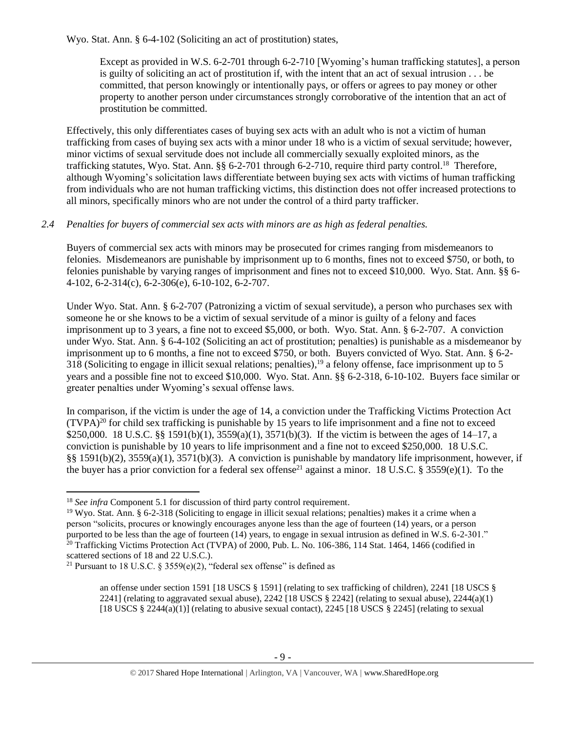Wyo. Stat. Ann. § 6-4-102 (Soliciting an act of prostitution) states,

> Except as provided in W.S. 6-2-701 through 6-2-710 [Wyoming's human trafficking statutes], a person is guilty of soliciting an act of prostitution if, with the intent that an act of sexual intrusion . . . be committed, that person knowingly or intentionally pays, or offers or agrees to pay money or other property to another person under circumstances strongly corroborative of the intention that an act of prostitution be committed.

Effectively, this only differentiates cases of buying sex acts with an adult who is not a victim of human trafficking from cases of buying sex acts with a minor under 18 who is a victim of sexual servitude; however, minor victims of sexual servitude does not include all commercially sexually exploited minors, as the trafficking statutes, Wyo. Stat. Ann. §§ 6-2-701 through 6-2-710, require third party control.[18] Therefore, although Wyoming's solicitation laws differentiate between buying sex acts with victims of human trafficking from individuals who are not human trafficking victims, this distinction does not offer increased protections to all minors, specifically minors who are not under the control of a third party trafficker.

*2.4 Penalties for buyers of commercial sex acts with minors are as high as federal penalties.*

Buyers of commercial sex acts with minors may be prosecuted for crimes ranging from misdemeanors to felonies. Misdemeanors are punishable by imprisonment up to 6 months, fines not to exceed $750, or both, to felonies punishable by varying ranges of imprisonment and fines not to exceed $10,000. Wyo. Stat. Ann. §§ 6-4-102, 6-2-314(c), 6-2-306(e), 6-10-102, 6-2-707.

Under Wyo. Stat. Ann. § 6-2-707 (Patronizing a victim of sexual servitude), a person who purchases sex with someone he or she knows to be a victim of sexual servitude of a minor is guilty of a felony and faces imprisonment up to 3 years, a fine not to exceed $5,000, or both. Wyo. Stat. Ann. § 6-2-707. A conviction under Wyo. Stat. Ann. § 6-4-102 (Soliciting an act of prostitution; penalties) is punishable as a misdemeanor by imprisonment up to 6 months, a fine not to exceed $750, or both. Buyers convicted of Wyo. Stat. Ann. § 6-2-318 (Soliciting to engage in illicit sexual relations; penalties),[19] a felony offense, face imprisonment up to 5 years and a possible fine not to exceed $10,000. Wyo. Stat. Ann. §§ 6-2-318, 6-10-102. Buyers face similar or greater penalties under Wyoming's sexual offense laws.

In comparison, if the victim is under the age of 14, a conviction under the Trafficking Victims Protection Act (TVPA)[20] for child sex trafficking is punishable by 15 years to life imprisonment and a fine not to exceed $250,000. 18 U.S.C. §§ 1591(b)(1), 3559(a)(1), 3571(b)(3). If the victim is between the ages of 14–17, a conviction is punishable by 10 years to life imprisonment and a fine not to exceed $250,000. 18 U.S.C. §§ 1591(b)(2), 3559(a)(1), 3571(b)(3). A conviction is punishable by mandatory life imprisonment, however, if the buyer has a prior conviction for a federal sex offense[21] against a minor. 18 U.S.C. § 3559(e)(1). To the

---

[18] *See infra* Component 5.1 for discussion of third party control requirement.

[19] Wyo. Stat. Ann. § 6-2-318 (Soliciting to engage in illicit sexual relations; penalties) makes it a crime when a person "solicits, procures or knowingly encourages anyone less than the age of fourteen (14) years, or a person purported to be less than the age of fourteen (14) years, to engage in sexual intrusion as defined in W.S. 6-2-301."

[20] Trafficking Victims Protection Act (TVPA) of 2000, Pub. L. No. 106-386, 114 Stat. 1464, 1466 (codified in scattered sections of 18 and 22 U.S.C.).

[21] Pursuant to 18 U.S.C. § 3559(e)(2), "federal sex offense" is defined as

> an offense under section 1591 [18 USCS § 1591] (relating to sex trafficking of children), 2241 [18 USCS § 2241] (relating to aggravated sexual abuse), 2242 [18 USCS § 2242] (relating to sexual abuse), 2244(a)(1) [18 USCS § 2244(a)(1)] (relating to abusive sexual contact), 2245 [18 USCS § 2245] (relating to sexual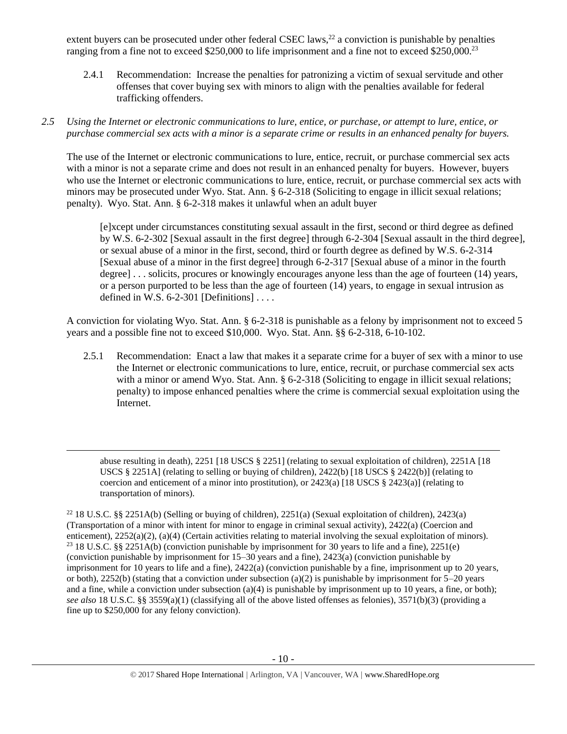extent buyers can be prosecuted under other federal CSEC laws,[22] a conviction is punishable by penalties ranging from a fine not to exceed $250,000 to life imprisonment and a fine not to exceed $250,000.[23]

2.4.1 Recommendation: Increase the penalties for patronizing a victim of sexual servitude and other offenses that cover buying sex with minors to align with the penalties available for federal trafficking offenders.

*2.5 Using the Internet or electronic communications to lure, entice, or purchase, or attempt to lure, entice, or purchase commercial sex acts with a minor is a separate crime or results in an enhanced penalty for buyers.*

The use of the Internet or electronic communications to lure, entice, recruit, or purchase commercial sex acts with a minor is not a separate crime and does not result in an enhanced penalty for buyers. However, buyers who use the Internet or electronic communications to lure, entice, recruit, or purchase commercial sex acts with minors may be prosecuted under Wyo. Stat. Ann. § 6-2-318 (Soliciting to engage in illicit sexual relations; penalty). Wyo. Stat. Ann. § 6-2-318 makes it unlawful when an adult buyer

> [e]xcept under circumstances constituting sexual assault in the first, second or third degree as defined by W.S. 6-2-302 [Sexual assault in the first degree] through 6-2-304 [Sexual assault in the third degree], or sexual abuse of a minor in the first, second, third or fourth degree as defined by W.S. 6-2-314 [Sexual abuse of a minor in the first degree] through 6-2-317 [Sexual abuse of a minor in the fourth degree] . . . solicits, procures or knowingly encourages anyone less than the age of fourteen (14) years, or a person purported to be less than the age of fourteen (14) years, to engage in sexual intrusion as defined in W.S. 6-2-301 [Definitions] . . . .

A conviction for violating Wyo. Stat. Ann. § 6-2-318 is punishable as a felony by imprisonment not to exceed 5 years and a possible fine not to exceed $10,000. Wyo. Stat. Ann. §§ 6-2-318, 6-10-102.

2.5.1 Recommendation: Enact a law that makes it a separate crime for a buyer of sex with a minor to use the Internet or electronic communications to lure, entice, recruit, or purchase commercial sex acts with a minor or amend Wyo. Stat. Ann. § 6-2-318 (Soliciting to engage in illicit sexual relations; penalty) to impose enhanced penalties where the crime is commercial sexual exploitation using the Internet.

---

abuse resulting in death), 2251 [18 USCS § 2251] (relating to sexual exploitation of children), 2251A [18 USCS § 2251A] (relating to selling or buying of children), 2422(b) [18 USCS § 2422(b)] (relating to coercion and enticement of a minor into prostitution), or 2423(a) [18 USCS § 2423(a)] (relating to transportation of minors).

[22] 18 U.S.C. §§ 2251A(b) (Selling or buying of children), 2251(a) (Sexual exploitation of children), 2423(a) (Transportation of a minor with intent for minor to engage in criminal sexual activity), 2422(a) (Coercion and enticement), 2252(a)(2), (a)(4) (Certain activities relating to material involving the sexual exploitation of minors).

[23] 18 U.S.C. §§ 2251A(b) (conviction punishable by imprisonment for 30 years to life and a fine), 2251(e) (conviction punishable by imprisonment for 15–30 years and a fine), 2423(a) (conviction punishable by imprisonment for 10 years to life and a fine), 2422(a) (conviction punishable by a fine, imprisonment up to 20 years, or both), 2252(b) (stating that a conviction under subsection (a)(2) is punishable by imprisonment for 5–20 years and a fine, while a conviction under subsection (a)(4) is punishable by imprisonment up to 10 years, a fine, or both); *see also* 18 U.S.C. §§ 3559(a)(1) (classifying all of the above listed offenses as felonies), 3571(b)(3) (providing a fine up to $250,000 for any felony conviction).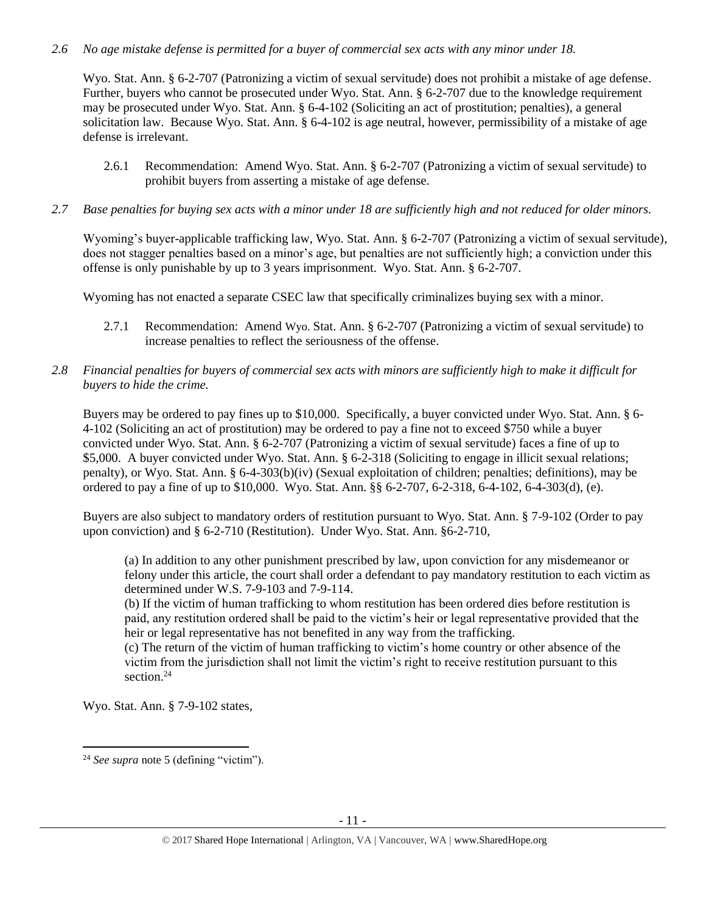*2.6 No age mistake defense is permitted for a buyer of commercial sex acts with any minor under 18.*

Wyo. Stat. Ann. § 6-2-707 (Patronizing a victim of sexual servitude) does not prohibit a mistake of age defense. Further, buyers who cannot be prosecuted under Wyo. Stat. Ann. § 6-2-707 due to the knowledge requirement may be prosecuted under Wyo. Stat. Ann. § 6-4-102 (Soliciting an act of prostitution; penalties), a general solicitation law. Because Wyo. Stat. Ann. § 6-4-102 is age neutral, however, permissibility of a mistake of age defense is irrelevant.

2.6.1 Recommendation: Amend Wyo. Stat. Ann. § 6-2-707 (Patronizing a victim of sexual servitude) to prohibit buyers from asserting a mistake of age defense.

*2.7 Base penalties for buying sex acts with a minor under 18 are sufficiently high and not reduced for older minors.*

Wyoming's buyer-applicable trafficking law, Wyo. Stat. Ann. § 6-2-707 (Patronizing a victim of sexual servitude), does not stagger penalties based on a minor's age, but penalties are not sufficiently high; a conviction under this offense is only punishable by up to 3 years imprisonment. Wyo. Stat. Ann. § 6-2-707.

Wyoming has not enacted a separate CSEC law that specifically criminalizes buying sex with a minor.

2.7.1 Recommendation: Amend Wyo. Stat. Ann. § 6-2-707 (Patronizing a victim of sexual servitude) to increase penalties to reflect the seriousness of the offense.

*2.8 Financial penalties for buyers of commercial sex acts with minors are sufficiently high to make it difficult for buyers to hide the crime.*

Buyers may be ordered to pay fines up to $10,000. Specifically, a buyer convicted under Wyo. Stat. Ann. § 6-4-102 (Soliciting an act of prostitution) may be ordered to pay a fine not to exceed $750 while a buyer convicted under Wyo. Stat. Ann. § 6-2-707 (Patronizing a victim of sexual servitude) faces a fine of up to $5,000. A buyer convicted under Wyo. Stat. Ann. § 6-2-318 (Soliciting to engage in illicit sexual relations; penalty), or Wyo. Stat. Ann. § 6-4-303(b)(iv) (Sexual exploitation of children; penalties; definitions), may be ordered to pay a fine of up to $10,000. Wyo. Stat. Ann. §§ 6-2-707, 6-2-318, 6-4-102, 6-4-303(d), (e).

Buyers are also subject to mandatory orders of restitution pursuant to Wyo. Stat. Ann. § 7-9-102 (Order to pay upon conviction) and § 6-2-710 (Restitution). Under Wyo. Stat. Ann. §6-2-710,

> (a) In addition to any other punishment prescribed by law, upon conviction for any misdemeanor or felony under this article, the court shall order a defendant to pay mandatory restitution to each victim as determined under W.S. 7-9-103 and 7-9-114.
> (b) If the victim of human trafficking to whom restitution has been ordered dies before restitution is paid, any restitution ordered shall be paid to the victim's heir or legal representative provided that the heir or legal representative has not benefited in any way from the trafficking.
> (c) The return of the victim of human trafficking to victim's home country or other absence of the victim from the jurisdiction shall not limit the victim's right to receive restitution pursuant to this section.[24]

Wyo. Stat. Ann. § 7-9-102 states,

---

[24] *See supra* note 5 (defining "victim").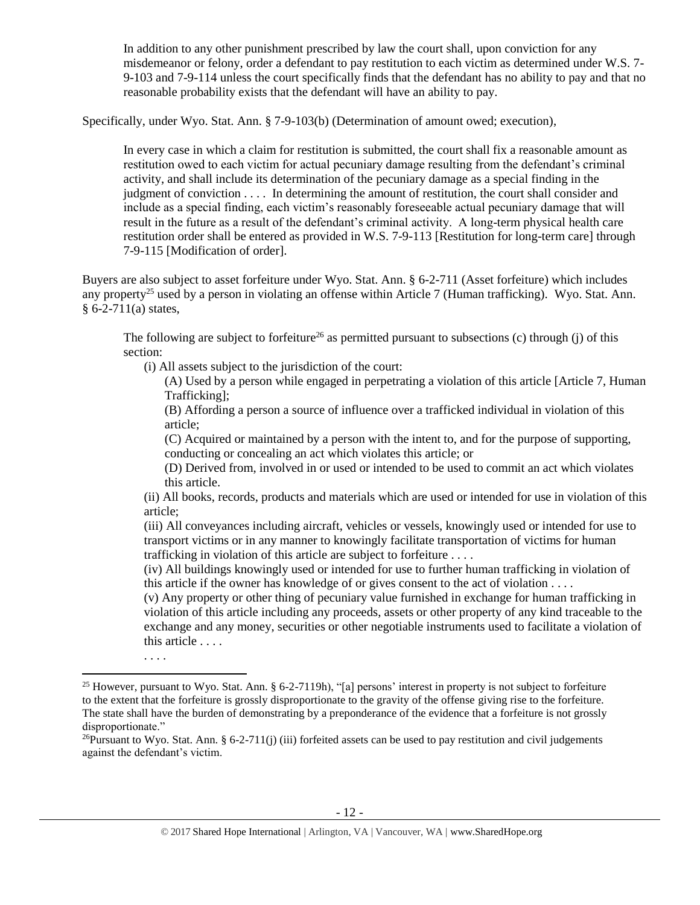> In addition to any other punishment prescribed by law the court shall, upon conviction for any misdemeanor or felony, order a defendant to pay restitution to each victim as determined under W.S. 7-9-103 and 7-9-114 unless the court specifically finds that the defendant has no ability to pay and that no reasonable probability exists that the defendant will have an ability to pay.

Specifically, under Wyo. Stat. Ann. § 7-9-103(b) (Determination of amount owed; execution),

> In every case in which a claim for restitution is submitted, the court shall fix a reasonable amount as restitution owed to each victim for actual pecuniary damage resulting from the defendant's criminal activity, and shall include its determination of the pecuniary damage as a special finding in the judgment of conviction . . . . In determining the amount of restitution, the court shall consider and include as a special finding, each victim's reasonably foreseeable actual pecuniary damage that will result in the future as a result of the defendant's criminal activity. A long-term physical health care restitution order shall be entered as provided in W.S. 7-9-113 [Restitution for long-term care] through 7-9-115 [Modification of order].

Buyers are also subject to asset forfeiture under Wyo. Stat. Ann. § 6-2-711 (Asset forfeiture) which includes any property[25] used by a person in violating an offense within Article 7 (Human trafficking). Wyo. Stat. Ann. § 6-2-711(a) states,

> The following are subject to forfeiture[26] as permitted pursuant to subsections (c) through (j) of this section:
>
> (i) All assets subject to the jurisdiction of the court:
>
> (A) Used by a person while engaged in perpetrating a violation of this article [Article 7, Human Trafficking];
>
> (B) Affording a person a source of influence over a trafficked individual in violation of this article;
>
> (C) Acquired or maintained by a person with the intent to, and for the purpose of supporting, conducting or concealing an act which violates this article; or
>
> (D) Derived from, involved in or used or intended to be used to commit an act which violates this article.
>
> (ii) All books, records, products and materials which are used or intended for use in violation of this article;
>
> (iii) All conveyances including aircraft, vehicles or vessels, knowingly used or intended for use to transport victims or in any manner to knowingly facilitate transportation of victims for human trafficking in violation of this article are subject to forfeiture . . . .
>
> (iv) All buildings knowingly used or intended for use to further human trafficking in violation of this article if the owner has knowledge of or gives consent to the act of violation . . . .
>
> (v) Any property or other thing of pecuniary value furnished in exchange for human trafficking in violation of this article including any proceeds, assets or other property of any kind traceable to the exchange and any money, securities or other negotiable instruments used to facilitate a violation of this article . . . .
>
> . . . .

---

[25] However, pursuant to Wyo. Stat. Ann. § 6-2-7119h), "[a] persons' interest in property is not subject to forfeiture to the extent that the forfeiture is grossly disproportionate to the gravity of the offense giving rise to the forfeiture. The state shall have the burden of demonstrating by a preponderance of the evidence that a forfeiture is not grossly disproportionate."

[26] Pursuant to Wyo. Stat. Ann. § 6-2-711(j) (iii) forfeited assets can be used to pay restitution and civil judgements against the defendant's victim.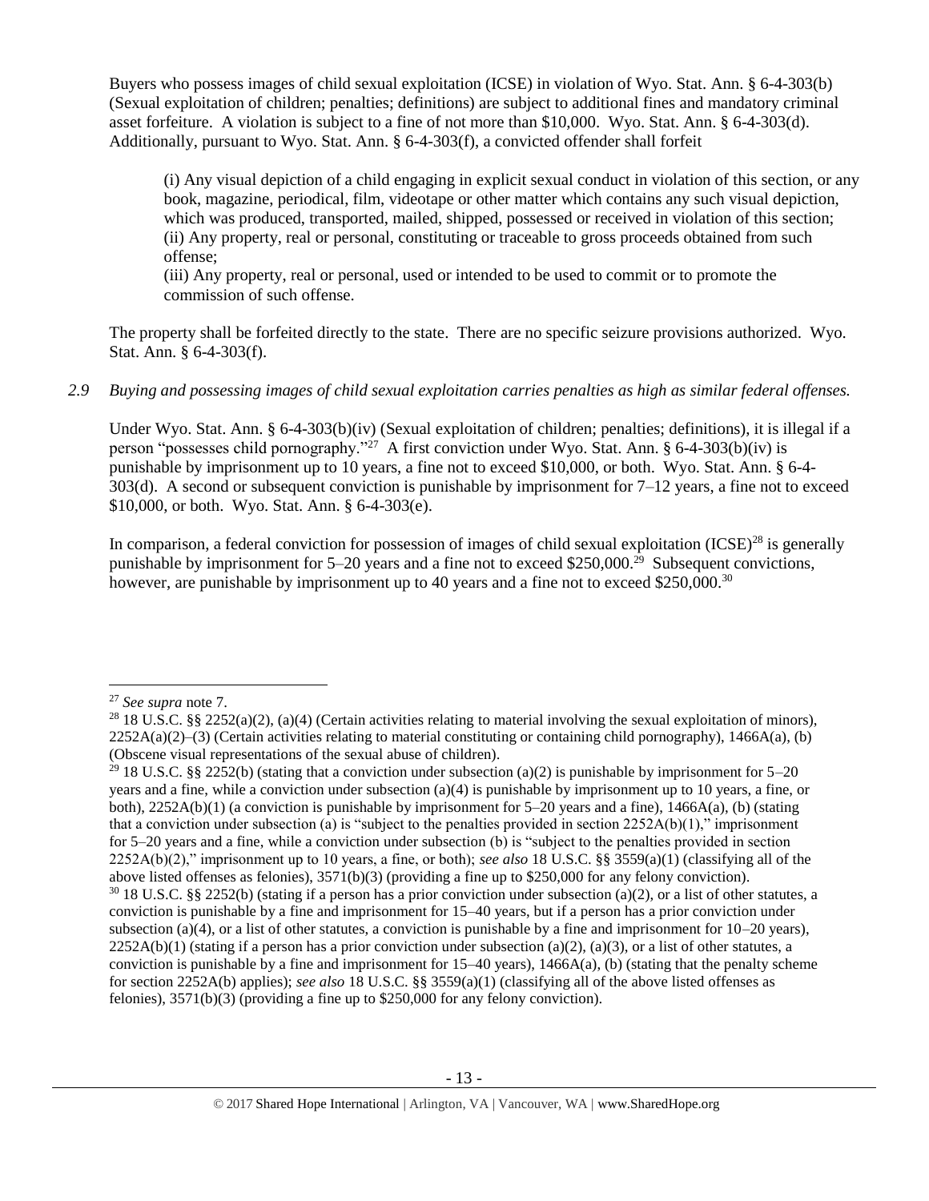Buyers who possess images of child sexual exploitation (ICSE) in violation of Wyo. Stat. Ann. § 6-4-303(b) (Sexual exploitation of children; penalties; definitions) are subject to additional fines and mandatory criminal asset forfeiture. A violation is subject to a fine of not more than $10,000. Wyo. Stat. Ann. § 6-4-303(d). Additionally, pursuant to Wyo. Stat. Ann. § 6-4-303(f), a convicted offender shall forfeit

> (i) Any visual depiction of a child engaging in explicit sexual conduct in violation of this section, or any book, magazine, periodical, film, videotape or other matter which contains any such visual depiction, which was produced, transported, mailed, shipped, possessed or received in violation of this section;
> (ii) Any property, real or personal, constituting or traceable to gross proceeds obtained from such offense;
> (iii) Any property, real or personal, used or intended to be used to commit or to promote the commission of such offense.

The property shall be forfeited directly to the state. There are no specific seizure provisions authorized. Wyo. Stat. Ann. § 6-4-303(f).

*2.9 Buying and possessing images of child sexual exploitation carries penalties as high as similar federal offenses.*

Under Wyo. Stat. Ann. § 6-4-303(b)(iv) (Sexual exploitation of children; penalties; definitions), it is illegal if a person "possesses child pornography."[27] A first conviction under Wyo. Stat. Ann. § 6-4-303(b)(iv) is punishable by imprisonment up to 10 years, a fine not to exceed $10,000, or both. Wyo. Stat. Ann. § 6-4-303(d). A second or subsequent conviction is punishable by imprisonment for 7–12 years, a fine not to exceed $10,000, or both. Wyo. Stat. Ann. § 6-4-303(e).

In comparison, a federal conviction for possession of images of child sexual exploitation (ICSE)[28] is generally punishable by imprisonment for 5–20 years and a fine not to exceed $250,000.[29] Subsequent convictions, however, are punishable by imprisonment up to 40 years and a fine not to exceed $250,000.[30]

---

[27] *See supra* note 7.

[28] 18 U.S.C. §§ 2252(a)(2), (a)(4) (Certain activities relating to material involving the sexual exploitation of minors), 2252A(a)(2)–(3) (Certain activities relating to material constituting or containing child pornography), 1466A(a), (b) (Obscene visual representations of the sexual abuse of children).

[29] 18 U.S.C. §§ 2252(b) (stating that a conviction under subsection (a)(2) is punishable by imprisonment for 5–20 years and a fine, while a conviction under subsection (a)(4) is punishable by imprisonment up to 10 years, a fine, or both), 2252A(b)(1) (a conviction is punishable by imprisonment for 5–20 years and a fine), 1466A(a), (b) (stating that a conviction under subsection (a) is "subject to the penalties provided in section 2252A(b)(1)," imprisonment for 5–20 years and a fine, while a conviction under subsection (b) is "subject to the penalties provided in section 2252A(b)(2)," imprisonment up to 10 years, a fine, or both); *see also* 18 U.S.C. §§ 3559(a)(1) (classifying all of the above listed offenses as felonies), 3571(b)(3) (providing a fine up to $250,000 for any felony conviction).

[30] 18 U.S.C. §§ 2252(b) (stating if a person has a prior conviction under subsection (a)(2), or a list of other statutes, a conviction is punishable by a fine and imprisonment for 15–40 years, but if a person has a prior conviction under subsection (a)(4), or a list of other statutes, a conviction is punishable by a fine and imprisonment for 10–20 years), 2252A(b)(1) (stating if a person has a prior conviction under subsection (a)(2), (a)(3), or a list of other statutes, a conviction is punishable by a fine and imprisonment for 15–40 years), 1466A(a), (b) (stating that the penalty scheme for section 2252A(b) applies); *see also* 18 U.S.C. §§ 3559(a)(1) (classifying all of the above listed offenses as felonies), 3571(b)(3) (providing a fine up to $250,000 for any felony conviction).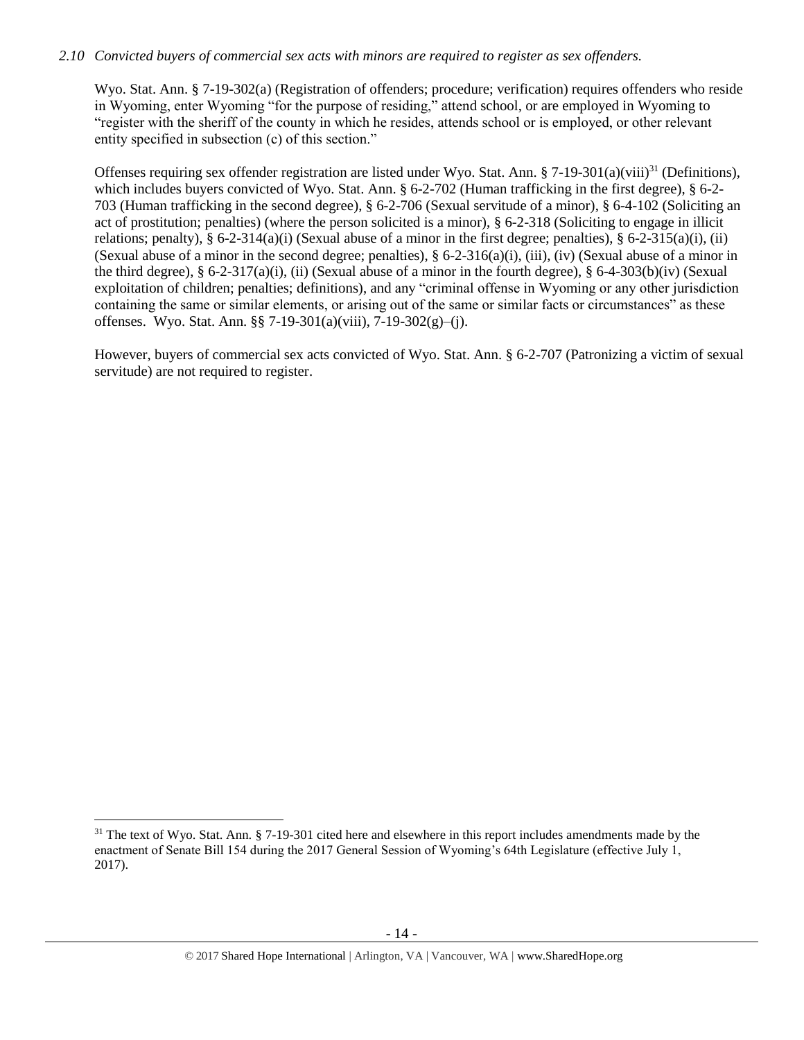*2.10 Convicted buyers of commercial sex acts with minors are required to register as sex offenders.*

Wyo. Stat. Ann. § 7-19-302(a) (Registration of offenders; procedure; verification) requires offenders who reside in Wyoming, enter Wyoming "for the purpose of residing," attend school, or are employed in Wyoming to "register with the sheriff of the county in which he resides, attends school or is employed, or other relevant entity specified in subsection (c) of this section."

Offenses requiring sex offender registration are listed under Wyo. Stat. Ann. § 7-19-301(a)(viii)[31] (Definitions), which includes buyers convicted of Wyo. Stat. Ann. § 6-2-702 (Human trafficking in the first degree), § 6-2-703 (Human trafficking in the second degree), § 6-2-706 (Sexual servitude of a minor), § 6-4-102 (Soliciting an act of prostitution; penalties) (where the person solicited is a minor), § 6-2-318 (Soliciting to engage in illicit relations; penalty), § 6-2-314(a)(i) (Sexual abuse of a minor in the first degree; penalties), § 6-2-315(a)(i), (ii) (Sexual abuse of a minor in the second degree; penalties), § 6-2-316(a)(i), (iii), (iv) (Sexual abuse of a minor in the third degree), § 6-2-317(a)(i), (ii) (Sexual abuse of a minor in the fourth degree), § 6-4-303(b)(iv) (Sexual exploitation of children; penalties; definitions), and any "criminal offense in Wyoming or any other jurisdiction containing the same or similar elements, or arising out of the same or similar facts or circumstances" as these offenses. Wyo. Stat. Ann. §§ 7-19-301(a)(viii), 7-19-302(g)–(j).

However, buyers of commercial sex acts convicted of Wyo. Stat. Ann. § 6-2-707 (Patronizing a victim of sexual servitude) are not required to register.

---

[31] The text of Wyo. Stat. Ann. § 7-19-301 cited here and elsewhere in this report includes amendments made by the enactment of Senate Bill 154 during the 2017 General Session of Wyoming's 64th Legislature (effective July 1, 2017).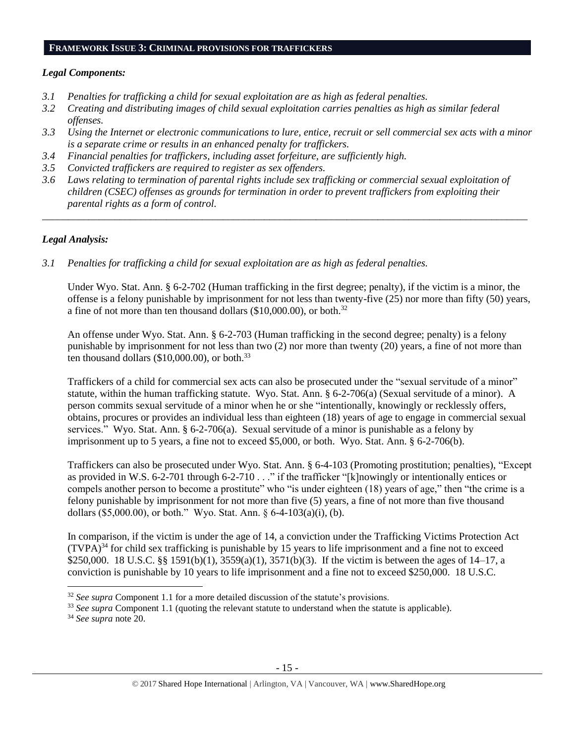## FRAMEWORK ISSUE 3: CRIMINAL PROVISIONS FOR TRAFFICKERS

### *Legal Components:*

- *3.1 Penalties for trafficking a child for sexual exploitation are as high as federal penalties.*
- *3.2 Creating and distributing images of child sexual exploitation carries penalties as high as similar federal offenses.*
- *3.3 Using the Internet or electronic communications to lure, entice, recruit or sell commercial sex acts with a minor is a separate crime or results in an enhanced penalty for traffickers.*
- *3.4 Financial penalties for traffickers, including asset forfeiture, are sufficiently high.*
- *3.5 Convicted traffickers are required to register as sex offenders.*
- *3.6 Laws relating to termination of parental rights include sex trafficking or commercial sexual exploitation of children (CSEC) offenses as grounds for termination in order to prevent traffickers from exploiting their parental rights as a form of control.*

---

### *Legal Analysis:*

*3.1 Penalties for trafficking a child for sexual exploitation are as high as federal penalties.*

Under Wyo. Stat. Ann. § 6-2-702 (Human trafficking in the first degree; penalty), if the victim is a minor, the offense is a felony punishable by imprisonment for not less than twenty-five (25) nor more than fifty (50) years, a fine of not more than ten thousand dollars ($10,000.00), or both.[32]

An offense under Wyo. Stat. Ann. § 6-2-703 (Human trafficking in the second degree; penalty) is a felony punishable by imprisonment for not less than two (2) nor more than twenty (20) years, a fine of not more than ten thousand dollars ($10,000.00), or both.[33]

Traffickers of a child for commercial sex acts can also be prosecuted under the "sexual servitude of a minor" statute, within the human trafficking statute. Wyo. Stat. Ann. § 6-2-706(a) (Sexual servitude of a minor). A person commits sexual servitude of a minor when he or she "intentionally, knowingly or recklessly offers, obtains, procures or provides an individual less than eighteen (18) years of age to engage in commercial sexual services." Wyo. Stat. Ann. § 6-2-706(a). Sexual servitude of a minor is punishable as a felony by imprisonment up to 5 years, a fine not to exceed $5,000, or both. Wyo. Stat. Ann. § 6-2-706(b).

Traffickers can also be prosecuted under Wyo. Stat. Ann. § 6-4-103 (Promoting prostitution; penalties), "Except as provided in W.S. 6-2-701 through 6-2-710 . . ." if the trafficker "[k]nowingly or intentionally entices or compels another person to become a prostitute" who "is under eighteen (18) years of age," then "the crime is a felony punishable by imprisonment for not more than five (5) years, a fine of not more than five thousand dollars ($5,000.00), or both." Wyo. Stat. Ann. § 6-4-103(a)(i), (b).

In comparison, if the victim is under the age of 14, a conviction under the Trafficking Victims Protection Act (TVPA)[34] for child sex trafficking is punishable by 15 years to life imprisonment and a fine not to exceed $250,000. 18 U.S.C. §§ 1591(b)(1), 3559(a)(1), 3571(b)(3). If the victim is between the ages of 14–17, a conviction is punishable by 10 years to life imprisonment and a fine not to exceed $250,000. 18 U.S.C.

---

[32] *See supra* Component 1.1 for a more detailed discussion of the statute's provisions.

[33] *See supra* Component 1.1 (quoting the relevant statute to understand when the statute is applicable).

[34] *See supra* note 20.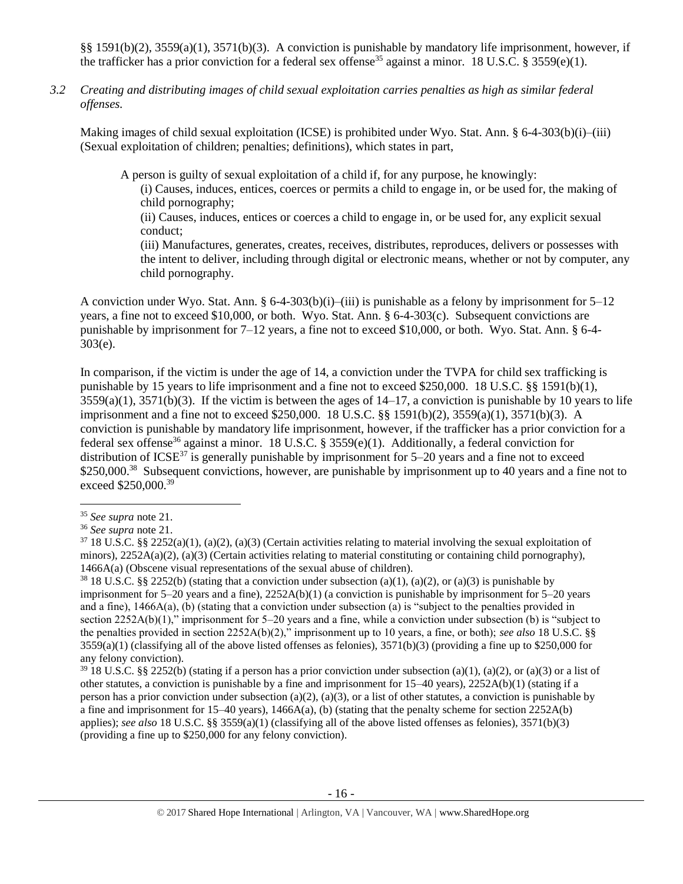§§ 1591(b)(2), 3559(a)(1), 3571(b)(3). A conviction is punishable by mandatory life imprisonment, however, if the trafficker has a prior conviction for a federal sex offense[35] against a minor. 18 U.S.C. § 3559(e)(1).

*3.2 Creating and distributing images of child sexual exploitation carries penalties as high as similar federal offenses.*

Making images of child sexual exploitation (ICSE) is prohibited under Wyo. Stat. Ann. § 6-4-303(b)(i)–(iii) (Sexual exploitation of children; penalties; definitions), which states in part,

> A person is guilty of sexual exploitation of a child if, for any purpose, he knowingly:
> (i) Causes, induces, entices, coerces or permits a child to engage in, or be used for, the making of child pornography;
> (ii) Causes, induces, entices or coerces a child to engage in, or be used for, any explicit sexual conduct;
> (iii) Manufactures, generates, creates, receives, distributes, reproduces, delivers or possesses with the intent to deliver, including through digital or electronic means, whether or not by computer, any child pornography.

A conviction under Wyo. Stat. Ann. § 6-4-303(b)(i)–(iii) is punishable as a felony by imprisonment for 5–12 years, a fine not to exceed $10,000, or both. Wyo. Stat. Ann. § 6-4-303(c). Subsequent convictions are punishable by imprisonment for 7–12 years, a fine not to exceed $10,000, or both. Wyo. Stat. Ann. § 6-4-303(e).

In comparison, if the victim is under the age of 14, a conviction under the TVPA for child sex trafficking is punishable by 15 years to life imprisonment and a fine not to exceed $250,000. 18 U.S.C. §§ 1591(b)(1), 3559(a)(1), 3571(b)(3). If the victim is between the ages of 14–17, a conviction is punishable by 10 years to life imprisonment and a fine not to exceed $250,000. 18 U.S.C. §§ 1591(b)(2), 3559(a)(1), 3571(b)(3). A conviction is punishable by mandatory life imprisonment, however, if the trafficker has a prior conviction for a federal sex offense[36] against a minor. 18 U.S.C. § 3559(e)(1). Additionally, a federal conviction for distribution of ICSE[37] is generally punishable by imprisonment for 5–20 years and a fine not to exceed $250,000.[38] Subsequent convictions, however, are punishable by imprisonment up to 40 years and a fine not to exceed $250,000.[39]

---

[35] *See supra* note 21.

[36] *See supra* note 21.

[37] 18 U.S.C. §§ 2252(a)(1), (a)(2), (a)(3) (Certain activities relating to material involving the sexual exploitation of minors), 2252A(a)(2), (a)(3) (Certain activities relating to material constituting or containing child pornography), 1466A(a) (Obscene visual representations of the sexual abuse of children).

[38] 18 U.S.C. §§ 2252(b) (stating that a conviction under subsection (a)(1), (a)(2), or (a)(3) is punishable by imprisonment for 5–20 years and a fine), 2252A(b)(1) (a conviction is punishable by imprisonment for 5–20 years and a fine), 1466A(a), (b) (stating that a conviction under subsection (a) is "subject to the penalties provided in section 2252A(b)(1)," imprisonment for 5–20 years and a fine, while a conviction under subsection (b) is "subject to the penalties provided in section 2252A(b)(2)," imprisonment up to 10 years, a fine, or both); *see also* 18 U.S.C. §§ 3559(a)(1) (classifying all of the above listed offenses as felonies), 3571(b)(3) (providing a fine up to $250,000 for any felony conviction).

[39] 18 U.S.C. §§ 2252(b) (stating if a person has a prior conviction under subsection (a)(1), (a)(2), or (a)(3) or a list of other statutes, a conviction is punishable by a fine and imprisonment for 15–40 years), 2252A(b)(1) (stating if a person has a prior conviction under subsection (a)(2), (a)(3), or a list of other statutes, a conviction is punishable by a fine and imprisonment for 15–40 years), 1466A(a), (b) (stating that the penalty scheme for section 2252A(b) applies); *see also* 18 U.S.C. §§ 3559(a)(1) (classifying all of the above listed offenses as felonies), 3571(b)(3) (providing a fine up to $250,000 for any felony conviction).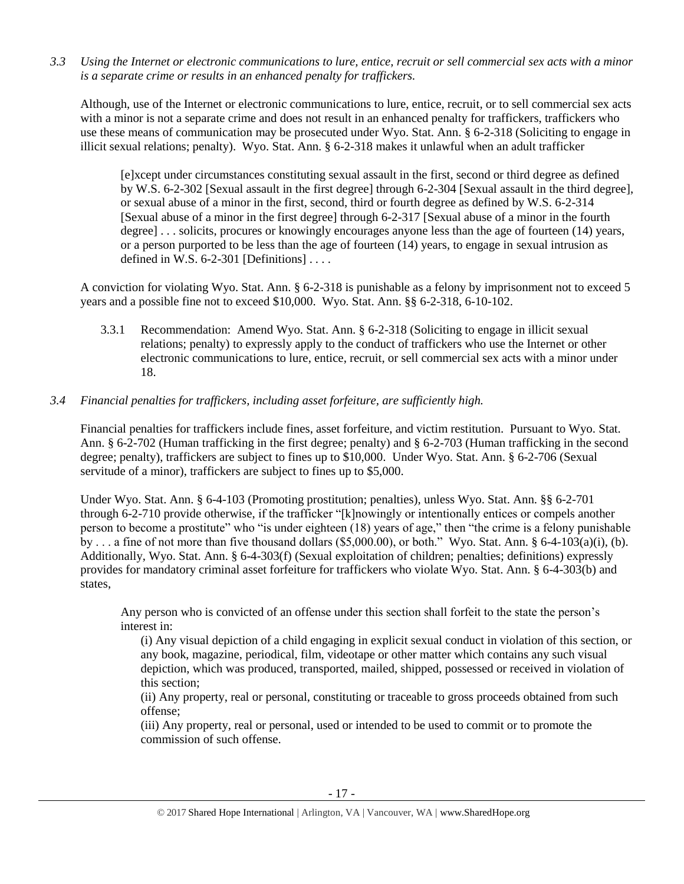*3.3 Using the Internet or electronic communications to lure, entice, recruit or sell commercial sex acts with a minor is a separate crime or results in an enhanced penalty for traffickers.*

Although, use of the Internet or electronic communications to lure, entice, recruit, or to sell commercial sex acts with a minor is not a separate crime and does not result in an enhanced penalty for traffickers, traffickers who use these means of communication may be prosecuted under Wyo. Stat. Ann. § 6-2-318 (Soliciting to engage in illicit sexual relations; penalty). Wyo. Stat. Ann. § 6-2-318 makes it unlawful when an adult trafficker

> [e]xcept under circumstances constituting sexual assault in the first, second or third degree as defined by W.S. 6-2-302 [Sexual assault in the first degree] through 6-2-304 [Sexual assault in the third degree], or sexual abuse of a minor in the first, second, third or fourth degree as defined by W.S. 6-2-314 [Sexual abuse of a minor in the first degree] through 6-2-317 [Sexual abuse of a minor in the fourth degree] . . . solicits, procures or knowingly encourages anyone less than the age of fourteen (14) years, or a person purported to be less than the age of fourteen (14) years, to engage in sexual intrusion as defined in W.S. 6-2-301 [Definitions] . . . .

A conviction for violating Wyo. Stat. Ann. § 6-2-318 is punishable as a felony by imprisonment not to exceed 5 years and a possible fine not to exceed $10,000. Wyo. Stat. Ann. §§ 6-2-318, 6-10-102.

3.3.1 Recommendation: Amend Wyo. Stat. Ann. § 6-2-318 (Soliciting to engage in illicit sexual relations; penalty) to expressly apply to the conduct of traffickers who use the Internet or other electronic communications to lure, entice, recruit, or sell commercial sex acts with a minor under 18.

*3.4 Financial penalties for traffickers, including asset forfeiture, are sufficiently high.*

Financial penalties for traffickers include fines, asset forfeiture, and victim restitution. Pursuant to Wyo. Stat. Ann. § 6-2-702 (Human trafficking in the first degree; penalty) and § 6-2-703 (Human trafficking in the second degree; penalty), traffickers are subject to fines up to $10,000. Under Wyo. Stat. Ann. § 6-2-706 (Sexual servitude of a minor), traffickers are subject to fines up to $5,000.

Under Wyo. Stat. Ann. § 6-4-103 (Promoting prostitution; penalties), unless Wyo. Stat. Ann. §§ 6-2-701 through 6-2-710 provide otherwise, if the trafficker "[k]nowingly or intentionally entices or compels another person to become a prostitute" who "is under eighteen (18) years of age," then "the crime is a felony punishable by . . . a fine of not more than five thousand dollars ($5,000.00), or both." Wyo. Stat. Ann. § 6-4-103(a)(i), (b). Additionally, Wyo. Stat. Ann. § 6-4-303(f) (Sexual exploitation of children; penalties; definitions) expressly provides for mandatory criminal asset forfeiture for traffickers who violate Wyo. Stat. Ann. § 6-4-303(b) and states,

> Any person who is convicted of an offense under this section shall forfeit to the state the person's interest in:
>
> (i) Any visual depiction of a child engaging in explicit sexual conduct in violation of this section, or any book, magazine, periodical, film, videotape or other matter which contains any such visual depiction, which was produced, transported, mailed, shipped, possessed or received in violation of this section;
>
> (ii) Any property, real or personal, constituting or traceable to gross proceeds obtained from such offense;
>
> (iii) Any property, real or personal, used or intended to be used to commit or to promote the commission of such offense.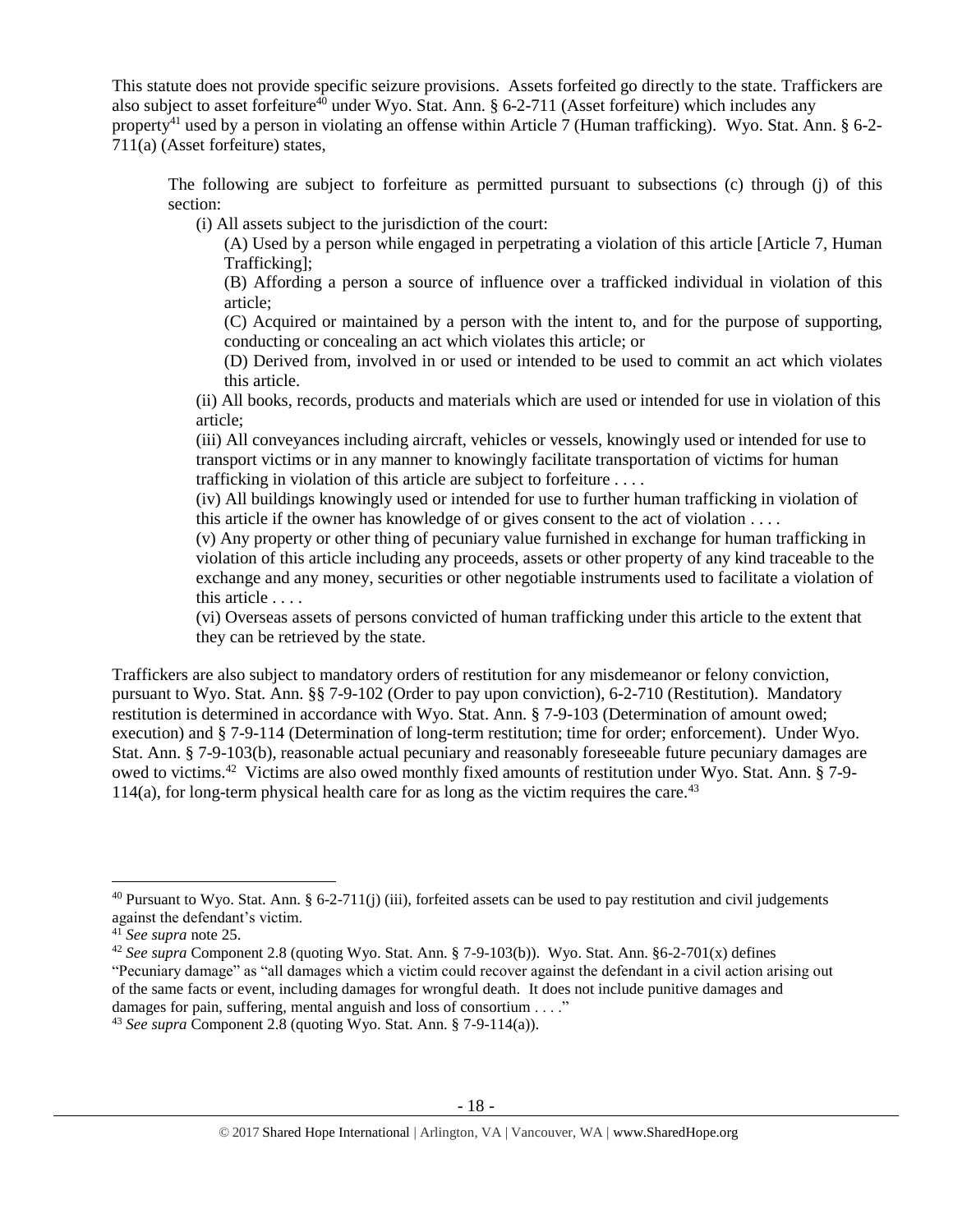This statute does not provide specific seizure provisions. Assets forfeited go directly to the state. Traffickers are also subject to asset forfeiture[40] under Wyo. Stat. Ann. § 6-2-711 (Asset forfeiture) which includes any property[41] used by a person in violating an offense within Article 7 (Human trafficking). Wyo. Stat. Ann. § 6-2-711(a) (Asset forfeiture) states,

> The following are subject to forfeiture as permitted pursuant to subsections (c) through (j) of this section:
>
> (i) All assets subject to the jurisdiction of the court:
>
> (A) Used by a person while engaged in perpetrating a violation of this article [Article 7, Human Trafficking];
>
> (B) Affording a person a source of influence over a trafficked individual in violation of this article;
>
> (C) Acquired or maintained by a person with the intent to, and for the purpose of supporting, conducting or concealing an act which violates this article; or
>
> (D) Derived from, involved in or used or intended to be used to commit an act which violates this article.
>
> (ii) All books, records, products and materials which are used or intended for use in violation of this article;
>
> (iii) All conveyances including aircraft, vehicles or vessels, knowingly used or intended for use to transport victims or in any manner to knowingly facilitate transportation of victims for human trafficking in violation of this article are subject to forfeiture . . . .
>
> (iv) All buildings knowingly used or intended for use to further human trafficking in violation of this article if the owner has knowledge of or gives consent to the act of violation . . . .
>
> (v) Any property or other thing of pecuniary value furnished in exchange for human trafficking in violation of this article including any proceeds, assets or other property of any kind traceable to the exchange and any money, securities or other negotiable instruments used to facilitate a violation of this article . . . .
>
> (vi) Overseas assets of persons convicted of human trafficking under this article to the extent that they can be retrieved by the state.

Traffickers are also subject to mandatory orders of restitution for any misdemeanor or felony conviction, pursuant to Wyo. Stat. Ann. §§ 7-9-102 (Order to pay upon conviction), 6-2-710 (Restitution). Mandatory restitution is determined in accordance with Wyo. Stat. Ann. § 7-9-103 (Determination of amount owed; execution) and § 7-9-114 (Determination of long-term restitution; time for order; enforcement). Under Wyo. Stat. Ann. § 7-9-103(b), reasonable actual pecuniary and reasonably foreseeable future pecuniary damages are owed to victims.[42] Victims are also owed monthly fixed amounts of restitution under Wyo. Stat. Ann. § 7-9-114(a), for long-term physical health care for as long as the victim requires the care.[43]

---

[40] Pursuant to Wyo. Stat. Ann. § 6-2-711(j) (iii), forfeited assets can be used to pay restitution and civil judgements against the defendant's victim.

[41] *See supra* note 25.

[42] *See supra* Component 2.8 (quoting Wyo. Stat. Ann. § 7-9-103(b)). Wyo. Stat. Ann. §6-2-701(x) defines "Pecuniary damage" as "all damages which a victim could recover against the defendant in a civil action arising out of the same facts or event, including damages for wrongful death. It does not include punitive damages and damages for pain, suffering, mental anguish and loss of consortium . . . ."

[43] *See supra* Component 2.8 (quoting Wyo. Stat. Ann. § 7-9-114(a)).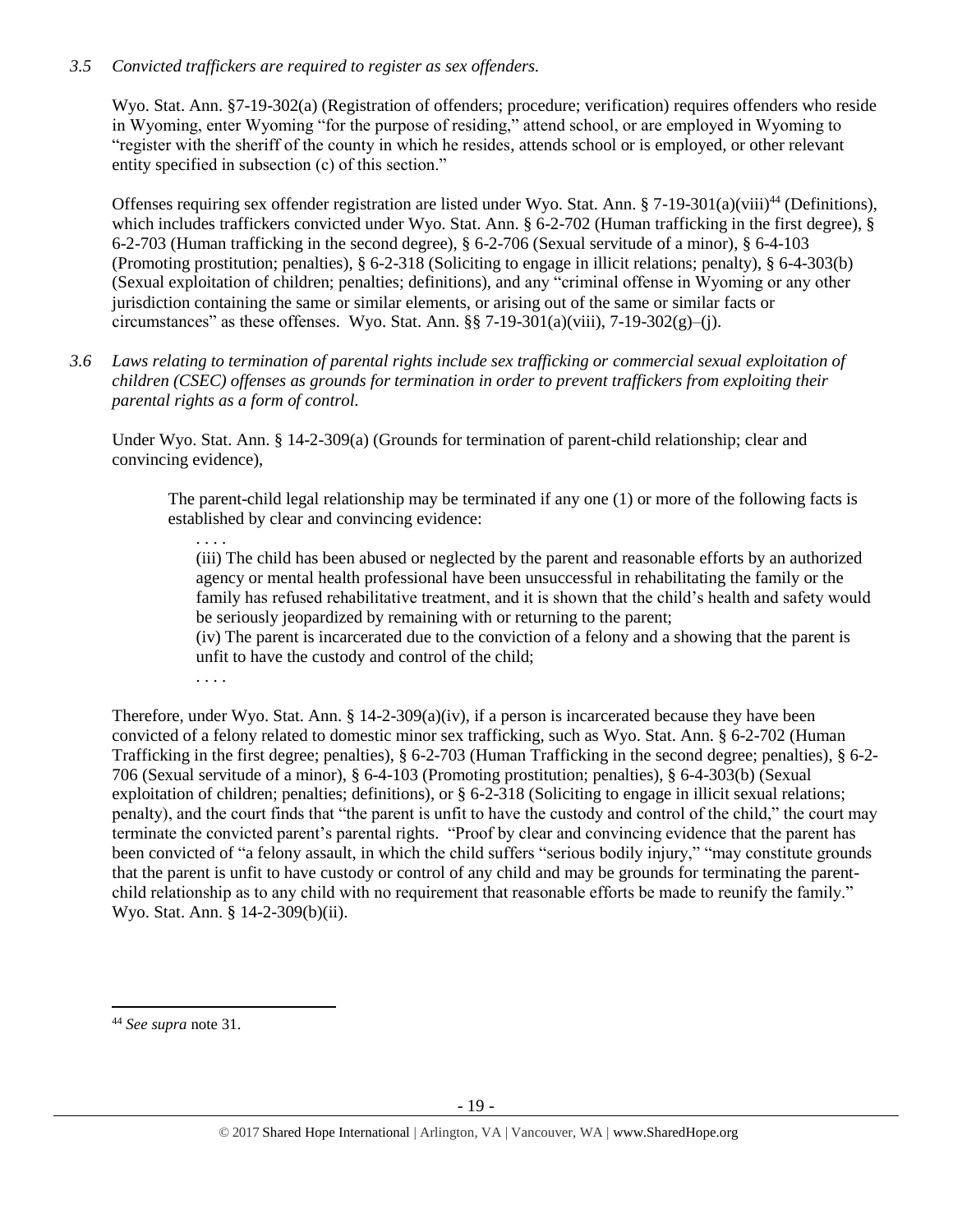*3.5 Convicted traffickers are required to register as sex offenders.*

Wyo. Stat. Ann. §7-19-302(a) (Registration of offenders; procedure; verification) requires offenders who reside in Wyoming, enter Wyoming "for the purpose of residing," attend school, or are employed in Wyoming to "register with the sheriff of the county in which he resides, attends school or is employed, or other relevant entity specified in subsection (c) of this section."

Offenses requiring sex offender registration are listed under Wyo. Stat. Ann. § 7-19-301(a)(viii)[44] (Definitions), which includes traffickers convicted under Wyo. Stat. Ann. § 6-2-702 (Human trafficking in the first degree), § 6-2-703 (Human trafficking in the second degree), § 6-2-706 (Sexual servitude of a minor), § 6-4-103 (Promoting prostitution; penalties), § 6-2-318 (Soliciting to engage in illicit relations; penalty), § 6-4-303(b) (Sexual exploitation of children; penalties; definitions), and any "criminal offense in Wyoming or any other jurisdiction containing the same or similar elements, or arising out of the same or similar facts or circumstances" as these offenses. Wyo. Stat. Ann. §§ 7-19-301(a)(viii), 7-19-302(g)–(j).

*3.6 Laws relating to termination of parental rights include sex trafficking or commercial sexual exploitation of children (CSEC) offenses as grounds for termination in order to prevent traffickers from exploiting their parental rights as a form of control.*

Under Wyo. Stat. Ann. § 14-2-309(a) (Grounds for termination of parent-child relationship; clear and convincing evidence),

> The parent-child legal relationship may be terminated if any one (1) or more of the following facts is established by clear and convincing evidence:
>
> . . . .
>
> (iii) The child has been abused or neglected by the parent and reasonable efforts by an authorized agency or mental health professional have been unsuccessful in rehabilitating the family or the family has refused rehabilitative treatment, and it is shown that the child's health and safety would be seriously jeopardized by remaining with or returning to the parent;
>
> (iv) The parent is incarcerated due to the conviction of a felony and a showing that the parent is unfit to have the custody and control of the child;
>
> . . . .

Therefore, under Wyo. Stat. Ann. § 14-2-309(a)(iv), if a person is incarcerated because they have been convicted of a felony related to domestic minor sex trafficking, such as Wyo. Stat. Ann. § 6-2-702 (Human Trafficking in the first degree; penalties), § 6-2-703 (Human Trafficking in the second degree; penalties), § 6-2-706 (Sexual servitude of a minor), § 6-4-103 (Promoting prostitution; penalties), § 6-4-303(b) (Sexual exploitation of children; penalties; definitions), or § 6-2-318 (Soliciting to engage in illicit sexual relations; penalty), and the court finds that "the parent is unfit to have the custody and control of the child," the court may terminate the convicted parent's parental rights. "Proof by clear and convincing evidence that the parent has been convicted of "a felony assault, in which the child suffers "serious bodily injury," "may constitute grounds that the parent is unfit to have custody or control of any child and may be grounds for terminating the parent-child relationship as to any child with no requirement that reasonable efforts be made to reunify the family." Wyo. Stat. Ann. § 14-2-309(b)(ii).

---

[44] *See supra* note 31.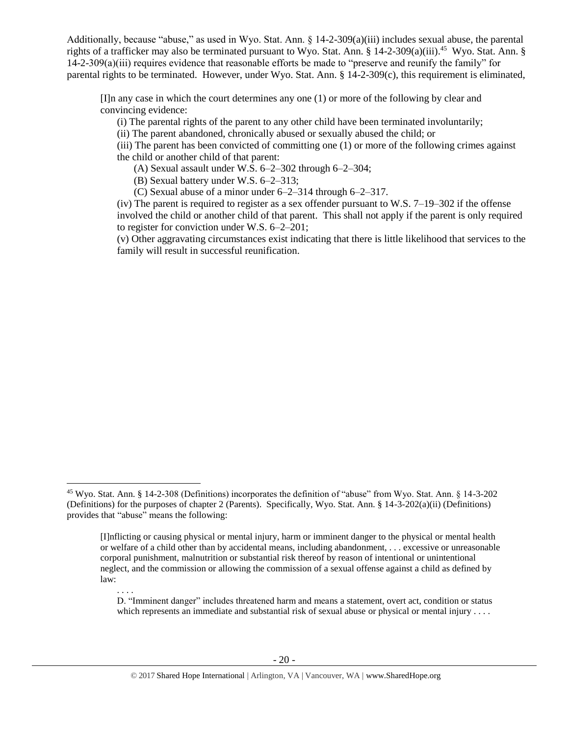Additionally, because "abuse," as used in Wyo. Stat. Ann. § 14-2-309(a)(iii) includes sexual abuse, the parental rights of a trafficker may also be terminated pursuant to Wyo. Stat. Ann. § 14-2-309(a)(iii).[45] Wyo. Stat. Ann. § 14-2-309(a)(iii) requires evidence that reasonable efforts be made to "preserve and reunify the family" for parental rights to be terminated. However, under Wyo. Stat. Ann. § 14-2-309(c), this requirement is eliminated,

> [I]n any case in which the court determines any one (1) or more of the following by clear and convincing evidence:
>
> (i) The parental rights of the parent to any other child have been terminated involuntarily;
>
> (ii) The parent abandoned, chronically abused or sexually abused the child; or
>
> (iii) The parent has been convicted of committing one (1) or more of the following crimes against the child or another child of that parent:
>
> (A) Sexual assault under W.S. 6–2–302 through 6–2–304;
>
> (B) Sexual battery under W.S. 6–2–313;
>
> (C) Sexual abuse of a minor under 6–2–314 through 6–2–317.
>
> (iv) The parent is required to register as a sex offender pursuant to W.S. 7–19–302 if the offense involved the child or another child of that parent. This shall not apply if the parent is only required to register for conviction under W.S. 6–2–201;
>
> (v) Other aggravating circumstances exist indicating that there is little likelihood that services to the family will result in successful reunification.

---

[45] Wyo. Stat. Ann. § 14-2-308 (Definitions) incorporates the definition of "abuse" from Wyo. Stat. Ann. § 14-3-202 (Definitions) for the purposes of chapter 2 (Parents). Specifically, Wyo. Stat. Ann. § 14-3-202(a)(ii) (Definitions) provides that "abuse" means the following:

> [I]nflicting or causing physical or mental injury, harm or imminent danger to the physical or mental health or welfare of a child other than by accidental means, including abandonment, . . . excessive or unreasonable corporal punishment, malnutrition or substantial risk thereof by reason of intentional or unintentional neglect, and the commission or allowing the commission of a sexual offense against a child as defined by law:
>
> . . . .
>
> D. "Imminent danger" includes threatened harm and means a statement, overt act, condition or status which represents an immediate and substantial risk of sexual abuse or physical or mental injury . . . .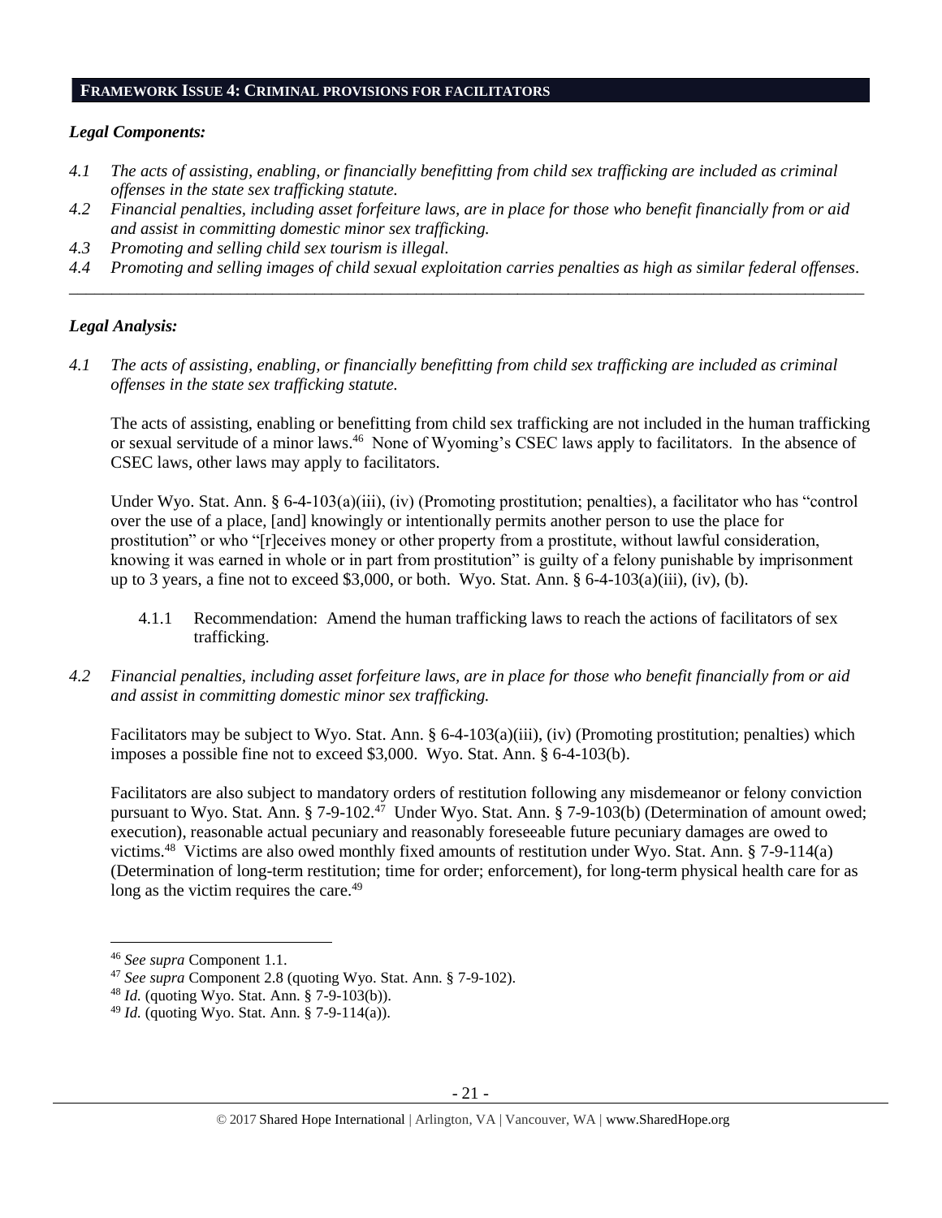## FRAMEWORK ISSUE 4: CRIMINAL PROVISIONS FOR FACILITATORS

### *Legal Components:*

*4.1 The acts of assisting, enabling, or financially benefitting from child sex trafficking are included as criminal offenses in the state sex trafficking statute.*

*4.2 Financial penalties, including asset forfeiture laws, are in place for those who benefit financially from or aid and assist in committing domestic minor sex trafficking.*

*4.3 Promoting and selling child sex tourism is illegal.*

*4.4 Promoting and selling images of child sexual exploitation carries penalties as high as similar federal offenses.*

---

### *Legal Analysis:*

*4.1 The acts of assisting, enabling, or financially benefitting from child sex trafficking are included as criminal offenses in the state sex trafficking statute.*

The acts of assisting, enabling or benefitting from child sex trafficking are not included in the human trafficking or sexual servitude of a minor laws.[46] None of Wyoming's CSEC laws apply to facilitators. In the absence of CSEC laws, other laws may apply to facilitators.

Under Wyo. Stat. Ann. § 6-4-103(a)(iii), (iv) (Promoting prostitution; penalties), a facilitator who has "control over the use of a place, [and] knowingly or intentionally permits another person to use the place for prostitution" or who "[r]eceives money or other property from a prostitute, without lawful consideration, knowing it was earned in whole or in part from prostitution" is guilty of a felony punishable by imprisonment up to 3 years, a fine not to exceed $3,000, or both. Wyo. Stat. Ann. § 6-4-103(a)(iii), (iv), (b).

4.1.1 Recommendation: Amend the human trafficking laws to reach the actions of facilitators of sex trafficking.

*4.2 Financial penalties, including asset forfeiture laws, are in place for those who benefit financially from or aid and assist in committing domestic minor sex trafficking.*

Facilitators may be subject to Wyo. Stat. Ann. § 6-4-103(a)(iii), (iv) (Promoting prostitution; penalties) which imposes a possible fine not to exceed $3,000. Wyo. Stat. Ann. § 6-4-103(b).

Facilitators are also subject to mandatory orders of restitution following any misdemeanor or felony conviction pursuant to Wyo. Stat. Ann. § 7-9-102.[47] Under Wyo. Stat. Ann. § 7-9-103(b) (Determination of amount owed; execution), reasonable actual pecuniary and reasonably foreseeable future pecuniary damages are owed to victims.[48] Victims are also owed monthly fixed amounts of restitution under Wyo. Stat. Ann. § 7-9-114(a) (Determination of long-term restitution; time for order; enforcement), for long-term physical health care for as long as the victim requires the care.[49]

---

[46] *See supra* Component 1.1.

[47] *See supra* Component 2.8 (quoting Wyo. Stat. Ann. § 7-9-102).

[48] *Id.* (quoting Wyo. Stat. Ann. § 7-9-103(b)).

[49] *Id.* (quoting Wyo. Stat. Ann. § 7-9-114(a)).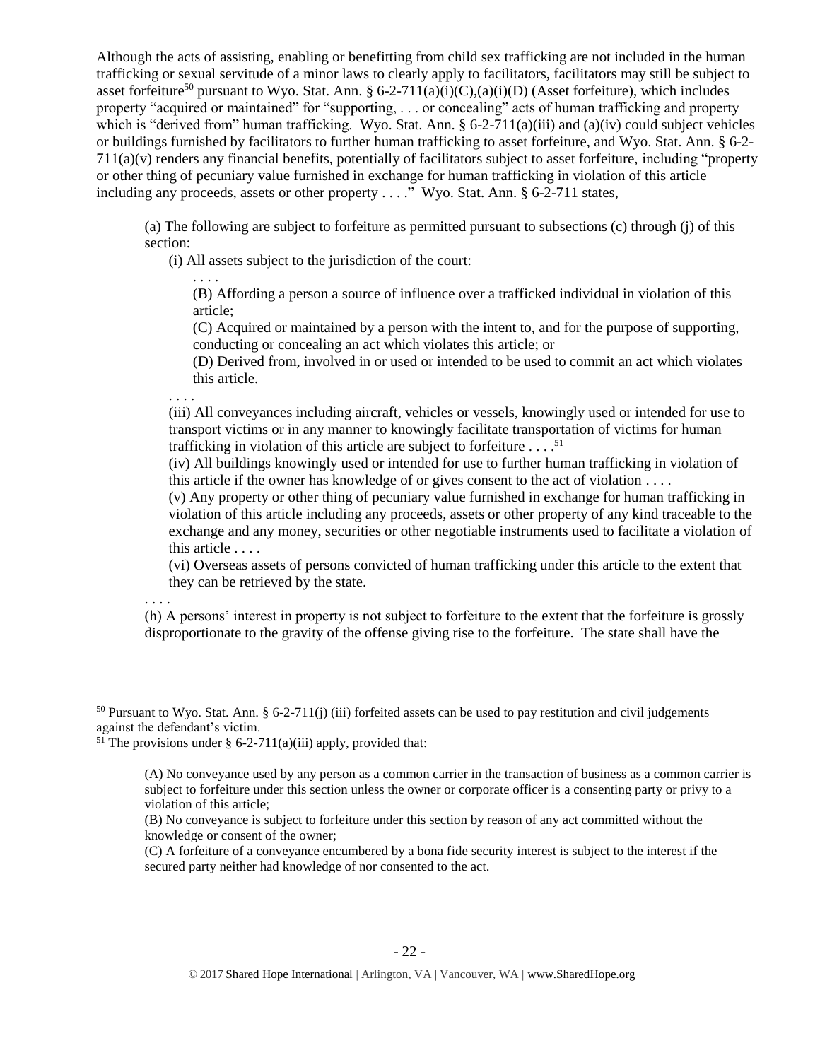Although the acts of assisting, enabling or benefitting from child sex trafficking are not included in the human trafficking or sexual servitude of a minor laws to clearly apply to facilitators, facilitators may still be subject to asset forfeiture[50] pursuant to Wyo. Stat. Ann. § 6-2-711(a)(i)(C),(a)(i)(D) (Asset forfeiture), which includes property "acquired or maintained" for "supporting, . . . or concealing" acts of human trafficking and property which is "derived from" human trafficking. Wyo. Stat. Ann. § 6-2-711(a)(iii) and (a)(iv) could subject vehicles or buildings furnished by facilitators to further human trafficking to asset forfeiture, and Wyo. Stat. Ann. § 6-2-711(a)(v) renders any financial benefits, potentially of facilitators subject to asset forfeiture, including "property or other thing of pecuniary value furnished in exchange for human trafficking in violation of this article including any proceeds, assets or other property . . . ." Wyo. Stat. Ann. § 6-2-711 states,

> (a) The following are subject to forfeiture as permitted pursuant to subsections (c) through (j) of this section:
>
> (i) All assets subject to the jurisdiction of the court:
>
> . . . .
>
> (B) Affording a person a source of influence over a trafficked individual in violation of this article;
>
> (C) Acquired or maintained by a person with the intent to, and for the purpose of supporting, conducting or concealing an act which violates this article; or
>
> (D) Derived from, involved in or used or intended to be used to commit an act which violates this article.
>
> . . . .
>
> (iii) All conveyances including aircraft, vehicles or vessels, knowingly used or intended for use to transport victims or in any manner to knowingly facilitate transportation of victims for human trafficking in violation of this article are subject to forfeiture . . . .[51]
>
> (iv) All buildings knowingly used or intended for use to further human trafficking in violation of this article if the owner has knowledge of or gives consent to the act of violation . . . .
>
> (v) Any property or other thing of pecuniary value furnished in exchange for human trafficking in violation of this article including any proceeds, assets or other property of any kind traceable to the exchange and any money, securities or other negotiable instruments used to facilitate a violation of this article . . . .
>
> (vi) Overseas assets of persons convicted of human trafficking under this article to the extent that they can be retrieved by the state.
>
> . . . .
>
> (h) A persons' interest in property is not subject to forfeiture to the extent that the forfeiture is grossly disproportionate to the gravity of the offense giving rise to the forfeiture. The state shall have the

---

[50] Pursuant to Wyo. Stat. Ann. § 6-2-711(j) (iii) forfeited assets can be used to pay restitution and civil judgements against the defendant's victim.

[51] The provisions under § 6-2-711(a)(iii) apply, provided that:

> (A) No conveyance used by any person as a common carrier in the transaction of business as a common carrier is subject to forfeiture under this section unless the owner or corporate officer is a consenting party or privy to a violation of this article;
>
> (B) No conveyance is subject to forfeiture under this section by reason of any act committed without the knowledge or consent of the owner;
>
> (C) A forfeiture of a conveyance encumbered by a bona fide security interest is subject to the interest if the secured party neither had knowledge of nor consented to the act.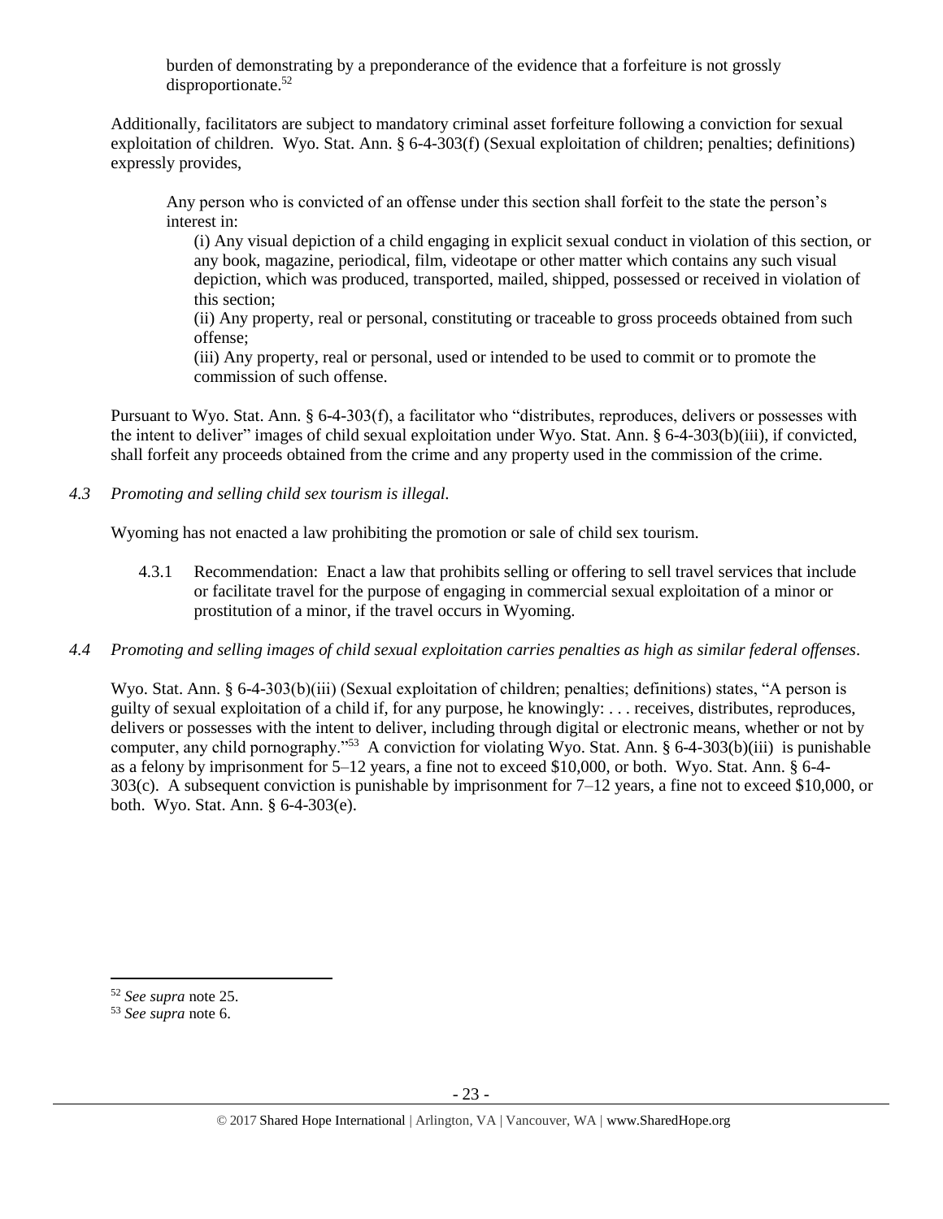burden of demonstrating by a preponderance of the evidence that a forfeiture is not grossly disproportionate.[52]

Additionally, facilitators are subject to mandatory criminal asset forfeiture following a conviction for sexual exploitation of children. Wyo. Stat. Ann. § 6-4-303(f) (Sexual exploitation of children; penalties; definitions) expressly provides,

> Any person who is convicted of an offense under this section shall forfeit to the state the person's interest in:
>
> (i) Any visual depiction of a child engaging in explicit sexual conduct in violation of this section, or any book, magazine, periodical, film, videotape or other matter which contains any such visual depiction, which was produced, transported, mailed, shipped, possessed or received in violation of this section;
>
> (ii) Any property, real or personal, constituting or traceable to gross proceeds obtained from such offense;
>
> (iii) Any property, real or personal, used or intended to be used to commit or to promote the commission of such offense.

Pursuant to Wyo. Stat. Ann. § 6-4-303(f), a facilitator who "distributes, reproduces, delivers or possesses with the intent to deliver" images of child sexual exploitation under Wyo. Stat. Ann. § 6-4-303(b)(iii), if convicted, shall forfeit any proceeds obtained from the crime and any property used in the commission of the crime.

*4.3 Promoting and selling child sex tourism is illegal.*

Wyoming has not enacted a law prohibiting the promotion or sale of child sex tourism.

4.3.1 Recommendation: Enact a law that prohibits selling or offering to sell travel services that include or facilitate travel for the purpose of engaging in commercial sexual exploitation of a minor or prostitution of a minor, if the travel occurs in Wyoming.

*4.4 Promoting and selling images of child sexual exploitation carries penalties as high as similar federal offenses.*

Wyo. Stat. Ann. § 6-4-303(b)(iii) (Sexual exploitation of children; penalties; definitions) states, "A person is guilty of sexual exploitation of a child if, for any purpose, he knowingly: . . . receives, distributes, reproduces, delivers or possesses with the intent to deliver, including through digital or electronic means, whether or not by computer, any child pornography."[53] A conviction for violating Wyo. Stat. Ann. § 6-4-303(b)(iii) is punishable as a felony by imprisonment for 5–12 years, a fine not to exceed $10,000, or both. Wyo. Stat. Ann. § 6-4-303(c). A subsequent conviction is punishable by imprisonment for 7–12 years, a fine not to exceed $10,000, or both. Wyo. Stat. Ann. § 6-4-303(e).

---

[52] *See supra* note 25.

[53] *See supra* note 6.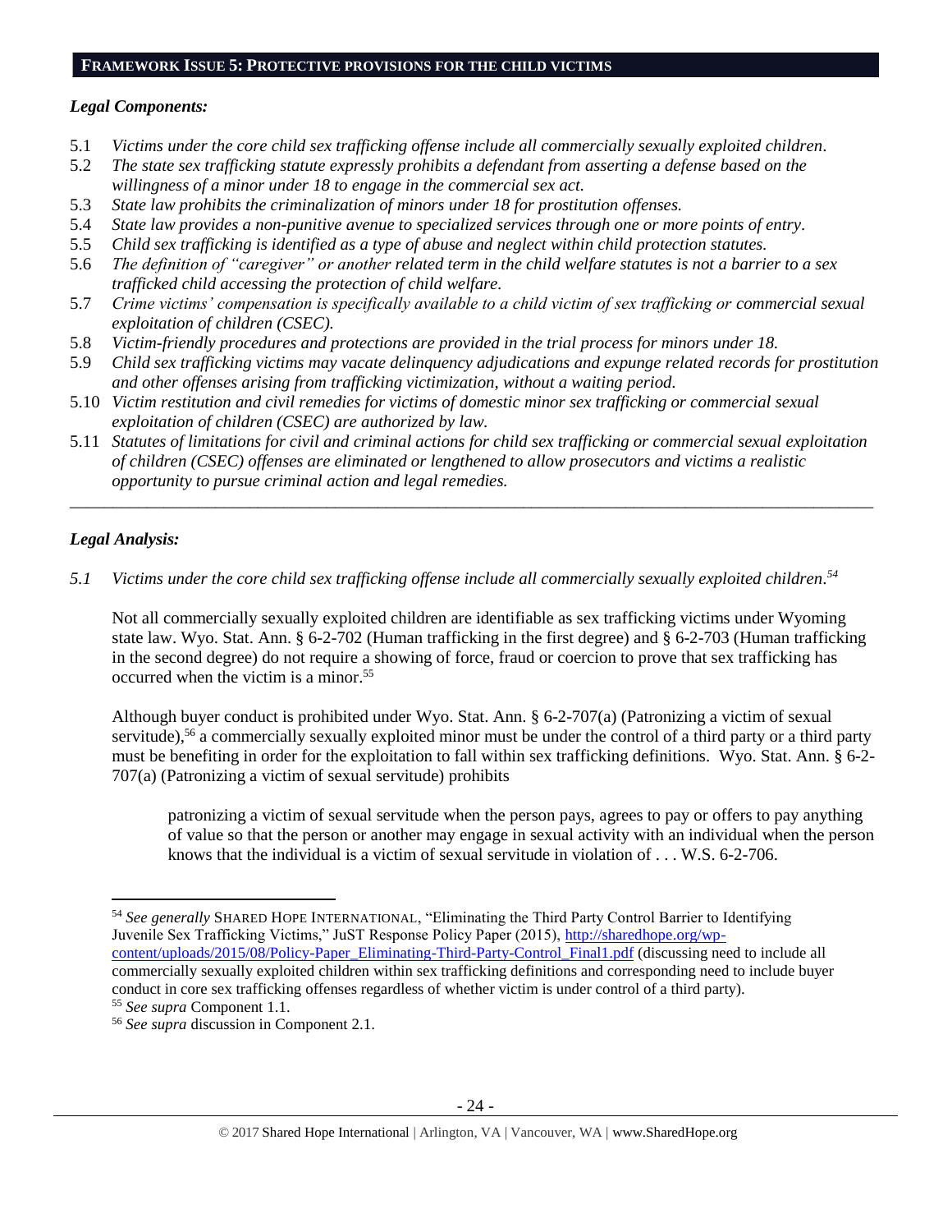## FRAMEWORK ISSUE 5: PROTECTIVE PROVISIONS FOR THE CHILD VICTIMS

### *Legal Components:*

5.1 *Victims under the core child sex trafficking offense include all commercially sexually exploited children.*
5.2 *The state sex trafficking statute expressly prohibits a defendant from asserting a defense based on the willingness of a minor under 18 to engage in the commercial sex act.*
5.3 *State law prohibits the criminalization of minors under 18 for prostitution offenses.*
5.4 *State law provides a non-punitive avenue to specialized services through one or more points of entry.*
5.5 *Child sex trafficking is identified as a type of abuse and neglect within child protection statutes.*
5.6 *The definition of "caregiver" or another related term in the child welfare statutes is not a barrier to a sex trafficked child accessing the protection of child welfare.*
5.7 *Crime victims' compensation is specifically available to a child victim of sex trafficking or commercial sexual exploitation of children (CSEC).*
5.8 *Victim-friendly procedures and protections are provided in the trial process for minors under 18.*
5.9 *Child sex trafficking victims may vacate delinquency adjudications and expunge related records for prostitution and other offenses arising from trafficking victimization, without a waiting period.*
5.10 *Victim restitution and civil remedies for victims of domestic minor sex trafficking or commercial sexual exploitation of children (CSEC) are authorized by law.*
5.11 *Statutes of limitations for civil and criminal actions for child sex trafficking or commercial sexual exploitation of children (CSEC) offenses are eliminated or lengthened to allow prosecutors and victims a realistic opportunity to pursue criminal action and legal remedies.*

---

### *Legal Analysis:*

*5.1 Victims under the core child sex trafficking offense include all commercially sexually exploited children.*[54]

Not all commercially sexually exploited children are identifiable as sex trafficking victims under Wyoming state law. Wyo. Stat. Ann. § 6-2-702 (Human trafficking in the first degree) and § 6-2-703 (Human trafficking in the second degree) do not require a showing of force, fraud or coercion to prove that sex trafficking has occurred when the victim is a minor.[55]

Although buyer conduct is prohibited under Wyo. Stat. Ann. § 6-2-707(a) (Patronizing a victim of sexual servitude),[56] a commercially sexually exploited minor must be under the control of a third party or a third party must be benefiting in order for the exploitation to fall within sex trafficking definitions. Wyo. Stat. Ann. § 6-2-707(a) (Patronizing a victim of sexual servitude) prohibits

> patronizing a victim of sexual servitude when the person pays, agrees to pay or offers to pay anything of value so that the person or another may engage in sexual activity with an individual when the person knows that the individual is a victim of sexual servitude in violation of . . . W.S. 6-2-706.

---

[54] *See generally* SHARED HOPE INTERNATIONAL, "Eliminating the Third Party Control Barrier to Identifying Juvenile Sex Trafficking Victims," JuST Response Policy Paper (2015), http://sharedhope.org/wp-content/uploads/2015/08/Policy-Paper_Eliminating-Third-Party-Control_Final1.pdf (discussing need to include all commercially sexually exploited children within sex trafficking definitions and corresponding need to include buyer conduct in core sex trafficking offenses regardless of whether victim is under control of a third party).

[55] *See supra* Component 1.1.

[56] *See supra* discussion in Component 2.1.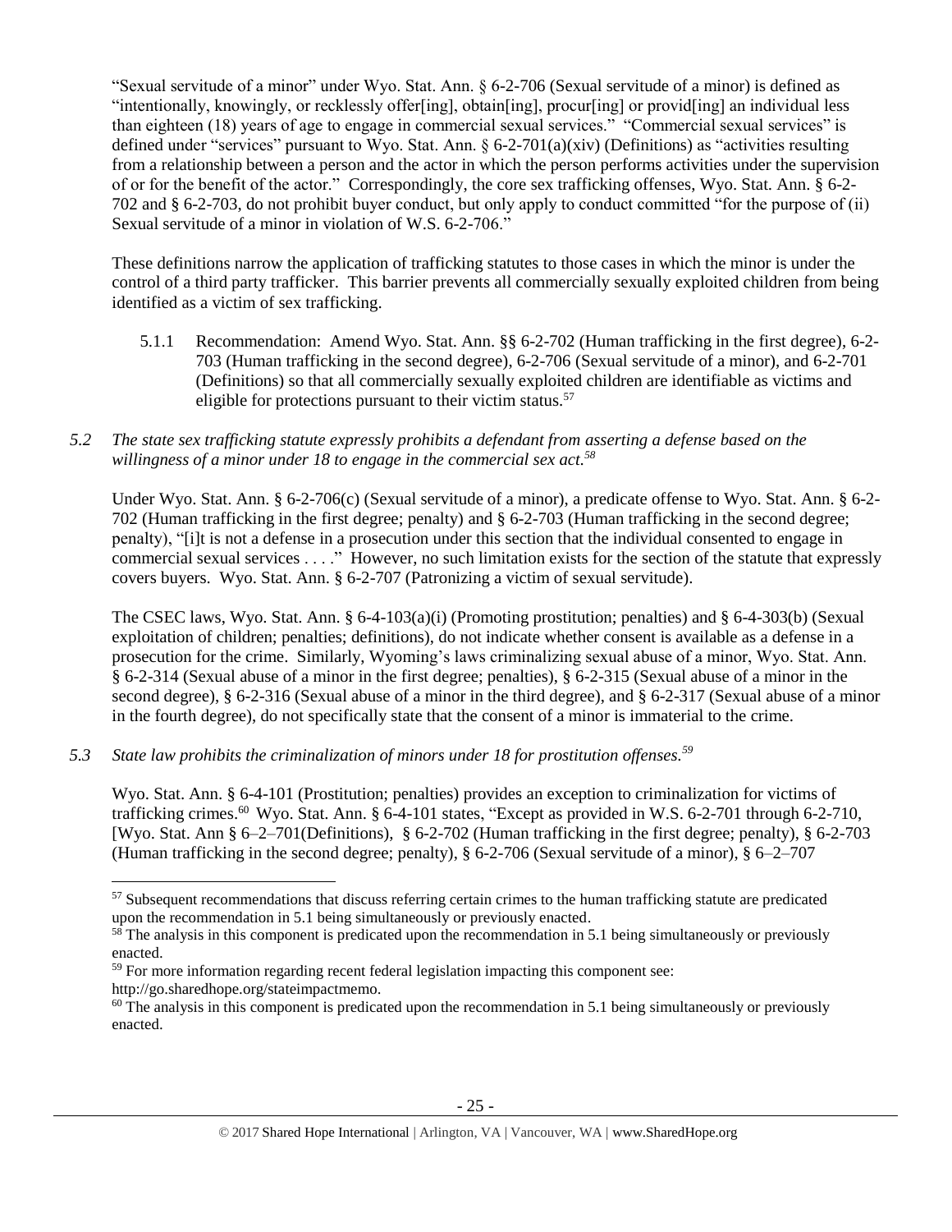"Sexual servitude of a minor" under Wyo. Stat. Ann. § 6-2-706 (Sexual servitude of a minor) is defined as "intentionally, knowingly, or recklessly offer[ing], obtain[ing], procur[ing] or provid[ing] an individual less than eighteen (18) years of age to engage in commercial sexual services." "Commercial sexual services" is defined under "services" pursuant to Wyo. Stat. Ann. § 6-2-701(a)(xiv) (Definitions) as "activities resulting from a relationship between a person and the actor in which the person performs activities under the supervision of or for the benefit of the actor." Correspondingly, the core sex trafficking offenses, Wyo. Stat. Ann. § 6-2-702 and § 6-2-703, do not prohibit buyer conduct, but only apply to conduct committed "for the purpose of (ii) Sexual servitude of a minor in violation of W.S. 6-2-706."

These definitions narrow the application of trafficking statutes to those cases in which the minor is under the control of a third party trafficker. This barrier prevents all commercially sexually exploited children from being identified as a victim of sex trafficking.

5.1.1 Recommendation: Amend Wyo. Stat. Ann. §§ 6-2-702 (Human trafficking in the first degree), 6-2-703 (Human trafficking in the second degree), 6-2-706 (Sexual servitude of a minor), and 6-2-701 (Definitions) so that all commercially sexually exploited children are identifiable as victims and eligible for protections pursuant to their victim status.[57]

*5.2 The state sex trafficking statute expressly prohibits a defendant from asserting a defense based on the willingness of a minor under 18 to engage in the commercial sex act.[58]*

Under Wyo. Stat. Ann. § 6-2-706(c) (Sexual servitude of a minor), a predicate offense to Wyo. Stat. Ann. § 6-2-702 (Human trafficking in the first degree; penalty) and § 6-2-703 (Human trafficking in the second degree; penalty), "[i]t is not a defense in a prosecution under this section that the individual consented to engage in commercial sexual services . . . ." However, no such limitation exists for the section of the statute that expressly covers buyers. Wyo. Stat. Ann. § 6-2-707 (Patronizing a victim of sexual servitude).

The CSEC laws, Wyo. Stat. Ann. § 6-4-103(a)(i) (Promoting prostitution; penalties) and § 6-4-303(b) (Sexual exploitation of children; penalties; definitions), do not indicate whether consent is available as a defense in a prosecution for the crime. Similarly, Wyoming's laws criminalizing sexual abuse of a minor, Wyo. Stat. Ann. § 6-2-314 (Sexual abuse of a minor in the first degree; penalties), § 6-2-315 (Sexual abuse of a minor in the second degree), § 6-2-316 (Sexual abuse of a minor in the third degree), and § 6-2-317 (Sexual abuse of a minor in the fourth degree), do not specifically state that the consent of a minor is immaterial to the crime.

*5.3 State law prohibits the criminalization of minors under 18 for prostitution offenses.[59]*

Wyo. Stat. Ann. § 6-4-101 (Prostitution; penalties) provides an exception to criminalization for victims of trafficking crimes.[60] Wyo. Stat. Ann. § 6-4-101 states, "Except as provided in W.S. 6-2-701 through 6-2-710, [Wyo. Stat. Ann § 6–2–701(Definitions), § 6-2-702 (Human trafficking in the first degree; penalty), § 6-2-703 (Human trafficking in the second degree; penalty), § 6-2-706 (Sexual servitude of a minor), § 6–2–707

---

[57] Subsequent recommendations that discuss referring certain crimes to the human trafficking statute are predicated upon the recommendation in 5.1 being simultaneously or previously enacted.

[58] The analysis in this component is predicated upon the recommendation in 5.1 being simultaneously or previously enacted.

[59] For more information regarding recent federal legislation impacting this component see: http://go.sharedhope.org/stateimpactmemo.

[60] The analysis in this component is predicated upon the recommendation in 5.1 being simultaneously or previously enacted.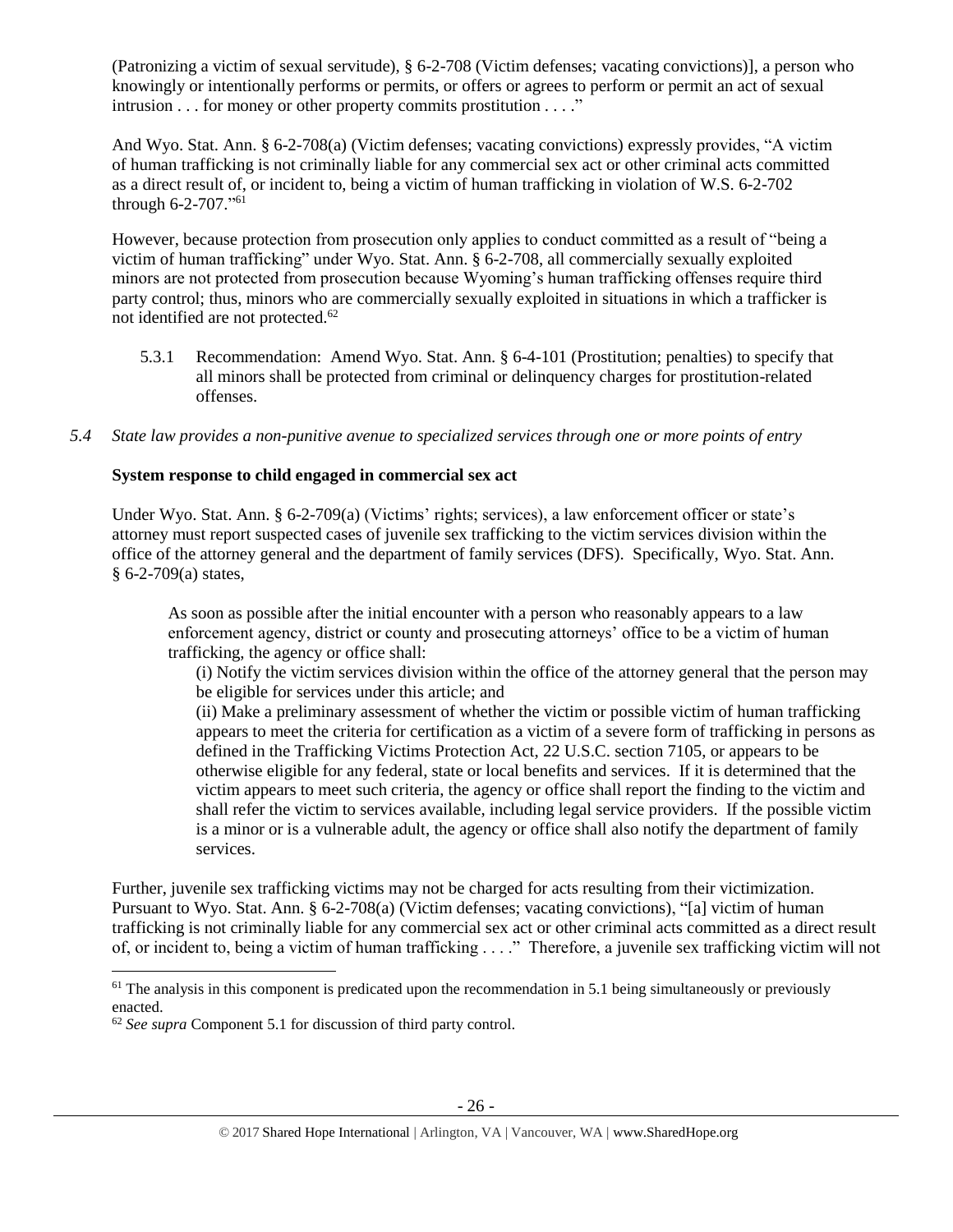(Patronizing a victim of sexual servitude), § 6-2-708 (Victim defenses; vacating convictions)], a person who knowingly or intentionally performs or permits, or offers or agrees to perform or permit an act of sexual intrusion . . . for money or other property commits prostitution . . . ."

And Wyo. Stat. Ann. § 6-2-708(a) (Victim defenses; vacating convictions) expressly provides, "A victim of human trafficking is not criminally liable for any commercial sex act or other criminal acts committed as a direct result of, or incident to, being a victim of human trafficking in violation of W.S. 6-2-702 through 6-2-707."[61]

However, because protection from prosecution only applies to conduct committed as a result of "being a victim of human trafficking" under Wyo. Stat. Ann. § 6-2-708, all commercially sexually exploited minors are not protected from prosecution because Wyoming's human trafficking offenses require third party control; thus, minors who are commercially sexually exploited in situations in which a trafficker is not identified are not protected.[62]

> 5.3.1 Recommendation: Amend Wyo. Stat. Ann. § 6-4-101 (Prostitution; penalties) to specify that all minors shall be protected from criminal or delinquency charges for prostitution-related offenses.

*5.4 State law provides a non-punitive avenue to specialized services through one or more points of entry*

**System response to child engaged in commercial sex act**

Under Wyo. Stat. Ann. § 6-2-709(a) (Victims' rights; services), a law enforcement officer or state's attorney must report suspected cases of juvenile sex trafficking to the victim services division within the office of the attorney general and the department of family services (DFS). Specifically, Wyo. Stat. Ann. § 6-2-709(a) states,

> As soon as possible after the initial encounter with a person who reasonably appears to a law enforcement agency, district or county and prosecuting attorneys' office to be a victim of human trafficking, the agency or office shall:
>
> (i) Notify the victim services division within the office of the attorney general that the person may be eligible for services under this article; and
>
> (ii) Make a preliminary assessment of whether the victim or possible victim of human trafficking appears to meet the criteria for certification as a victim of a severe form of trafficking in persons as defined in the Trafficking Victims Protection Act, 22 U.S.C. section 7105, or appears to be otherwise eligible for any federal, state or local benefits and services. If it is determined that the victim appears to meet such criteria, the agency or office shall report the finding to the victim and shall refer the victim to services available, including legal service providers. If the possible victim is a minor or is a vulnerable adult, the agency or office shall also notify the department of family services.

Further, juvenile sex trafficking victims may not be charged for acts resulting from their victimization. Pursuant to Wyo. Stat. Ann. § 6-2-708(a) (Victim defenses; vacating convictions), "[a] victim of human trafficking is not criminally liable for any commercial sex act or other criminal acts committed as a direct result of, or incident to, being a victim of human trafficking . . . ." Therefore, a juvenile sex trafficking victim will not

---

[61] The analysis in this component is predicated upon the recommendation in 5.1 being simultaneously or previously enacted.

[62] *See supra* Component 5.1 for discussion of third party control.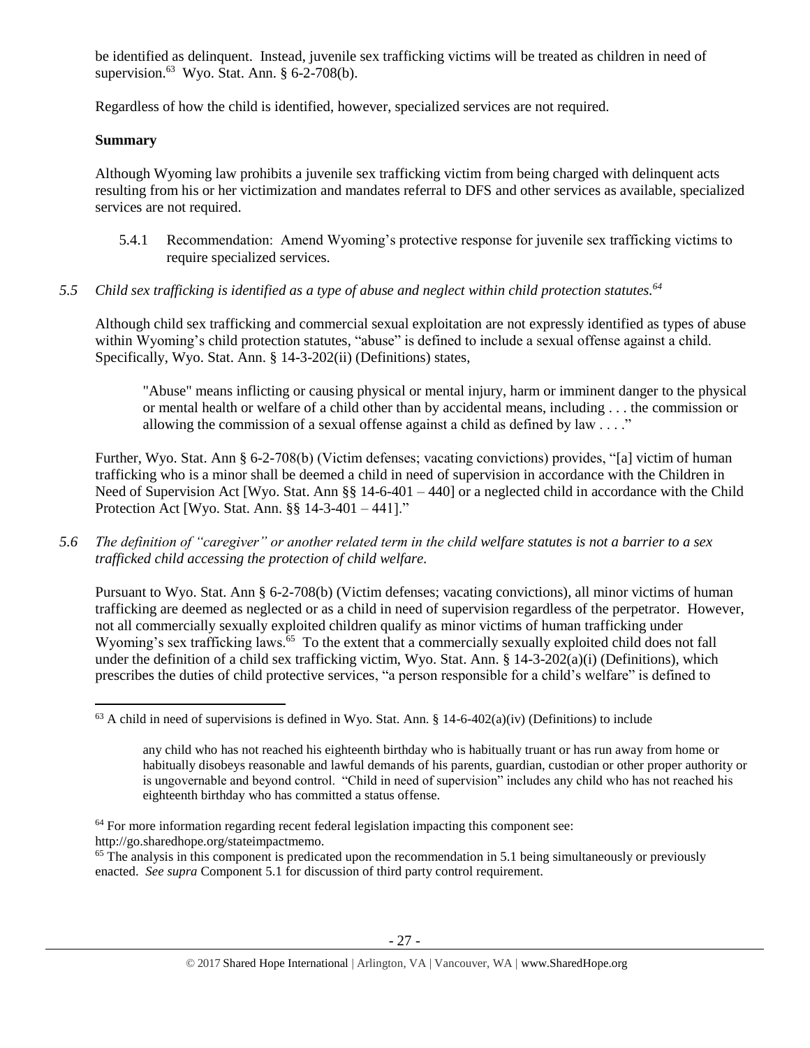be identified as delinquent. Instead, juvenile sex trafficking victims will be treated as children in need of supervision.[63] Wyo. Stat. Ann. § 6-2-708(b).

Regardless of how the child is identified, however, specialized services are not required.

**Summary**

Although Wyoming law prohibits a juvenile sex trafficking victim from being charged with delinquent acts resulting from his or her victimization and mandates referral to DFS and other services as available, specialized services are not required.

5.4.1 Recommendation: Amend Wyoming's protective response for juvenile sex trafficking victims to require specialized services.

*5.5 Child sex trafficking is identified as a type of abuse and neglect within child protection statutes.[64]*

Although child sex trafficking and commercial sexual exploitation are not expressly identified as types of abuse within Wyoming's child protection statutes, "abuse" is defined to include a sexual offense against a child. Specifically, Wyo. Stat. Ann. § 14-3-202(ii) (Definitions) states,

> "Abuse" means inflicting or causing physical or mental injury, harm or imminent danger to the physical or mental health or welfare of a child other than by accidental means, including . . . the commission or allowing the commission of a sexual offense against a child as defined by law . . . ."

Further, Wyo. Stat. Ann § 6-2-708(b) (Victim defenses; vacating convictions) provides, "[a] victim of human trafficking who is a minor shall be deemed a child in need of supervision in accordance with the Children in Need of Supervision Act [Wyo. Stat. Ann §§ 14-6-401 – 440] or a neglected child in accordance with the Child Protection Act [Wyo. Stat. Ann. §§ 14-3-401 – 441]."

*5.6 The definition of "caregiver" or another related term in the child welfare statutes is not a barrier to a sex trafficked child accessing the protection of child welfare.*

Pursuant to Wyo. Stat. Ann § 6-2-708(b) (Victim defenses; vacating convictions), all minor victims of human trafficking are deemed as neglected or as a child in need of supervision regardless of the perpetrator. However, not all commercially sexually exploited children qualify as minor victims of human trafficking under Wyoming's sex trafficking laws.[65] To the extent that a commercially sexually exploited child does not fall under the definition of a child sex trafficking victim, Wyo. Stat. Ann. § 14-3-202(a)(i) (Definitions), which prescribes the duties of child protective services, "a person responsible for a child's welfare" is defined to

---

[63] A child in need of supervisions is defined in Wyo. Stat. Ann. § 14-6-402(a)(iv) (Definitions) to include

> any child who has not reached his eighteenth birthday who is habitually truant or has run away from home or habitually disobeys reasonable and lawful demands of his parents, guardian, custodian or other proper authority or is ungovernable and beyond control. "Child in need of supervision" includes any child who has not reached his eighteenth birthday who has committed a status offense.

[64] For more information regarding recent federal legislation impacting this component see: http://go.sharedhope.org/stateimpactmemo.

[65] The analysis in this component is predicated upon the recommendation in 5.1 being simultaneously or previously enacted. *See supra* Component 5.1 for discussion of third party control requirement.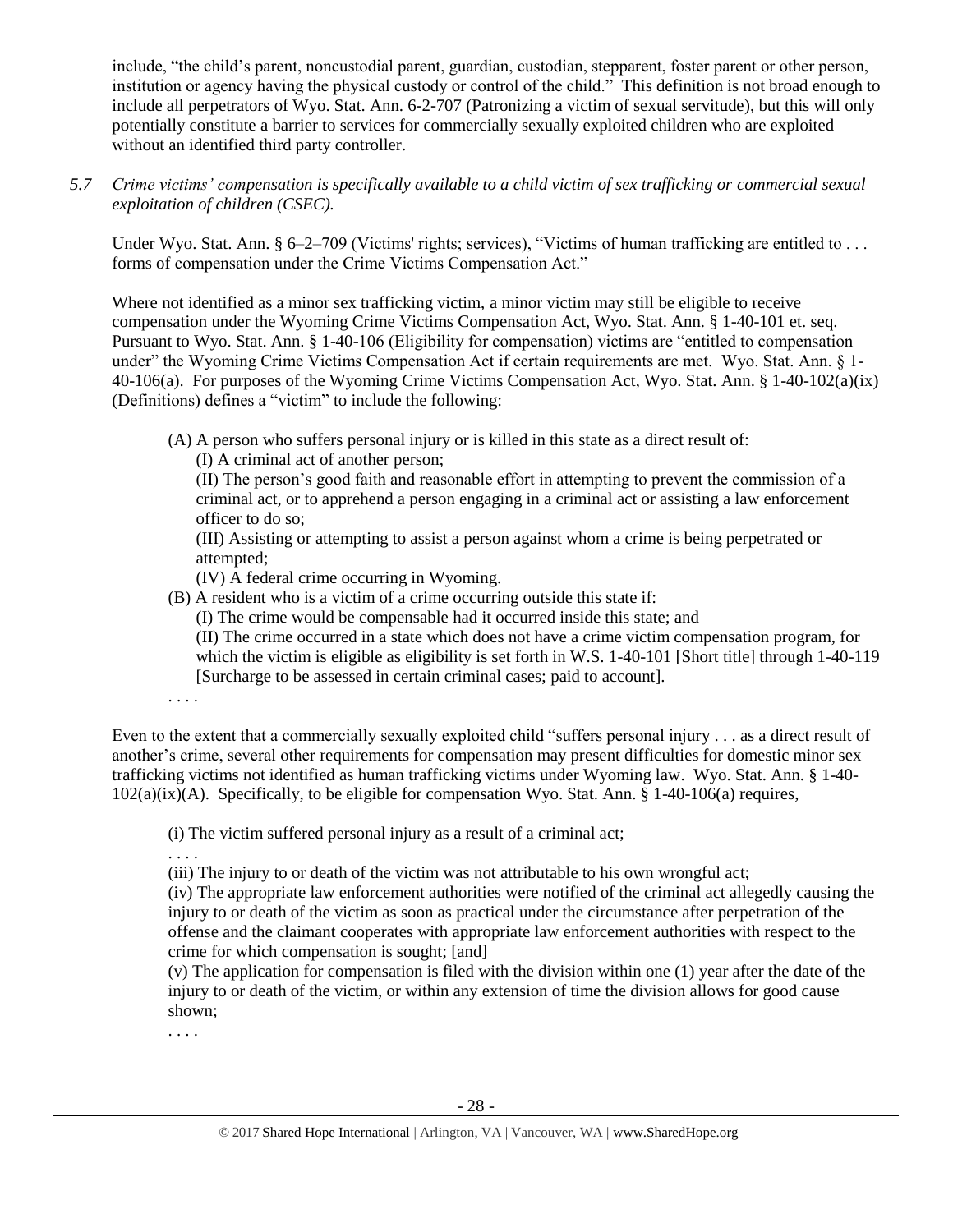include, "the child's parent, noncustodial parent, guardian, custodian, stepparent, foster parent or other person, institution or agency having the physical custody or control of the child." This definition is not broad enough to include all perpetrators of Wyo. Stat. Ann. 6-2-707 (Patronizing a victim of sexual servitude), but this will only potentially constitute a barrier to services for commercially sexually exploited children who are exploited without an identified third party controller.

*5.7 Crime victims' compensation is specifically available to a child victim of sex trafficking or commercial sexual exploitation of children (CSEC).*

Under Wyo. Stat. Ann. § 6–2–709 (Victims' rights; services), "Victims of human trafficking are entitled to . . . forms of compensation under the Crime Victims Compensation Act."

Where not identified as a minor sex trafficking victim, a minor victim may still be eligible to receive compensation under the Wyoming Crime Victims Compensation Act, Wyo. Stat. Ann. § 1-40-101 et. seq. Pursuant to Wyo. Stat. Ann. § 1-40-106 (Eligibility for compensation) victims are "entitled to compensation under" the Wyoming Crime Victims Compensation Act if certain requirements are met. Wyo. Stat. Ann. § 1-40-106(a). For purposes of the Wyoming Crime Victims Compensation Act, Wyo. Stat. Ann. § 1-40-102(a)(ix) (Definitions) defines a "victim" to include the following:

> (A) A person who suffers personal injury or is killed in this state as a direct result of:
>
> (I) A criminal act of another person;
>
> (II) The person's good faith and reasonable effort in attempting to prevent the commission of a criminal act, or to apprehend a person engaging in a criminal act or assisting a law enforcement officer to do so;
>
> (III) Assisting or attempting to assist a person against whom a crime is being perpetrated or attempted;
>
> (IV) A federal crime occurring in Wyoming.
>
> (B) A resident who is a victim of a crime occurring outside this state if:
>
> (I) The crime would be compensable had it occurred inside this state; and
>
> (II) The crime occurred in a state which does not have a crime victim compensation program, for which the victim is eligible as eligibility is set forth in W.S. 1-40-101 [Short title] through 1-40-119 [Surcharge to be assessed in certain criminal cases; paid to account].
>
> . . . .

Even to the extent that a commercially sexually exploited child "suffers personal injury . . . as a direct result of another's crime, several other requirements for compensation may present difficulties for domestic minor sex trafficking victims not identified as human trafficking victims under Wyoming law. Wyo. Stat. Ann. § 1-40-102(a)(ix)(A). Specifically, to be eligible for compensation Wyo. Stat. Ann. § 1-40-106(a) requires,

> (i) The victim suffered personal injury as a result of a criminal act;
>
> . . . .
>
> (iii) The injury to or death of the victim was not attributable to his own wrongful act;
>
> (iv) The appropriate law enforcement authorities were notified of the criminal act allegedly causing the injury to or death of the victim as soon as practical under the circumstance after perpetration of the offense and the claimant cooperates with appropriate law enforcement authorities with respect to the crime for which compensation is sought; [and]
>
> (v) The application for compensation is filed with the division within one (1) year after the date of the injury to or death of the victim, or within any extension of time the division allows for good cause shown;
>
> . . . .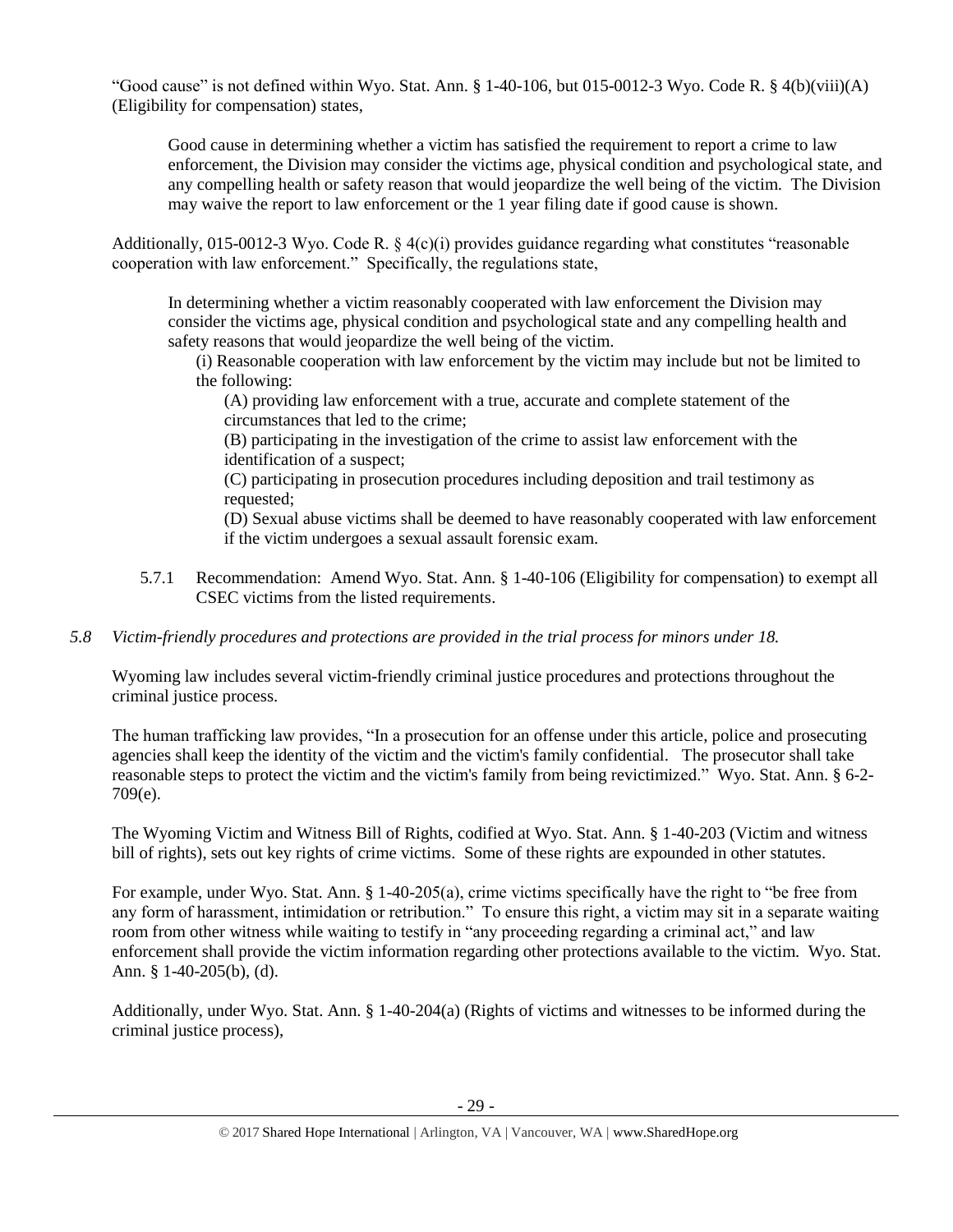"Good cause" is not defined within Wyo. Stat. Ann. § 1-40-106, but 015-0012-3 Wyo. Code R. § 4(b)(viii)(A) (Eligibility for compensation) states,

> Good cause in determining whether a victim has satisfied the requirement to report a crime to law enforcement, the Division may consider the victims age, physical condition and psychological state, and any compelling health or safety reason that would jeopardize the well being of the victim. The Division may waive the report to law enforcement or the 1 year filing date if good cause is shown.

Additionally, 015-0012-3 Wyo. Code R. § 4(c)(i) provides guidance regarding what constitutes "reasonable cooperation with law enforcement." Specifically, the regulations state,

> In determining whether a victim reasonably cooperated with law enforcement the Division may consider the victims age, physical condition and psychological state and any compelling health and safety reasons that would jeopardize the well being of the victim.
>
> (i) Reasonable cooperation with law enforcement by the victim may include but not be limited to the following:
>
> (A) providing law enforcement with a true, accurate and complete statement of the circumstances that led to the crime;
>
> (B) participating in the investigation of the crime to assist law enforcement with the identification of a suspect;
>
> (C) participating in prosecution procedures including deposition and trail testimony as requested;
>
> (D) Sexual abuse victims shall be deemed to have reasonably cooperated with law enforcement if the victim undergoes a sexual assault forensic exam.

5.7.1 Recommendation: Amend Wyo. Stat. Ann. § 1-40-106 (Eligibility for compensation) to exempt all CSEC victims from the listed requirements.

*5.8 Victim-friendly procedures and protections are provided in the trial process for minors under 18.*

Wyoming law includes several victim-friendly criminal justice procedures and protections throughout the criminal justice process.

The human trafficking law provides, "In a prosecution for an offense under this article, police and prosecuting agencies shall keep the identity of the victim and the victim's family confidential. The prosecutor shall take reasonable steps to protect the victim and the victim's family from being revictimized." Wyo. Stat. Ann. § 6-2-709(e).

The Wyoming Victim and Witness Bill of Rights, codified at Wyo. Stat. Ann. § 1-40-203 (Victim and witness bill of rights), sets out key rights of crime victims. Some of these rights are expounded in other statutes.

For example, under Wyo. Stat. Ann. § 1-40-205(a), crime victims specifically have the right to "be free from any form of harassment, intimidation or retribution." To ensure this right, a victim may sit in a separate waiting room from other witness while waiting to testify in "any proceeding regarding a criminal act," and law enforcement shall provide the victim information regarding other protections available to the victim. Wyo. Stat. Ann. § 1-40-205(b), (d).

Additionally, under Wyo. Stat. Ann. § 1-40-204(a) (Rights of victims and witnesses to be informed during the criminal justice process),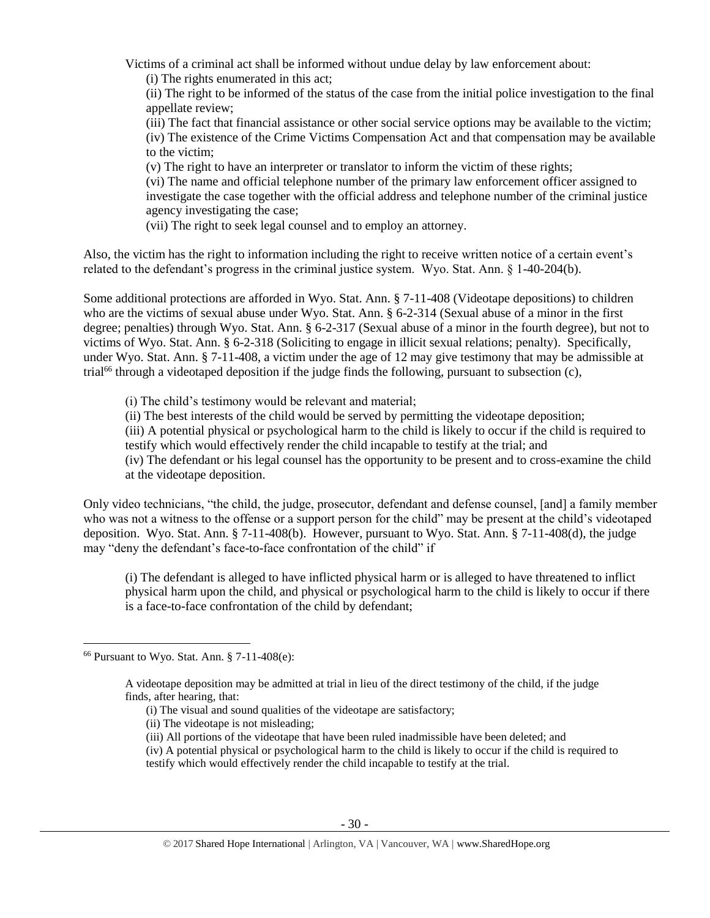Victims of a criminal act shall be informed without undue delay by law enforcement about:

(i) The rights enumerated in this act;

(ii) The right to be informed of the status of the case from the initial police investigation to the final appellate review;

(iii) The fact that financial assistance or other social service options may be available to the victim;

(iv) The existence of the Crime Victims Compensation Act and that compensation may be available to the victim;

(v) The right to have an interpreter or translator to inform the victim of these rights;

(vi) The name and official telephone number of the primary law enforcement officer assigned to investigate the case together with the official address and telephone number of the criminal justice agency investigating the case;

(vii) The right to seek legal counsel and to employ an attorney.

Also, the victim has the right to information including the right to receive written notice of a certain event's related to the defendant's progress in the criminal justice system. Wyo. Stat. Ann. § 1-40-204(b).

Some additional protections are afforded in Wyo. Stat. Ann. § 7-11-408 (Videotape depositions) to children who are the victims of sexual abuse under Wyo. Stat. Ann. § 6-2-314 (Sexual abuse of a minor in the first degree; penalties) through Wyo. Stat. Ann. § 6-2-317 (Sexual abuse of a minor in the fourth degree), but not to victims of Wyo. Stat. Ann. § 6-2-318 (Soliciting to engage in illicit sexual relations; penalty). Specifically, under Wyo. Stat. Ann. § 7-11-408, a victim under the age of 12 may give testimony that may be admissible at trial[66] through a videotaped deposition if the judge finds the following, pursuant to subsection (c),

(i) The child's testimony would be relevant and material;

(ii) The best interests of the child would be served by permitting the videotape deposition;

(iii) A potential physical or psychological harm to the child is likely to occur if the child is required to testify which would effectively render the child incapable to testify at the trial; and

(iv) The defendant or his legal counsel has the opportunity to be present and to cross-examine the child at the videotape deposition.

Only video technicians, "the child, the judge, prosecutor, defendant and defense counsel, [and] a family member who was not a witness to the offense or a support person for the child" may be present at the child's videotaped deposition. Wyo. Stat. Ann. § 7-11-408(b). However, pursuant to Wyo. Stat. Ann. § 7-11-408(d), the judge may "deny the defendant's face-to-face confrontation of the child" if

(i) The defendant is alleged to have inflicted physical harm or is alleged to have threatened to inflict physical harm upon the child, and physical or psychological harm to the child is likely to occur if there is a face-to-face confrontation of the child by defendant;

---

[66] Pursuant to Wyo. Stat. Ann. § 7-11-408(e):

> A videotape deposition may be admitted at trial in lieu of the direct testimony of the child, if the judge finds, after hearing, that:
>
> (i) The visual and sound qualities of the videotape are satisfactory;
>
> (ii) The videotape is not misleading;
>
> (iii) All portions of the videotape that have been ruled inadmissible have been deleted; and
>
> (iv) A potential physical or psychological harm to the child is likely to occur if the child is required to testify which would effectively render the child incapable to testify at the trial.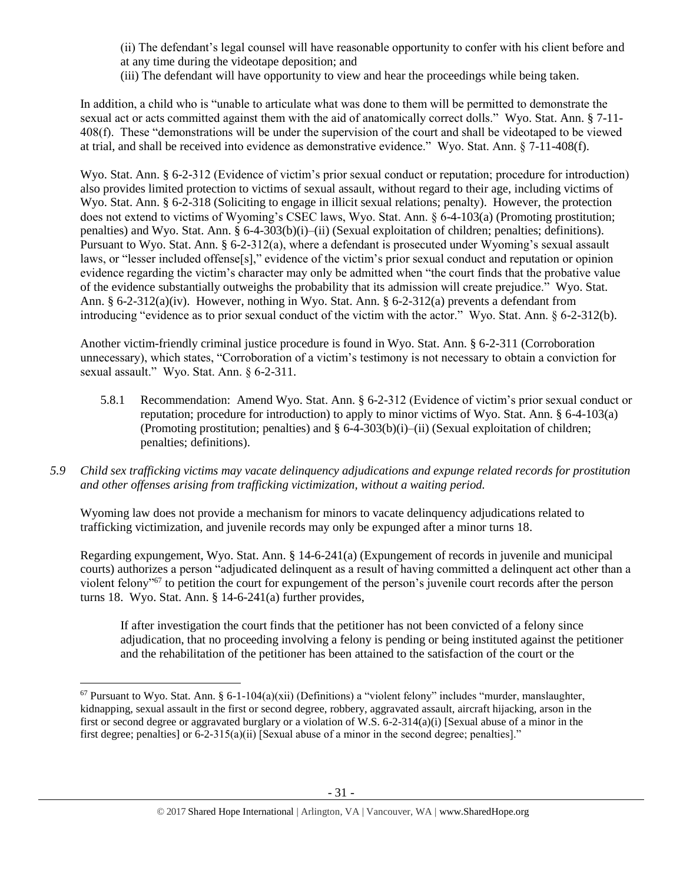(ii) The defendant's legal counsel will have reasonable opportunity to confer with his client before and at any time during the videotape deposition; and
(iii) The defendant will have opportunity to view and hear the proceedings while being taken.

In addition, a child who is "unable to articulate what was done to them will be permitted to demonstrate the sexual act or acts committed against them with the aid of anatomically correct dolls." Wyo. Stat. Ann. § 7-11-408(f). These "demonstrations will be under the supervision of the court and shall be videotaped to be viewed at trial, and shall be received into evidence as demonstrative evidence." Wyo. Stat. Ann. § 7-11-408(f).

Wyo. Stat. Ann. § 6-2-312 (Evidence of victim's prior sexual conduct or reputation; procedure for introduction) also provides limited protection to victims of sexual assault, without regard to their age, including victims of Wyo. Stat. Ann. § 6-2-318 (Soliciting to engage in illicit sexual relations; penalty). However, the protection does not extend to victims of Wyoming's CSEC laws, Wyo. Stat. Ann. § 6-4-103(a) (Promoting prostitution; penalties) and Wyo. Stat. Ann. § 6-4-303(b)(i)–(ii) (Sexual exploitation of children; penalties; definitions). Pursuant to Wyo. Stat. Ann. § 6-2-312(a), where a defendant is prosecuted under Wyoming's sexual assault laws, or "lesser included offense[s]," evidence of the victim's prior sexual conduct and reputation or opinion evidence regarding the victim's character may only be admitted when "the court finds that the probative value of the evidence substantially outweighs the probability that its admission will create prejudice." Wyo. Stat. Ann. § 6-2-312(a)(iv). However, nothing in Wyo. Stat. Ann. § 6-2-312(a) prevents a defendant from introducing "evidence as to prior sexual conduct of the victim with the actor." Wyo. Stat. Ann. § 6-2-312(b).

Another victim-friendly criminal justice procedure is found in Wyo. Stat. Ann. § 6-2-311 (Corroboration unnecessary), which states, "Corroboration of a victim's testimony is not necessary to obtain a conviction for sexual assault." Wyo. Stat. Ann. § 6-2-311.

5.8.1 Recommendation: Amend Wyo. Stat. Ann. § 6-2-312 (Evidence of victim's prior sexual conduct or reputation; procedure for introduction) to apply to minor victims of Wyo. Stat. Ann. § 6-4-103(a) (Promoting prostitution; penalties) and § 6-4-303(b)(i)–(ii) (Sexual exploitation of children; penalties; definitions).

*5.9 Child sex trafficking victims may vacate delinquency adjudications and expunge related records for prostitution and other offenses arising from trafficking victimization, without a waiting period.*

Wyoming law does not provide a mechanism for minors to vacate delinquency adjudications related to trafficking victimization, and juvenile records may only be expunged after a minor turns 18.

Regarding expungement, Wyo. Stat. Ann. § 14-6-241(a) (Expungement of records in juvenile and municipal courts) authorizes a person "adjudicated delinquent as a result of having committed a delinquent act other than a violent felony"[67] to petition the court for expungement of the person's juvenile court records after the person turns 18. Wyo. Stat. Ann. § 14-6-241(a) further provides,

> If after investigation the court finds that the petitioner has not been convicted of a felony since adjudication, that no proceeding involving a felony is pending or being instituted against the petitioner and the rehabilitation of the petitioner has been attained to the satisfaction of the court or the

[67] Pursuant to Wyo. Stat. Ann. § 6-1-104(a)(xii) (Definitions) a "violent felony" includes "murder, manslaughter, kidnapping, sexual assault in the first or second degree, robbery, aggravated assault, aircraft hijacking, arson in the first or second degree or aggravated burglary or a violation of W.S. 6-2-314(a)(i) [Sexual abuse of a minor in the first degree; penalties] or 6-2-315(a)(ii) [Sexual abuse of a minor in the second degree; penalties]."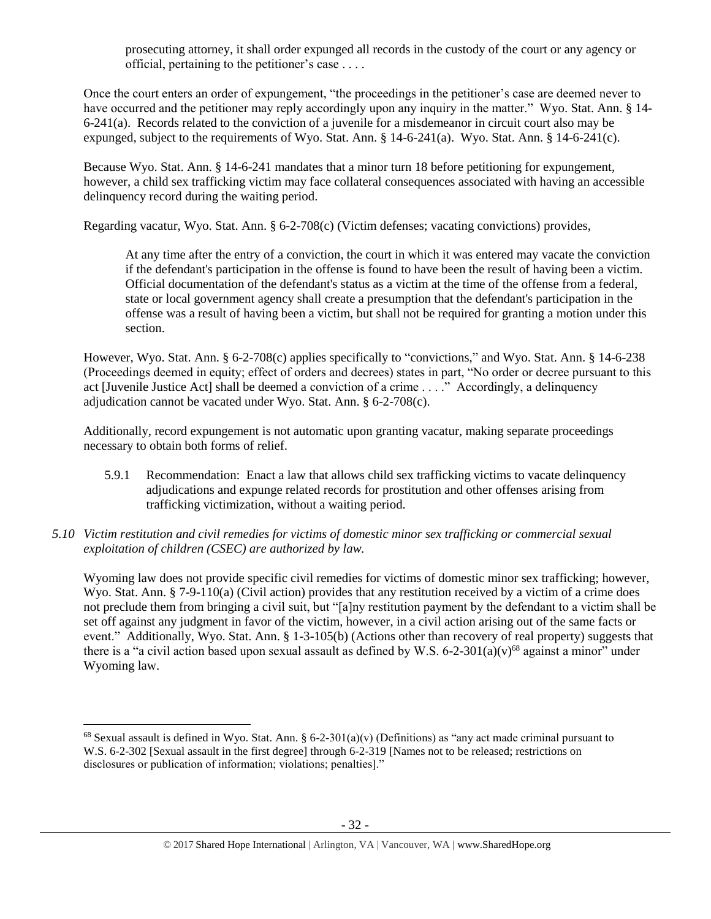prosecuting attorney, it shall order expunged all records in the custody of the court or any agency or official, pertaining to the petitioner's case . . . .

Once the court enters an order of expungement, "the proceedings in the petitioner's case are deemed never to have occurred and the petitioner may reply accordingly upon any inquiry in the matter." Wyo. Stat. Ann. § 14-6-241(a). Records related to the conviction of a juvenile for a misdemeanor in circuit court also may be expunged, subject to the requirements of Wyo. Stat. Ann. § 14-6-241(a). Wyo. Stat. Ann. § 14-6-241(c).

Because Wyo. Stat. Ann. § 14-6-241 mandates that a minor turn 18 before petitioning for expungement, however, a child sex trafficking victim may face collateral consequences associated with having an accessible delinquency record during the waiting period.

Regarding vacatur, Wyo. Stat. Ann. § 6-2-708(c) (Victim defenses; vacating convictions) provides,

> At any time after the entry of a conviction, the court in which it was entered may vacate the conviction if the defendant's participation in the offense is found to have been the result of having been a victim. Official documentation of the defendant's status as a victim at the time of the offense from a federal, state or local government agency shall create a presumption that the defendant's participation in the offense was a result of having been a victim, but shall not be required for granting a motion under this section.

However, Wyo. Stat. Ann. § 6-2-708(c) applies specifically to "convictions," and Wyo. Stat. Ann. § 14-6-238 (Proceedings deemed in equity; effect of orders and decrees) states in part, "No order or decree pursuant to this act [Juvenile Justice Act] shall be deemed a conviction of a crime . . . ." Accordingly, a delinquency adjudication cannot be vacated under Wyo. Stat. Ann. § 6-2-708(c).

Additionally, record expungement is not automatic upon granting vacatur, making separate proceedings necessary to obtain both forms of relief.

5.9.1 Recommendation: Enact a law that allows child sex trafficking victims to vacate delinquency adjudications and expunge related records for prostitution and other offenses arising from trafficking victimization, without a waiting period.

*5.10 Victim restitution and civil remedies for victims of domestic minor sex trafficking or commercial sexual exploitation of children (CSEC) are authorized by law.*

Wyoming law does not provide specific civil remedies for victims of domestic minor sex trafficking; however, Wyo. Stat. Ann. § 7-9-110(a) (Civil action) provides that any restitution received by a victim of a crime does not preclude them from bringing a civil suit, but "[a]ny restitution payment by the defendant to a victim shall be set off against any judgment in favor of the victim, however, in a civil action arising out of the same facts or event." Additionally, Wyo. Stat. Ann. § 1-3-105(b) (Actions other than recovery of real property) suggests that there is a "a civil action based upon sexual assault as defined by W.S. 6-2-301(a)(v)[68] against a minor" under Wyoming law.

---

[68] Sexual assault is defined in Wyo. Stat. Ann. § 6-2-301(a)(v) (Definitions) as "any act made criminal pursuant to W.S. 6-2-302 [Sexual assault in the first degree] through 6-2-319 [Names not to be released; restrictions on disclosures or publication of information; violations; penalties]."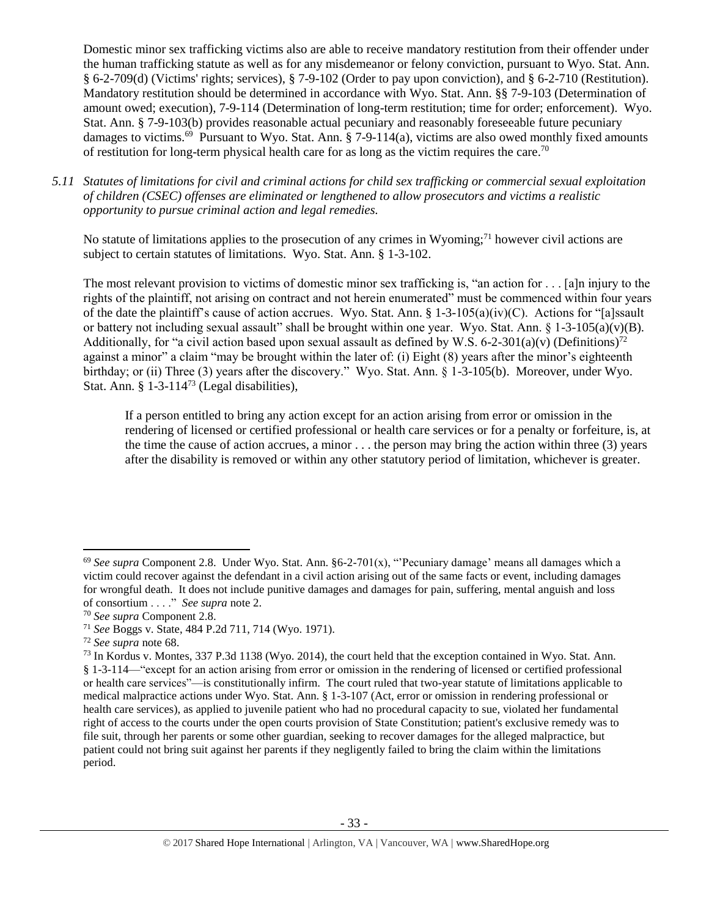Domestic minor sex trafficking victims also are able to receive mandatory restitution from their offender under the human trafficking statute as well as for any misdemeanor or felony conviction, pursuant to Wyo. Stat. Ann. § 6-2-709(d) (Victims' rights; services), § 7-9-102 (Order to pay upon conviction), and § 6-2-710 (Restitution). Mandatory restitution should be determined in accordance with Wyo. Stat. Ann. §§ 7-9-103 (Determination of amount owed; execution), 7-9-114 (Determination of long-term restitution; time for order; enforcement). Wyo. Stat. Ann. § 7-9-103(b) provides reasonable actual pecuniary and reasonably foreseeable future pecuniary damages to victims.[69] Pursuant to Wyo. Stat. Ann. § 7-9-114(a), victims are also owed monthly fixed amounts of restitution for long-term physical health care for as long as the victim requires the care.[70]

*5.11 Statutes of limitations for civil and criminal actions for child sex trafficking or commercial sexual exploitation of children (CSEC) offenses are eliminated or lengthened to allow prosecutors and victims a realistic opportunity to pursue criminal action and legal remedies.*

No statute of limitations applies to the prosecution of any crimes in Wyoming;[71] however civil actions are subject to certain statutes of limitations. Wyo. Stat. Ann. § 1-3-102.

The most relevant provision to victims of domestic minor sex trafficking is, "an action for . . . [a]n injury to the rights of the plaintiff, not arising on contract and not herein enumerated" must be commenced within four years of the date the plaintiff's cause of action accrues. Wyo. Stat. Ann. § 1-3-105(a)(iv)(C). Actions for "[a]ssault or battery not including sexual assault" shall be brought within one year. Wyo. Stat. Ann. § 1-3-105(a)(v)(B). Additionally, for "a civil action based upon sexual assault as defined by W.S. 6-2-301(a)(v) (Definitions)[72] against a minor" a claim "may be brought within the later of: (i) Eight (8) years after the minor's eighteenth birthday; or (ii) Three (3) years after the discovery." Wyo. Stat. Ann. § 1-3-105(b). Moreover, under Wyo. Stat. Ann. § 1-3-114[73] (Legal disabilities),

> If a person entitled to bring any action except for an action arising from error or omission in the rendering of licensed or certified professional or health care services or for a penalty or forfeiture, is, at the time the cause of action accrues, a minor . . . the person may bring the action within three (3) years after the disability is removed or within any other statutory period of limitation, whichever is greater.

---

[69] *See supra* Component 2.8. Under Wyo. Stat. Ann. §6-2-701(x), "'Pecuniary damage' means all damages which a victim could recover against the defendant in a civil action arising out of the same facts or event, including damages for wrongful death. It does not include punitive damages and damages for pain, suffering, mental anguish and loss of consortium . . . ." *See supra* note 2.

[70] *See supra* Component 2.8.

[71] *See* Boggs v. State, 484 P.2d 711, 714 (Wyo. 1971).

[72] *See supra* note 68.

[73] In Kordus v. Montes, 337 P.3d 1138 (Wyo. 2014), the court held that the exception contained in Wyo. Stat. Ann. § 1-3-114—"except for an action arising from error or omission in the rendering of licensed or certified professional or health care services"—is constitutionally infirm. The court ruled that two-year statute of limitations applicable to medical malpractice actions under Wyo. Stat. Ann. § 1-3-107 (Act, error or omission in rendering professional or health care services), as applied to juvenile patient who had no procedural capacity to sue, violated her fundamental right of access to the courts under the open courts provision of State Constitution; patient's exclusive remedy was to file suit, through her parents or some other guardian, seeking to recover damages for the alleged malpractice, but patient could not bring suit against her parents if they negligently failed to bring the claim within the limitations period.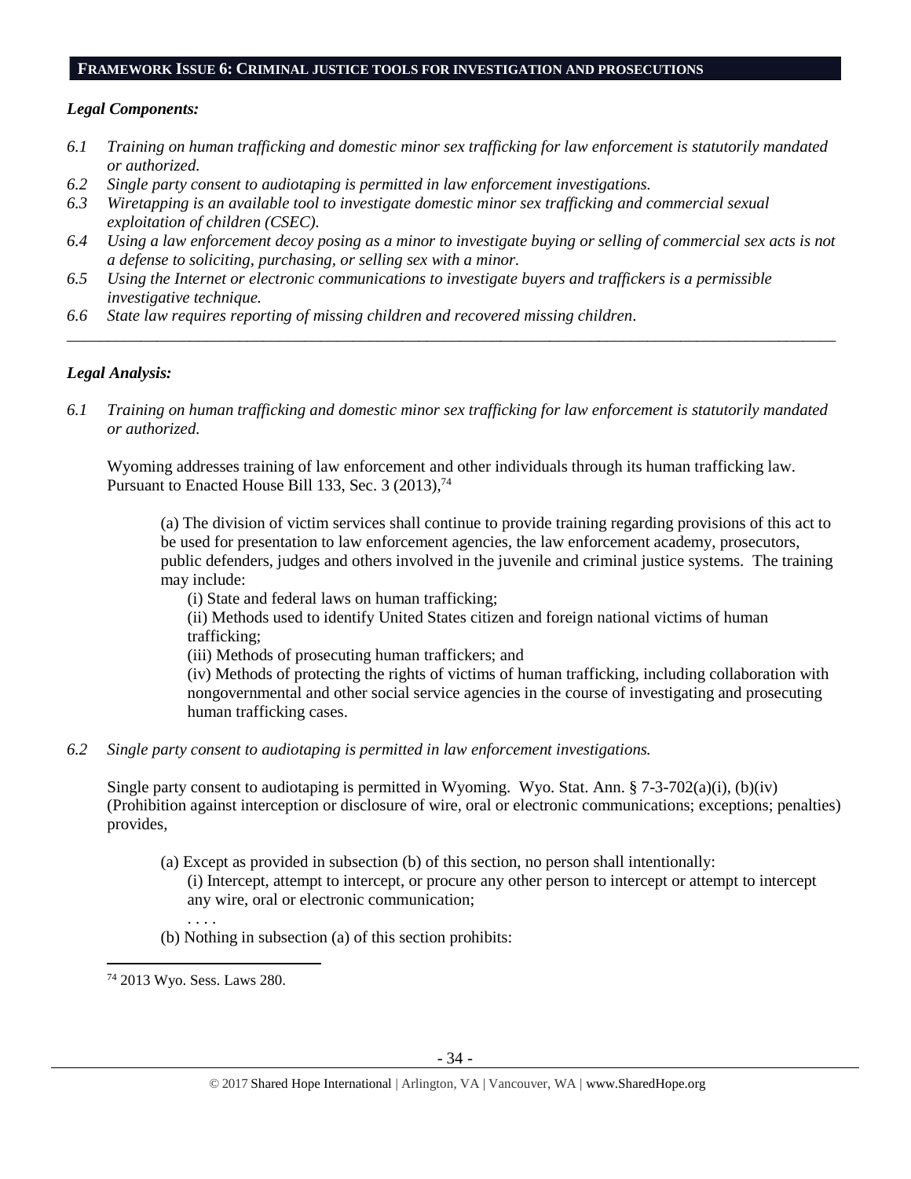## FRAMEWORK ISSUE 6: CRIMINAL JUSTICE TOOLS FOR INVESTIGATION AND PROSECUTIONS

### *Legal Components:*

*6.1 Training on human trafficking and domestic minor sex trafficking for law enforcement is statutorily mandated or authorized.*

*6.2 Single party consent to audiotaping is permitted in law enforcement investigations.*

*6.3 Wiretapping is an available tool to investigate domestic minor sex trafficking and commercial sexual exploitation of children (CSEC).*

*6.4 Using a law enforcement decoy posing as a minor to investigate buying or selling of commercial sex acts is not a defense to soliciting, purchasing, or selling sex with a minor.*

*6.5 Using the Internet or electronic communications to investigate buyers and traffickers is a permissible investigative technique.*

*6.6 State law requires reporting of missing children and recovered missing children.*

---

### *Legal Analysis:*

*6.1 Training on human trafficking and domestic minor sex trafficking for law enforcement is statutorily mandated or authorized.*

Wyoming addresses training of law enforcement and other individuals through its human trafficking law. Pursuant to Enacted House Bill 133, Sec. 3 (2013),[74]

> (a) The division of victim services shall continue to provide training regarding provisions of this act to be used for presentation to law enforcement agencies, the law enforcement academy, prosecutors, public defenders, judges and others involved in the juvenile and criminal justice systems. The training may include:
>
> (i) State and federal laws on human trafficking;
>
> (ii) Methods used to identify United States citizen and foreign national victims of human trafficking;
>
> (iii) Methods of prosecuting human traffickers; and
>
> (iv) Methods of protecting the rights of victims of human trafficking, including collaboration with nongovernmental and other social service agencies in the course of investigating and prosecuting human trafficking cases.

*6.2 Single party consent to audiotaping is permitted in law enforcement investigations.*

Single party consent to audiotaping is permitted in Wyoming. Wyo. Stat. Ann. § 7-3-702(a)(i), (b)(iv) (Prohibition against interception or disclosure of wire, oral or electronic communications; exceptions; penalties) provides,

> (a) Except as provided in subsection (b) of this section, no person shall intentionally:
>
> (i) Intercept, attempt to intercept, or procure any other person to intercept or attempt to intercept any wire, oral or electronic communication;
>
> . . . .
>
> (b) Nothing in subsection (a) of this section prohibits:

---

[74] 2013 Wyo. Sess. Laws 280.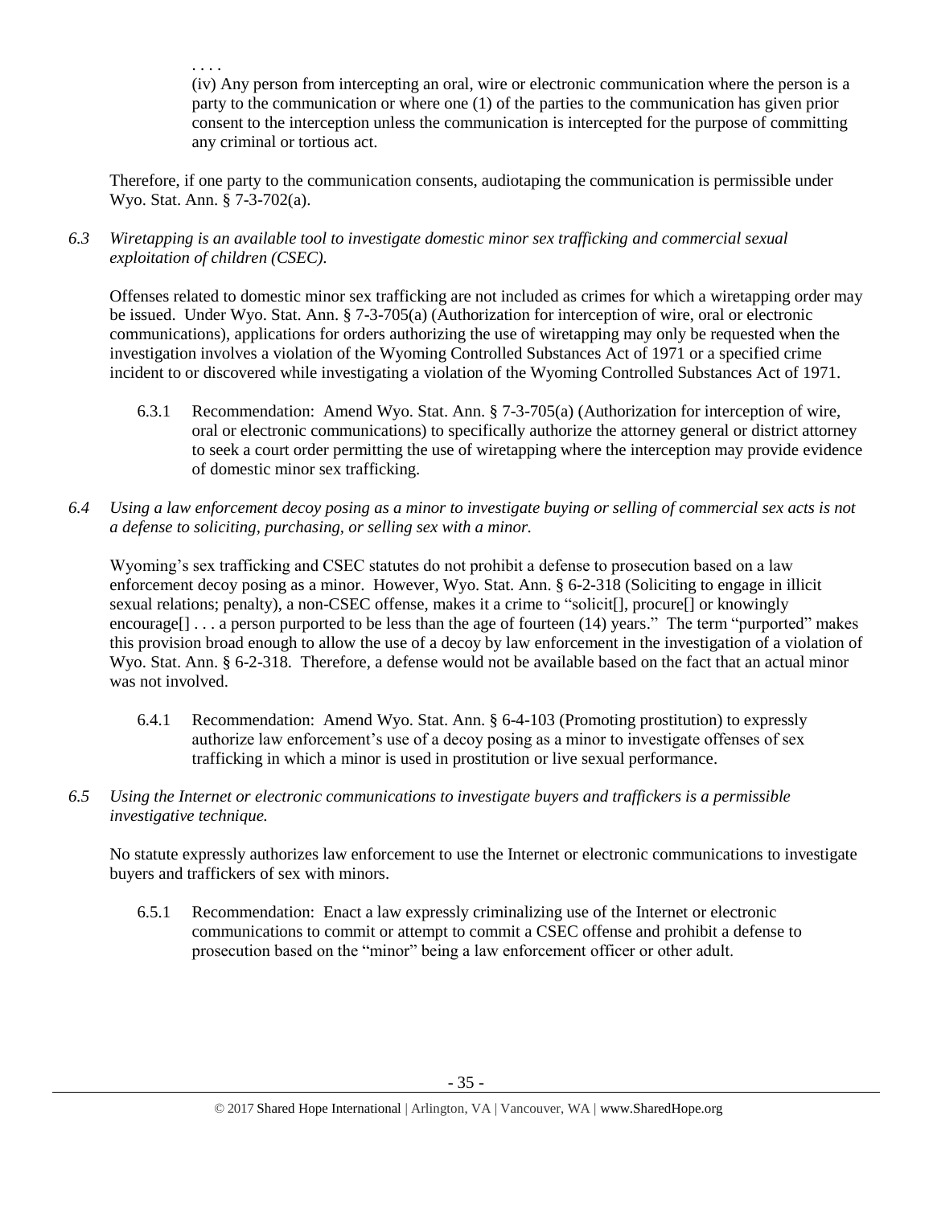. . . .

(iv) Any person from intercepting an oral, wire or electronic communication where the person is a party to the communication or where one (1) of the parties to the communication has given prior consent to the interception unless the communication is intercepted for the purpose of committing any criminal or tortious act.

Therefore, if one party to the communication consents, audiotaping the communication is permissible under Wyo. Stat. Ann. § 7-3-702(a).

*6.3 Wiretapping is an available tool to investigate domestic minor sex trafficking and commercial sexual exploitation of children (CSEC).*

Offenses related to domestic minor sex trafficking are not included as crimes for which a wiretapping order may be issued. Under Wyo. Stat. Ann. § 7-3-705(a) (Authorization for interception of wire, oral or electronic communications), applications for orders authorizing the use of wiretapping may only be requested when the investigation involves a violation of the Wyoming Controlled Substances Act of 1971 or a specified crime incident to or discovered while investigating a violation of the Wyoming Controlled Substances Act of 1971.

6.3.1 Recommendation: Amend Wyo. Stat. Ann. § 7-3-705(a) (Authorization for interception of wire, oral or electronic communications) to specifically authorize the attorney general or district attorney to seek a court order permitting the use of wiretapping where the interception may provide evidence of domestic minor sex trafficking.

*6.4 Using a law enforcement decoy posing as a minor to investigate buying or selling of commercial sex acts is not a defense to soliciting, purchasing, or selling sex with a minor.*

Wyoming's sex trafficking and CSEC statutes do not prohibit a defense to prosecution based on a law enforcement decoy posing as a minor. However, Wyo. Stat. Ann. § 6-2-318 (Soliciting to engage in illicit sexual relations; penalty), a non-CSEC offense, makes it a crime to "solicit[], procure[] or knowingly encourage[] . . . a person purported to be less than the age of fourteen (14) years." The term "purported" makes this provision broad enough to allow the use of a decoy by law enforcement in the investigation of a violation of Wyo. Stat. Ann. § 6-2-318. Therefore, a defense would not be available based on the fact that an actual minor was not involved.

6.4.1 Recommendation: Amend Wyo. Stat. Ann. § 6-4-103 (Promoting prostitution) to expressly authorize law enforcement's use of a decoy posing as a minor to investigate offenses of sex trafficking in which a minor is used in prostitution or live sexual performance.

*6.5 Using the Internet or electronic communications to investigate buyers and traffickers is a permissible investigative technique.*

No statute expressly authorizes law enforcement to use the Internet or electronic communications to investigate buyers and traffickers of sex with minors.

6.5.1 Recommendation: Enact a law expressly criminalizing use of the Internet or electronic communications to commit or attempt to commit a CSEC offense and prohibit a defense to prosecution based on the "minor" being a law enforcement officer or other adult.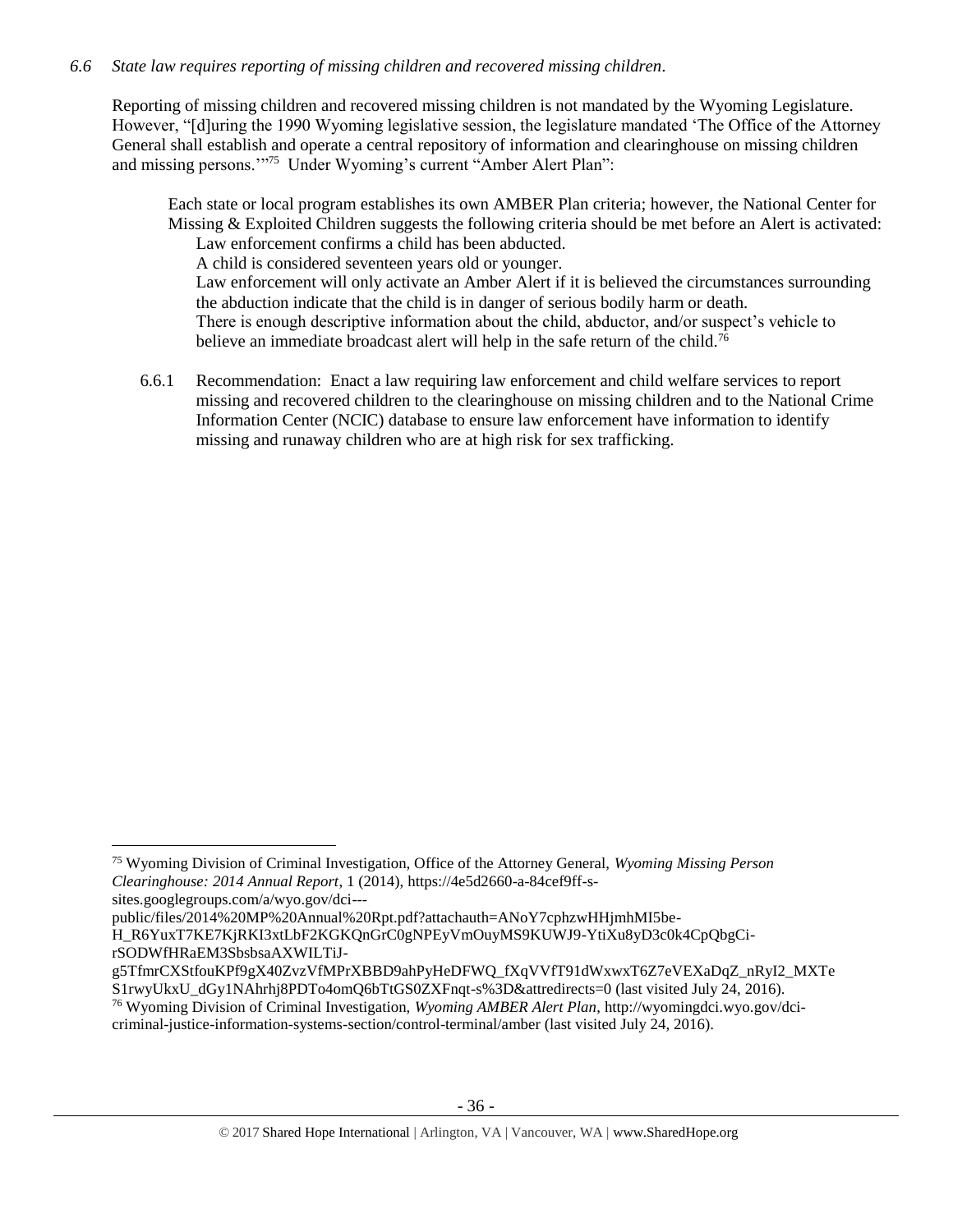*6.6 State law requires reporting of missing children and recovered missing children.*

Reporting of missing children and recovered missing children is not mandated by the Wyoming Legislature. However, "[d]uring the 1990 Wyoming legislative session, the legislature mandated 'The Office of the Attorney General shall establish and operate a central repository of information and clearinghouse on missing children and missing persons.'"[75] Under Wyoming's current "Amber Alert Plan":

> Each state or local program establishes its own AMBER Plan criteria; however, the National Center for Missing & Exploited Children suggests the following criteria should be met before an Alert is activated:
>
> Law enforcement confirms a child has been abducted.
>
> A child is considered seventeen years old or younger.
>
> Law enforcement will only activate an Amber Alert if it is believed the circumstances surrounding the abduction indicate that the child is in danger of serious bodily harm or death.
>
> There is enough descriptive information about the child, abductor, and/or suspect's vehicle to believe an immediate broadcast alert will help in the safe return of the child.[76]

6.6.1 Recommendation: Enact a law requiring law enforcement and child welfare services to report missing and recovered children to the clearinghouse on missing children and to the National Crime Information Center (NCIC) database to ensure law enforcement have information to identify missing and runaway children who are at high risk for sex trafficking.

---

[75] Wyoming Division of Criminal Investigation, Office of the Attorney General, *Wyoming Missing Person Clearinghouse: 2014 Annual Report*, 1 (2014), https://4e5d2660-a-84cef9ff-s-sites.googlegroups.com/a/wyo.gov/dci---public/files/2014%20MP%20Annual%20Rpt.pdf?attachauth=ANoY7cphzwHHjmhMI5be-H_R6YuxT7KE7KjRKI3xtLbF2KGKQnGrC0gNPEyVmOuyMS9KUWJ9-YtiXu8yD3c0k4CpQbgCi-rSODWfHRaEM3SbsbsaAXWILTiJ-g5TfmrCXStfouKPf9gX40ZvzVfMPrXBBD9ahPyHeDFWQ_fXqVVfT91dWxwxT6Z7eVEXaDqZ_nRyI2_MXTeS1rwyUkxU_dGy1NAhrhj8PDTo4omQ6bTtGS0ZXFnqt-s%3D&attredirects=0 (last visited July 24, 2016).

[76] Wyoming Division of Criminal Investigation, *Wyoming AMBER Alert Plan*, http://wyomingdci.wyo.gov/dci-criminal-justice-information-systems-section/control-terminal/amber (last visited July 24, 2016).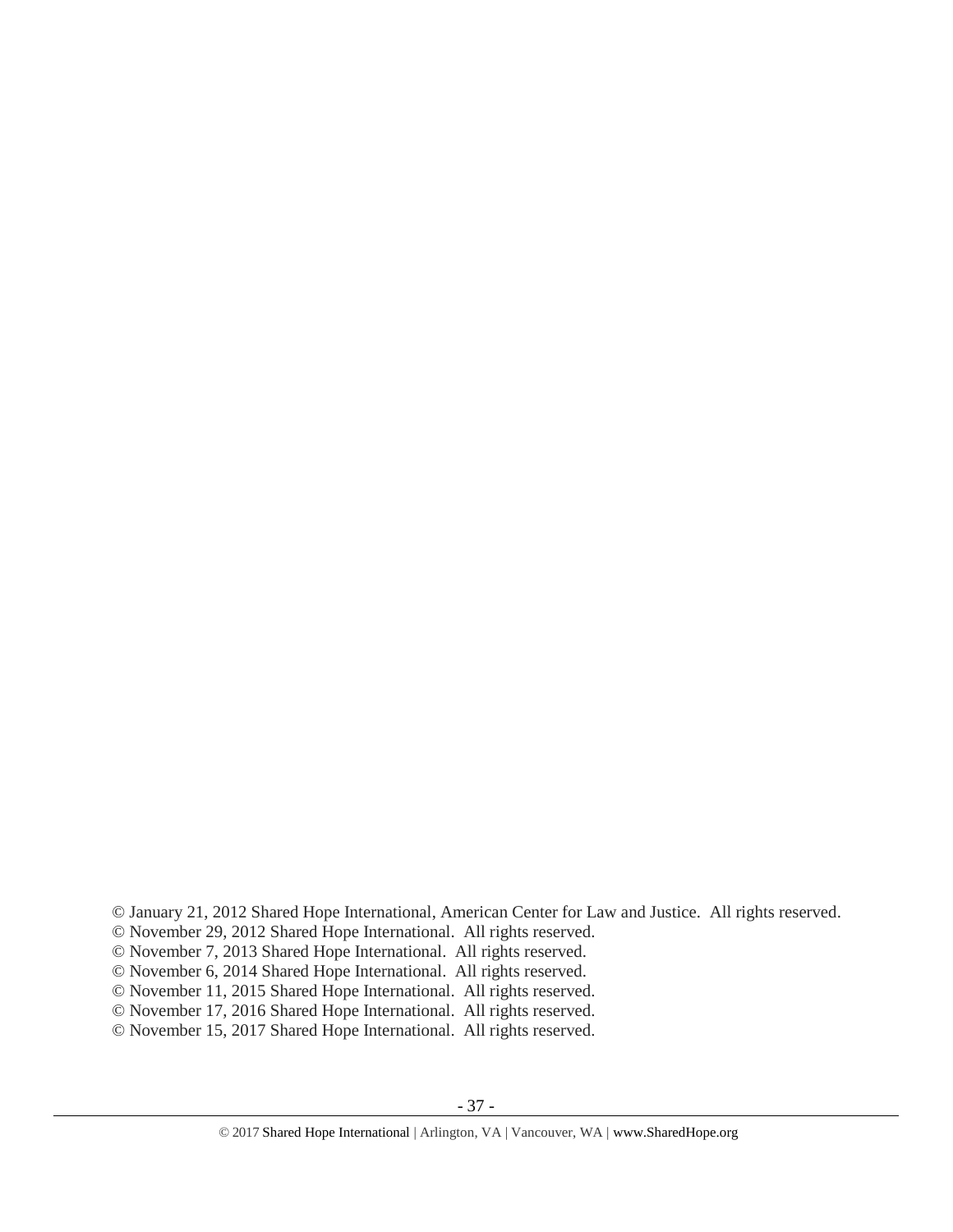© January 21, 2012 Shared Hope International, American Center for Law and Justice. All rights reserved.
© November 29, 2012 Shared Hope International. All rights reserved.
© November 7, 2013 Shared Hope International. All rights reserved.
© November 6, 2014 Shared Hope International. All rights reserved.
© November 11, 2015 Shared Hope International. All rights reserved.
© November 17, 2016 Shared Hope International. All rights reserved.
© November 15, 2017 Shared Hope International. All rights reserved.